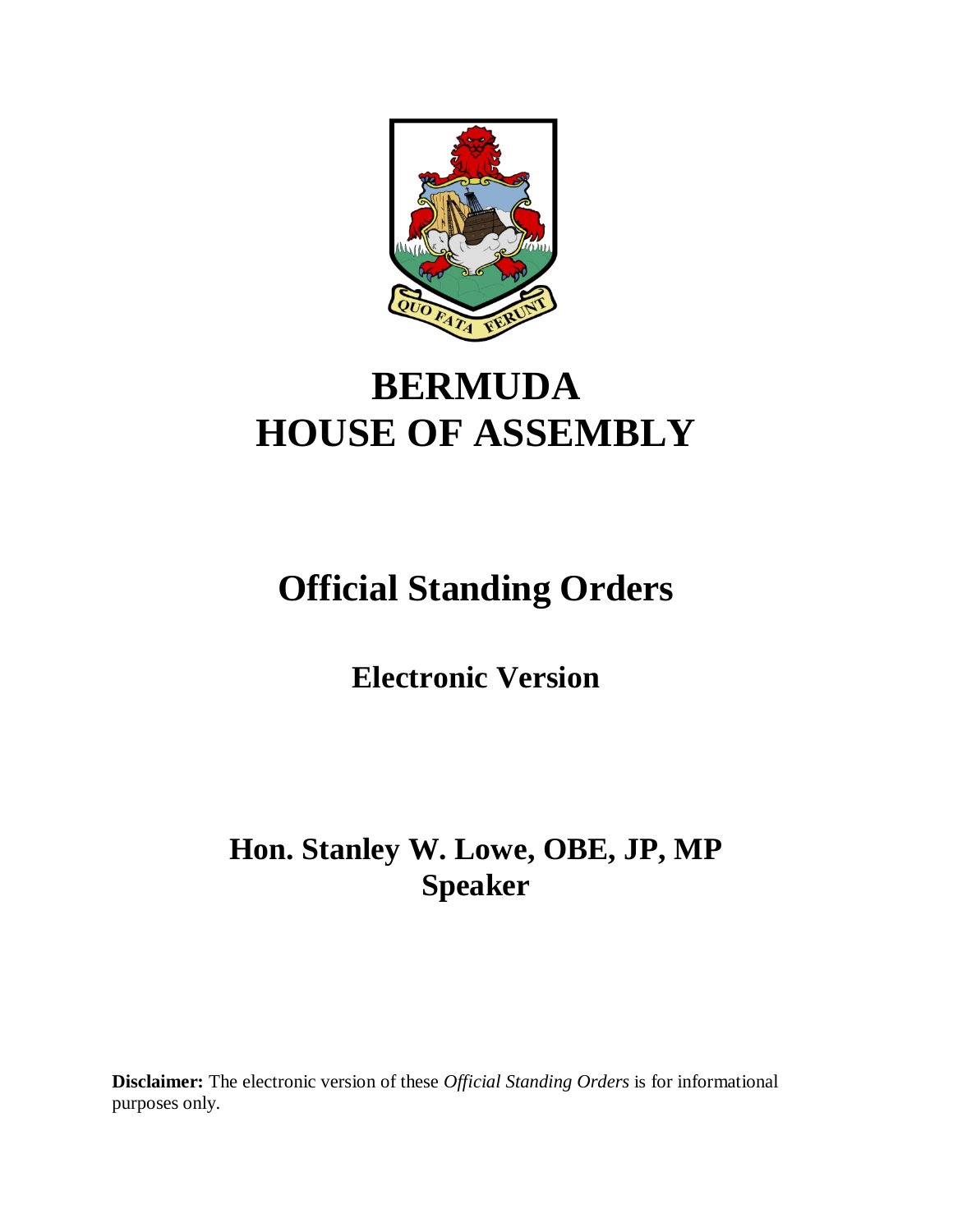# BERMUDA
# HOUSE OF ASSEMBLY

## Official Standing Orders

### Electronic Version

### Hon. Stanley W. Lowe, OBE, JP, MP
### Speaker

**Disclaimer:** The electronic version of these *Official Standing Orders* is for informational purposes only.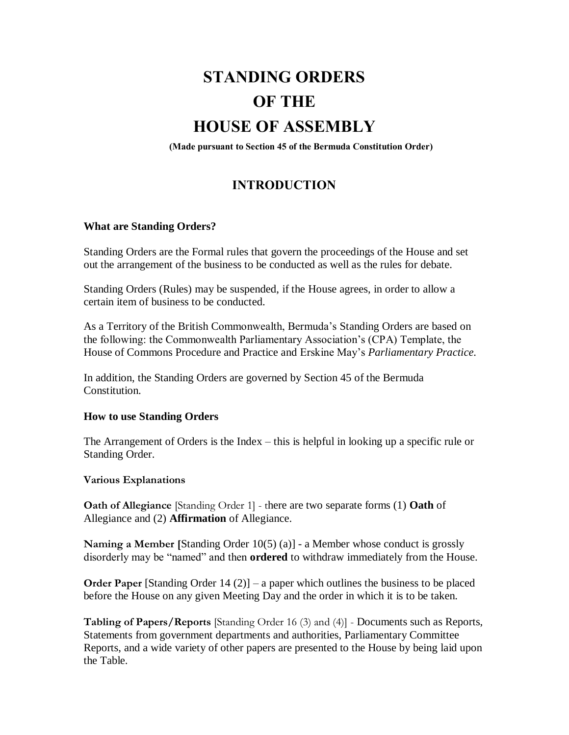# STANDING ORDERS OF THE HOUSE OF ASSEMBLY

**(Made pursuant to Section 45 of the Bermuda Constitution Order)**

## INTRODUCTION

**What are Standing Orders?**

Standing Orders are the Formal rules that govern the proceedings of the House and set out the arrangement of the business to be conducted as well as the rules for debate.

Standing Orders (Rules) may be suspended, if the House agrees, in order to allow a certain item of business to be conducted.

As a Territory of the British Commonwealth, Bermuda's Standing Orders are based on the following: the Commonwealth Parliamentary Association's (CPA) Template, the House of Commons Procedure and Practice and Erskine May's *Parliamentary Practice.*

In addition, the Standing Orders are governed by Section 45 of the Bermuda Constitution.

**How to use Standing Orders**

The Arrangement of Orders is the Index – this is helpful in looking up a specific rule or Standing Order.

**Various Explanations**

**Oath of Allegiance** [Standing Order 1] - there are two separate forms (1) **Oath** of Allegiance and (2) **Affirmation** of Allegiance.

**Naming a Member [**Standing Order 10(5) (a)] - a Member whose conduct is grossly disorderly may be "named" and then **ordered** to withdraw immediately from the House.

**Order Paper** [Standing Order 14 (2)] – a paper which outlines the business to be placed before the House on any given Meeting Day and the order in which it is to be taken.

**Tabling of Papers/Reports** [Standing Order 16 (3) and (4)] - Documents such as Reports, Statements from government departments and authorities, Parliamentary Committee Reports, and a wide variety of other papers are presented to the House by being laid upon the Table.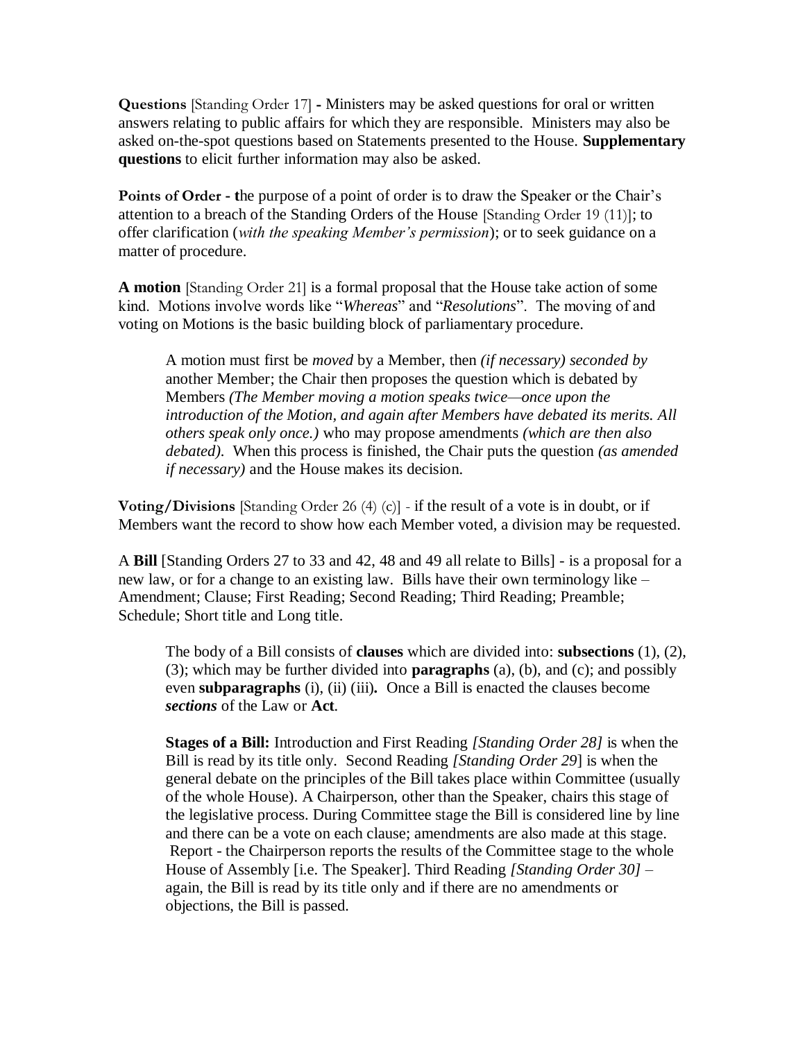**Questions** [Standing Order 17] **-** Ministers may be asked questions for oral or written answers relating to public affairs for which they are responsible. Ministers may also be asked on-the-spot questions based on Statements presented to the House. **Supplementary questions** to elicit further information may also be asked.

**Points of Order - t**he purpose of a point of order is to draw the Speaker or the Chair's attention to a breach of the Standing Orders of the House [Standing Order 19 (11)]; to offer clarification (*with the speaking Member's permission*); or to seek guidance on a matter of procedure.

**A motion** [Standing Order 21] is a formal proposal that the House take action of some kind. Motions involve words like "*Whereas*" and "*Resolutions*". The moving of and voting on Motions is the basic building block of parliamentary procedure.

> A motion must first be *moved* by a Member, then *(if necessary) seconded by* another Member; the Chair then proposes the question which is debated by Members *(The Member moving a motion speaks twice—once upon the introduction of the Motion, and again after Members have debated its merits. All others speak only once.)* who may propose amendments *(which are then also debated)*. When this process is finished, the Chair puts the question *(as amended if necessary)* and the House makes its decision.

**Voting/Divisions** [Standing Order 26 (4) (c)] - if the result of a vote is in doubt, or if Members want the record to show how each Member voted, a division may be requested.

A **Bill** [Standing Orders 27 to 33 and 42, 48 and 49 all relate to Bills] - is a proposal for a new law, or for a change to an existing law. Bills have their own terminology like – Amendment; Clause; First Reading; Second Reading; Third Reading; Preamble; Schedule; Short title and Long title.

> The body of a Bill consists of **clauses** which are divided into: **subsections** (1), (2), (3); which may be further divided into **paragraphs** (a), (b), and (c); and possibly even **subparagraphs** (i), (ii) (iii)**.** Once a Bill is enacted the clauses become ***sections*** of the Law or **Act**.
>
> **Stages of a Bill:** Introduction and First Reading *[Standing Order 28]* is when the Bill is read by its title only. Second Reading *[Standing Order 29*] is when the general debate on the principles of the Bill takes place within Committee (usually of the whole House). A Chairperson, other than the Speaker, chairs this stage of the legislative process. During Committee stage the Bill is considered line by line and there can be a vote on each clause; amendments are also made at this stage. Report - the Chairperson reports the results of the Committee stage to the whole House of Assembly [i.e. The Speaker]. Third Reading *[Standing Order 30]* – again, the Bill is read by its title only and if there are no amendments or objections, the Bill is passed.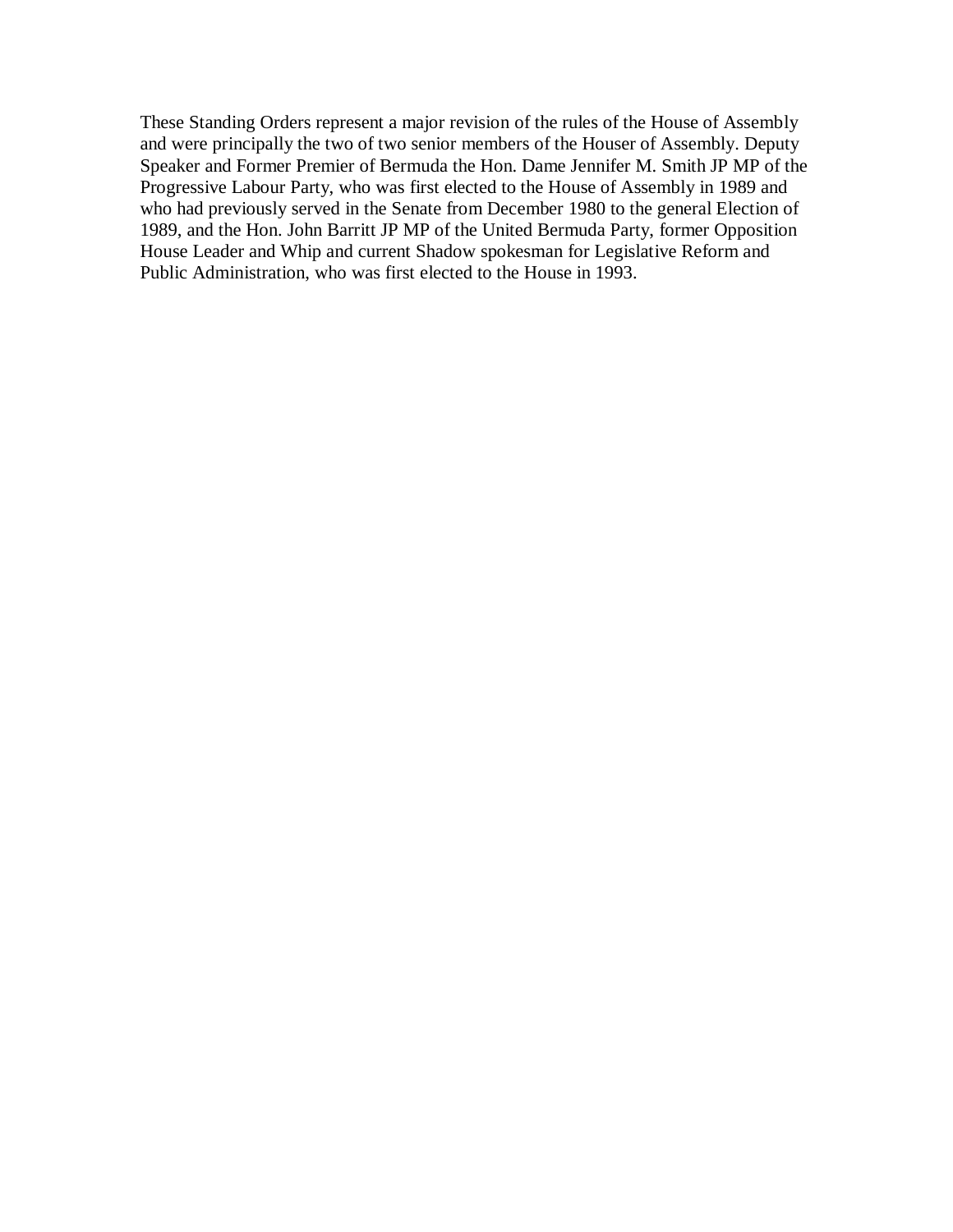These Standing Orders represent a major revision of the rules of the House of Assembly and were principally the two of two senior members of the Houser of Assembly. Deputy Speaker and Former Premier of Bermuda the Hon. Dame Jennifer M. Smith JP MP of the Progressive Labour Party, who was first elected to the House of Assembly in 1989 and who had previously served in the Senate from December 1980 to the general Election of 1989, and the Hon. John Barritt JP MP of the United Bermuda Party, former Opposition House Leader and Whip and current Shadow spokesman for Legislative Reform and Public Administration, who was first elected to the House in 1993.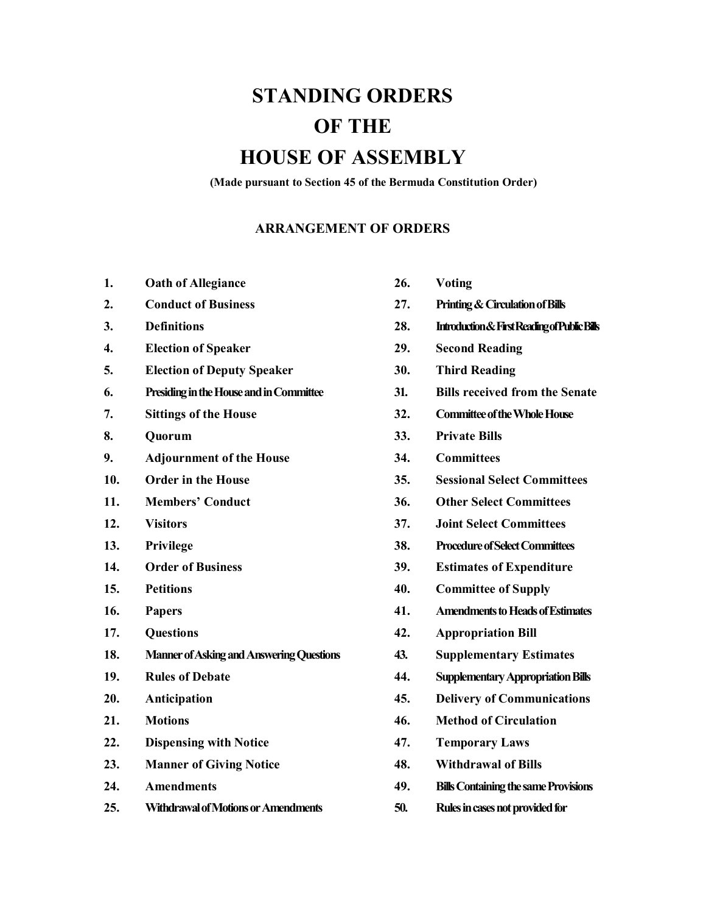# STANDING ORDERS OF THE HOUSE OF ASSEMBLY

**(Made pursuant to Section 45 of the Bermuda Constitution Order)**

## ARRANGEMENT OF ORDERS

1. Oath of Allegiance
2. Conduct of Business
3. Definitions
4. Election of Speaker
5. Election of Deputy Speaker
6. Presiding in the House and in Committee
7. Sittings of the House
8. Quorum
9. Adjournment of the House
10. Order in the House
11. Members' Conduct
12. Visitors
13. Privilege
14. Order of Business
15. Petitions
16. Papers
17. Questions
18. Manner of Asking and Answering Questions
19. Rules of Debate
20. Anticipation
21. Motions
22. Dispensing with Notice
23. Manner of Giving Notice
24. Amendments
25. Withdrawal of Motions or Amendments
26. Voting
27. Printing & Circulation of Bills
28. Introduction & First Reading of Public Bills
29. Second Reading
30. Third Reading
31. Bills received from the Senate
32. Committee of the Whole House
33. Private Bills
34. Committees
35. Sessional Select Committees
36. Other Select Committees
37. Joint Select Committees
38. Procedure of Select Committees
39. Estimates of Expenditure
40. Committee of Supply
41. Amendments to Heads of Estimates
42. Appropriation Bill
43. Supplementary Estimates
44. Supplementary Appropriation Bills
45. Delivery of Communications
46. Method of Circulation
47. Temporary Laws
48. Withdrawal of Bills
49. Bills Containing the same Provisions
50. Rules in cases not provided for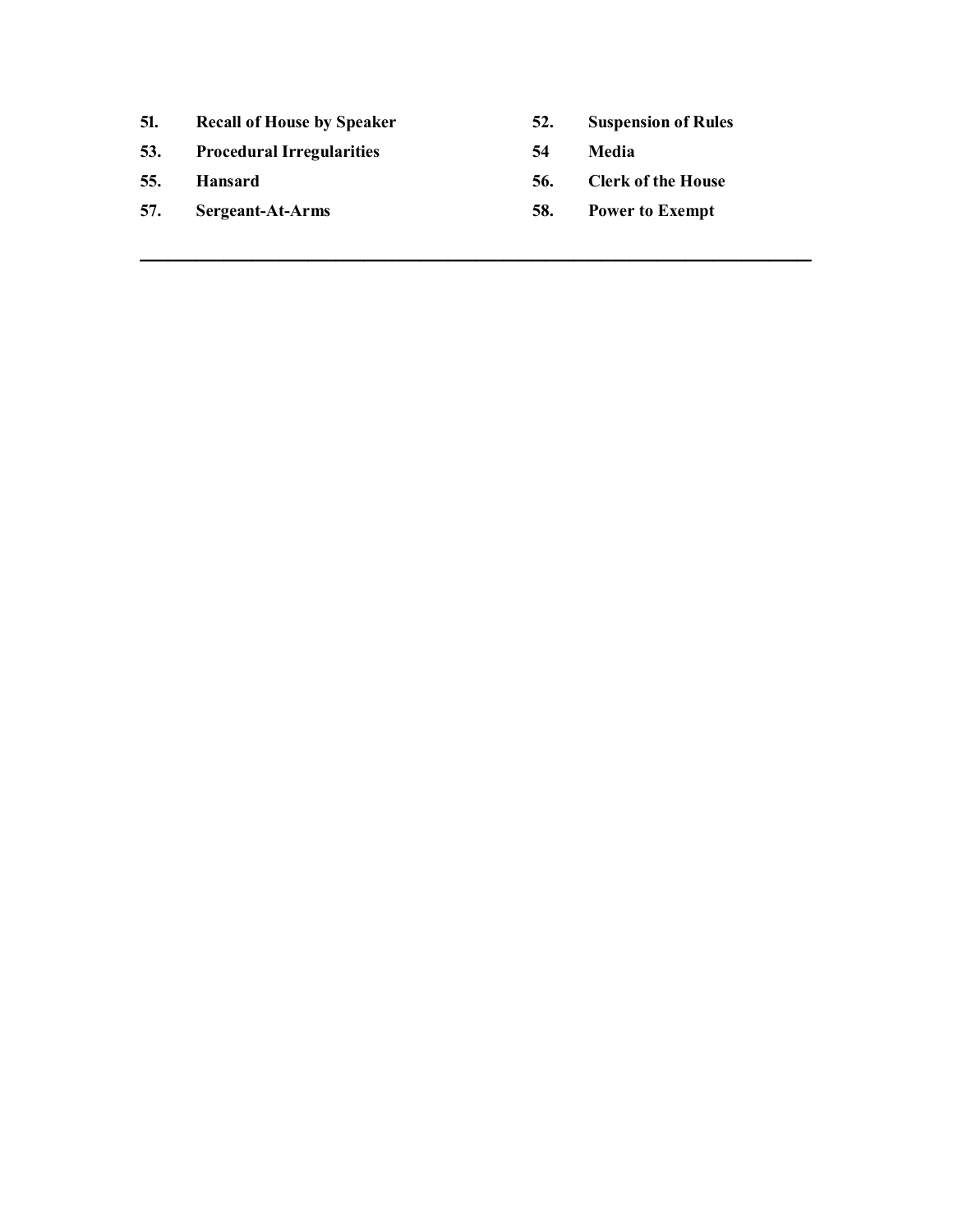| | | | |
|---|---|---|---|
| **51.** | **Recall of House by Speaker** | **52.** | **Suspension of Rules** |
| **53.** | **Procedural Irregularities** | **54** | **Media** |
| **55.** | **Hansard** | **56.** | **Clerk of the House** |
| **57.** | **Sergeant-At-Arms** | **58.** | **Power to Exempt** |

---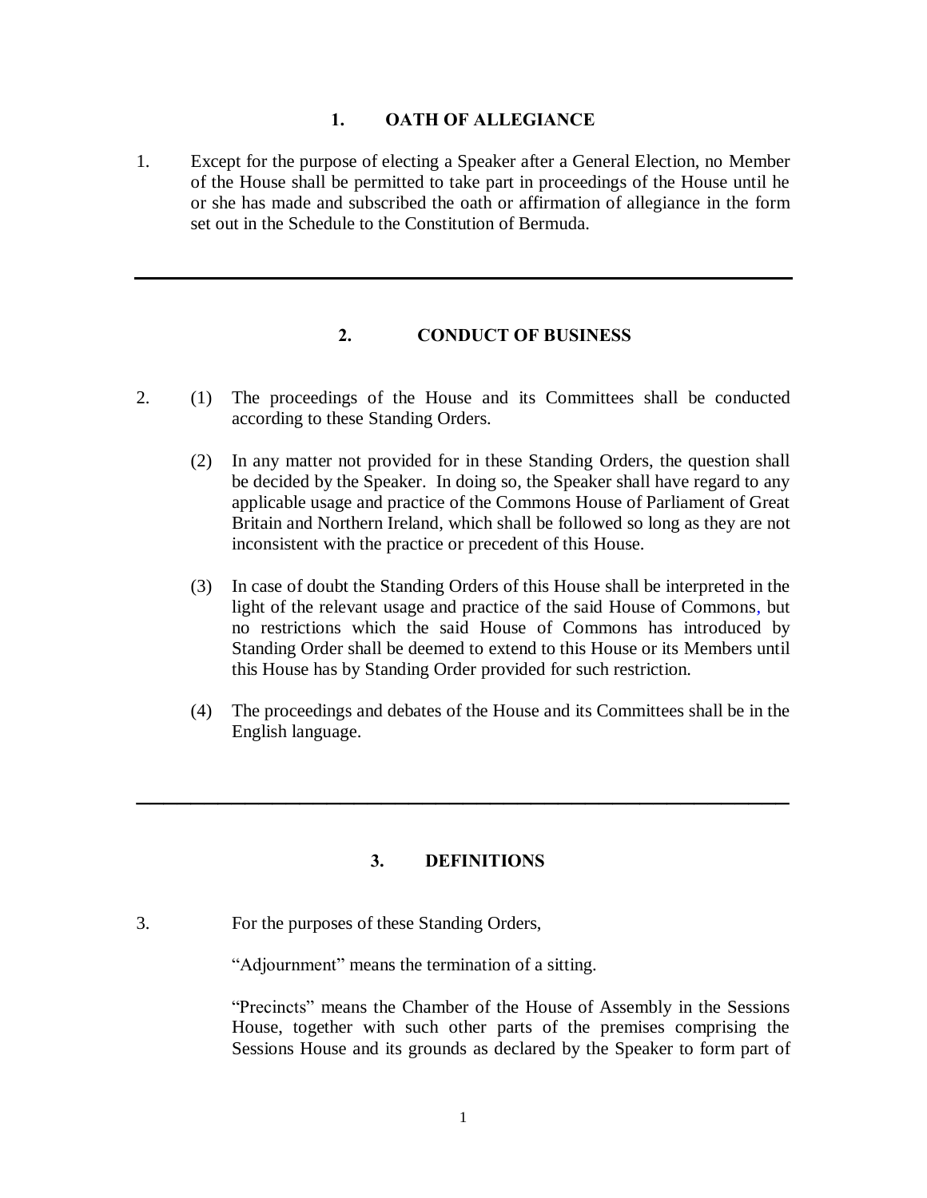## 1. OATH OF ALLEGIANCE

1. Except for the purpose of electing a Speaker after a General Election, no Member of the House shall be permitted to take part in proceedings of the House until he or she has made and subscribed the oath or affirmation of allegiance in the form set out in the Schedule to the Constitution of Bermuda.

---

## 2. CONDUCT OF BUSINESS

2. (1) The proceedings of the House and its Committees shall be conducted according to these Standing Orders.

   (2) In any matter not provided for in these Standing Orders, the question shall be decided by the Speaker. In doing so, the Speaker shall have regard to any applicable usage and practice of the Commons House of Parliament of Great Britain and Northern Ireland, which shall be followed so long as they are not inconsistent with the practice or precedent of this House.

   (3) In case of doubt the Standing Orders of this House shall be interpreted in the light of the relevant usage and practice of the said House of Commons, but no restrictions which the said House of Commons has introduced by Standing Order shall be deemed to extend to this House or its Members until this House has by Standing Order provided for such restriction.

   (4) The proceedings and debates of the House and its Committees shall be in the English language.

---

## 3. DEFINITIONS

3. For the purposes of these Standing Orders,

   "Adjournment" means the termination of a sitting.

   "Precincts" means the Chamber of the House of Assembly in the Sessions House, together with such other parts of the premises comprising the Sessions House and its grounds as declared by the Speaker to form part of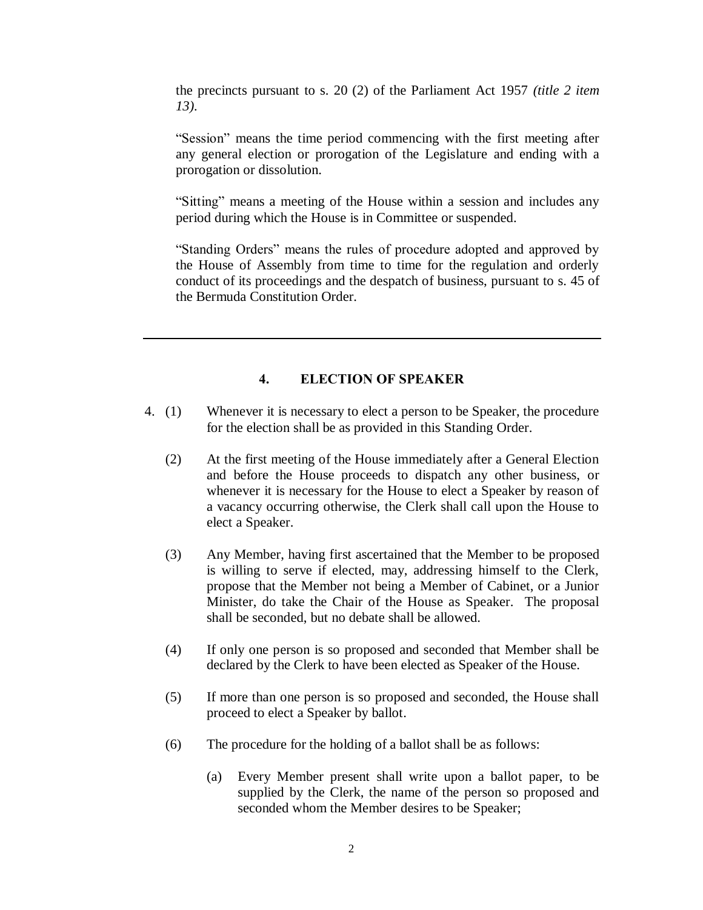the precincts pursuant to s. 20 (2) of the Parliament Act 1957 *(title 2 item 13).*

"Session" means the time period commencing with the first meeting after any general election or prorogation of the Legislature and ending with a prorogation or dissolution.

"Sitting" means a meeting of the House within a session and includes any period during which the House is in Committee or suspended.

"Standing Orders" means the rules of procedure adopted and approved by the House of Assembly from time to time for the regulation and orderly conduct of its proceedings and the despatch of business, pursuant to s. 45 of the Bermuda Constitution Order.

---

## 4. ELECTION OF SPEAKER

4. (1) Whenever it is necessary to elect a person to be Speaker, the procedure for the election shall be as provided in this Standing Order.

(2) At the first meeting of the House immediately after a General Election and before the House proceeds to dispatch any other business, or whenever it is necessary for the House to elect a Speaker by reason of a vacancy occurring otherwise, the Clerk shall call upon the House to elect a Speaker.

(3) Any Member, having first ascertained that the Member to be proposed is willing to serve if elected, may, addressing himself to the Clerk, propose that the Member not being a Member of Cabinet, or a Junior Minister, do take the Chair of the House as Speaker. The proposal shall be seconded, but no debate shall be allowed.

(4) If only one person is so proposed and seconded that Member shall be declared by the Clerk to have been elected as Speaker of the House.

(5) If more than one person is so proposed and seconded, the House shall proceed to elect a Speaker by ballot.

(6) The procedure for the holding of a ballot shall be as follows:

(a) Every Member present shall write upon a ballot paper, to be supplied by the Clerk, the name of the person so proposed and seconded whom the Member desires to be Speaker;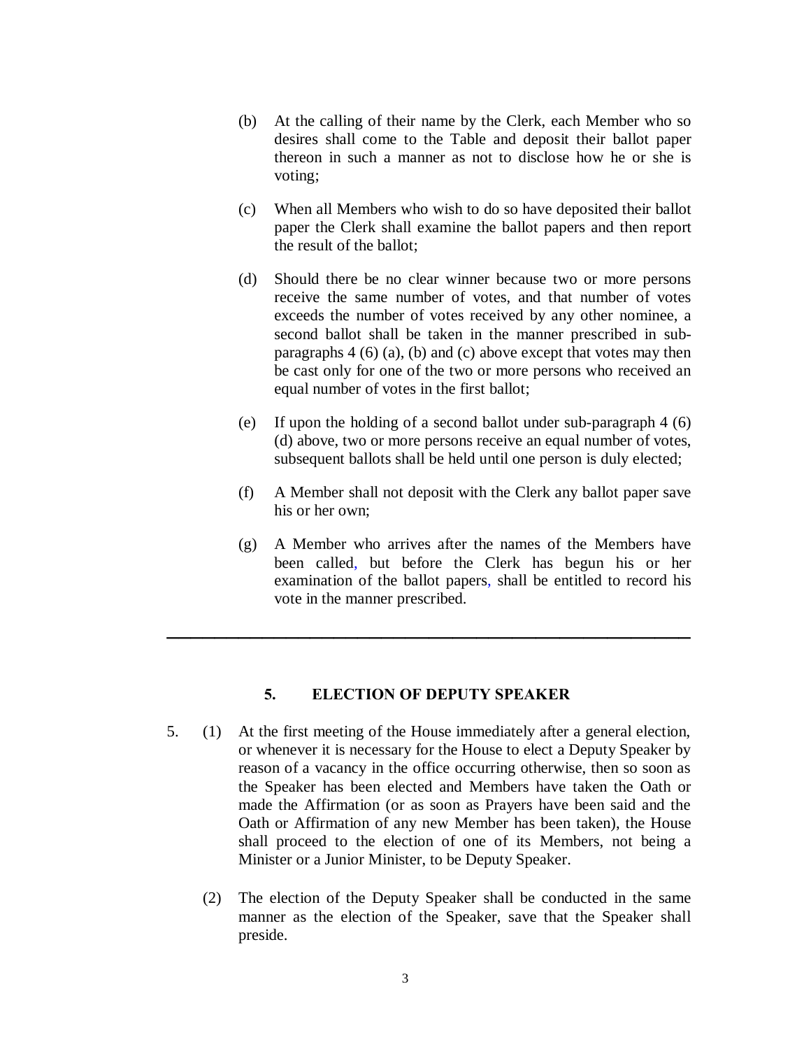(b) At the calling of their name by the Clerk, each Member who so desires shall come to the Table and deposit their ballot paper thereon in such a manner as not to disclose how he or she is voting;

(c) When all Members who wish to do so have deposited their ballot paper the Clerk shall examine the ballot papers and then report the result of the ballot;

(d) Should there be no clear winner because two or more persons receive the same number of votes, and that number of votes exceeds the number of votes received by any other nominee, a second ballot shall be taken in the manner prescribed in sub-paragraphs 4 (6) (a), (b) and (c) above except that votes may then be cast only for one of the two or more persons who received an equal number of votes in the first ballot;

(e) If upon the holding of a second ballot under sub-paragraph 4 (6) (d) above, two or more persons receive an equal number of votes, subsequent ballots shall be held until one person is duly elected;

(f) A Member shall not deposit with the Clerk any ballot paper save his or her own;

(g) A Member who arrives after the names of the Members have been called, but before the Clerk has begun his or her examination of the ballot papers, shall be entitled to record his vote in the manner prescribed.

---

## 5. ELECTION OF DEPUTY SPEAKER

5. (1) At the first meeting of the House immediately after a general election, or whenever it is necessary for the House to elect a Deputy Speaker by reason of a vacancy in the office occurring otherwise, then so soon as the Speaker has been elected and Members have taken the Oath or made the Affirmation (or as soon as Prayers have been said and the Oath or Affirmation of any new Member has been taken), the House shall proceed to the election of one of its Members, not being a Minister or a Junior Minister, to be Deputy Speaker.

(2) The election of the Deputy Speaker shall be conducted in the same manner as the election of the Speaker, save that the Speaker shall preside.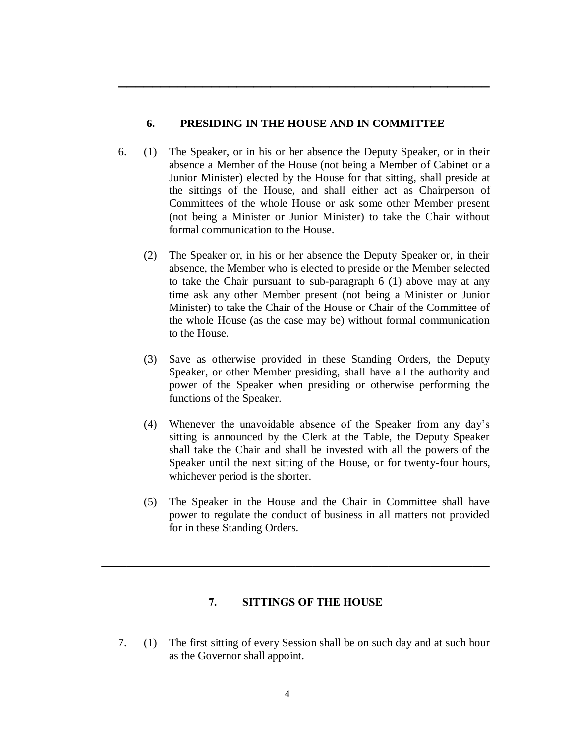## 6. PRESIDING IN THE HOUSE AND IN COMMITTEE

6. (1) The Speaker, or in his or her absence the Deputy Speaker, or in their absence a Member of the House (not being a Member of Cabinet or a Junior Minister) elected by the House for that sitting, shall preside at the sittings of the House, and shall either act as Chairperson of Committees of the whole House or ask some other Member present (not being a Minister or Junior Minister) to take the Chair without formal communication to the House.

(2) The Speaker or, in his or her absence the Deputy Speaker or, in their absence, the Member who is elected to preside or the Member selected to take the Chair pursuant to sub-paragraph 6 (1) above may at any time ask any other Member present (not being a Minister or Junior Minister) to take the Chair of the House or Chair of the Committee of the whole House (as the case may be) without formal communication to the House.

(3) Save as otherwise provided in these Standing Orders, the Deputy Speaker, or other Member presiding, shall have all the authority and power of the Speaker when presiding or otherwise performing the functions of the Speaker.

(4) Whenever the unavoidable absence of the Speaker from any day's sitting is announced by the Clerk at the Table, the Deputy Speaker shall take the Chair and shall be invested with all the powers of the Speaker until the next sitting of the House, or for twenty-four hours, whichever period is the shorter.

(5) The Speaker in the House and the Chair in Committee shall have power to regulate the conduct of business in all matters not provided for in these Standing Orders.

## 7. SITTINGS OF THE HOUSE

7. (1) The first sitting of every Session shall be on such day and at such hour as the Governor shall appoint.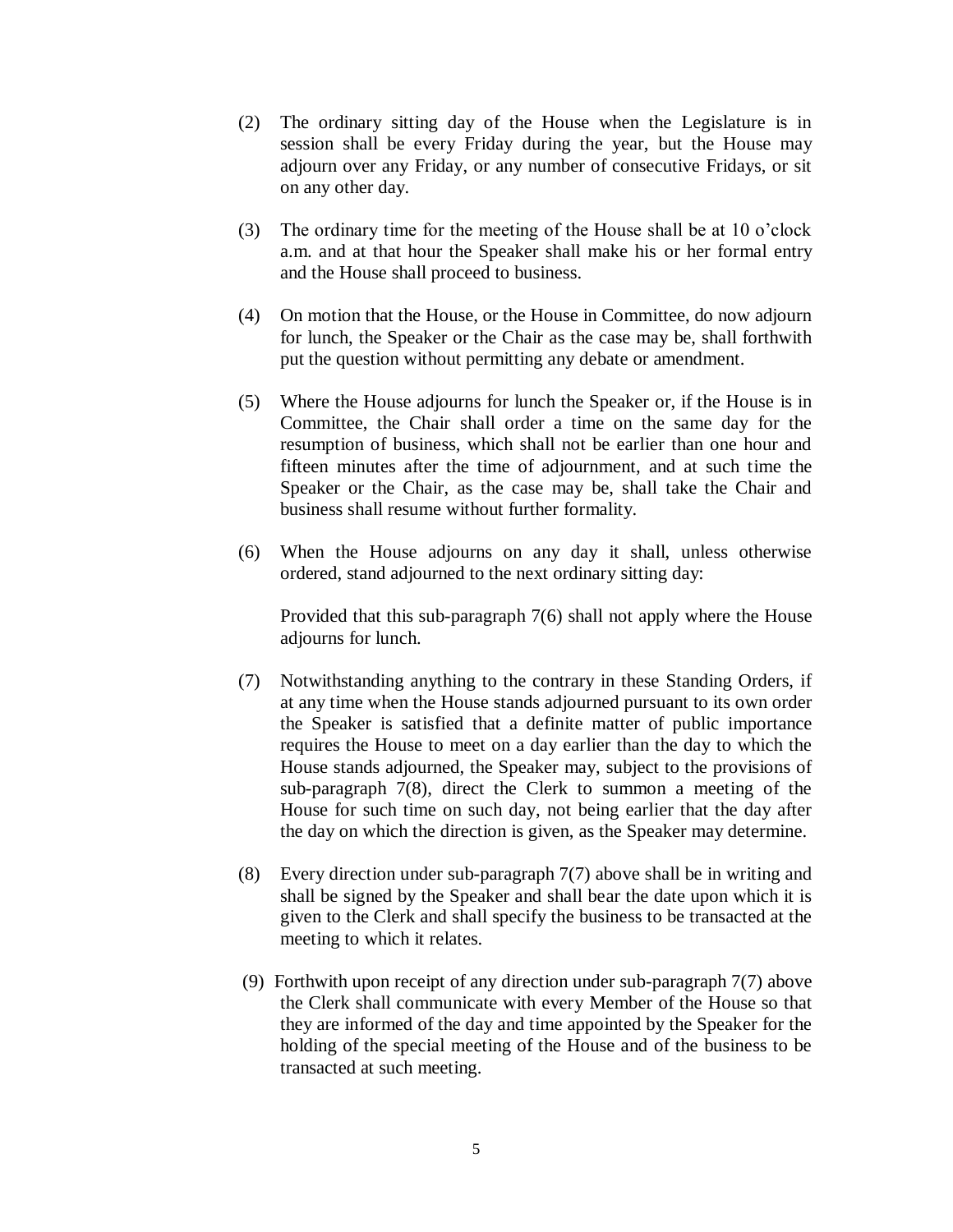(2) The ordinary sitting day of the House when the Legislature is in session shall be every Friday during the year, but the House may adjourn over any Friday, or any number of consecutive Fridays, or sit on any other day.

(3) The ordinary time for the meeting of the House shall be at 10 o'clock a.m. and at that hour the Speaker shall make his or her formal entry and the House shall proceed to business.

(4) On motion that the House, or the House in Committee, do now adjourn for lunch, the Speaker or the Chair as the case may be, shall forthwith put the question without permitting any debate or amendment.

(5) Where the House adjourns for lunch the Speaker or, if the House is in Committee, the Chair shall order a time on the same day for the resumption of business, which shall not be earlier than one hour and fifteen minutes after the time of adjournment, and at such time the Speaker or the Chair, as the case may be, shall take the Chair and business shall resume without further formality.

(6) When the House adjourns on any day it shall, unless otherwise ordered, stand adjourned to the next ordinary sitting day:

Provided that this sub-paragraph 7(6) shall not apply where the House adjourns for lunch.

(7) Notwithstanding anything to the contrary in these Standing Orders, if at any time when the House stands adjourned pursuant to its own order the Speaker is satisfied that a definite matter of public importance requires the House to meet on a day earlier than the day to which the House stands adjourned, the Speaker may, subject to the provisions of sub-paragraph 7(8), direct the Clerk to summon a meeting of the House for such time on such day, not being earlier that the day after the day on which the direction is given, as the Speaker may determine.

(8) Every direction under sub-paragraph 7(7) above shall be in writing and shall be signed by the Speaker and shall bear the date upon which it is given to the Clerk and shall specify the business to be transacted at the meeting to which it relates.

(9) Forthwith upon receipt of any direction under sub-paragraph 7(7) above the Clerk shall communicate with every Member of the House so that they are informed of the day and time appointed by the Speaker for the holding of the special meeting of the House and of the business to be transacted at such meeting.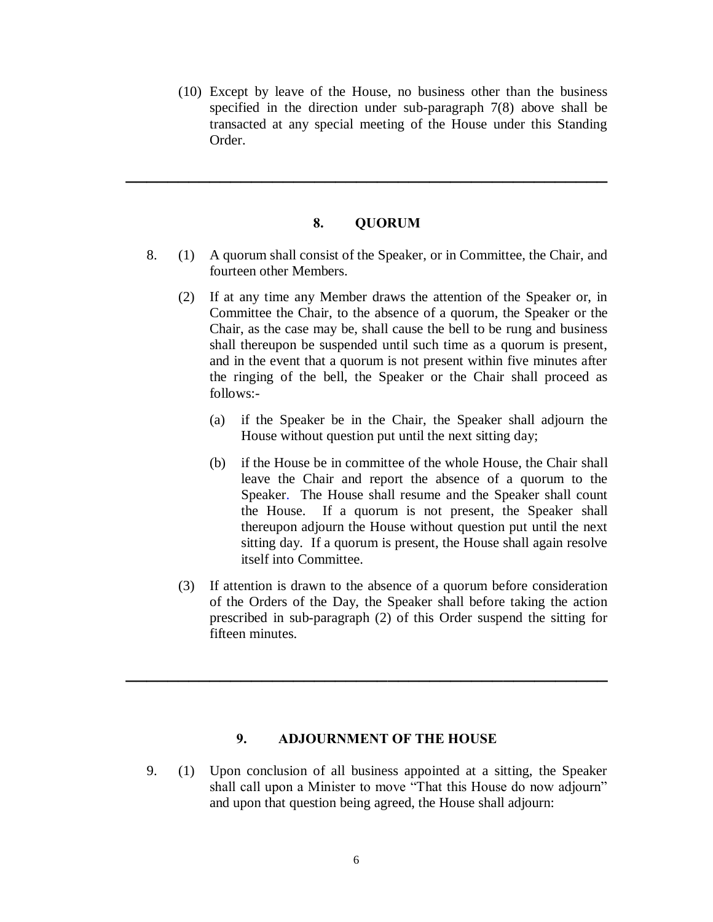(10) Except by leave of the House, no business other than the business specified in the direction under sub-paragraph 7(8) above shall be transacted at any special meeting of the House under this Standing Order.

---

## 8. QUORUM

8. (1) A quorum shall consist of the Speaker, or in Committee, the Chair, and fourteen other Members.

(2) If at any time any Member draws the attention of the Speaker or, in Committee the Chair, to the absence of a quorum, the Speaker or the Chair, as the case may be, shall cause the bell to be rung and business shall thereupon be suspended until such time as a quorum is present, and in the event that a quorum is not present within five minutes after the ringing of the bell, the Speaker or the Chair shall proceed as follows:-

(a) if the Speaker be in the Chair, the Speaker shall adjourn the House without question put until the next sitting day;

(b) if the House be in committee of the whole House, the Chair shall leave the Chair and report the absence of a quorum to the Speaker. The House shall resume and the Speaker shall count the House. If a quorum is not present, the Speaker shall thereupon adjourn the House without question put until the next sitting day. If a quorum is present, the House shall again resolve itself into Committee.

(3) If attention is drawn to the absence of a quorum before consideration of the Orders of the Day, the Speaker shall before taking the action prescribed in sub-paragraph (2) of this Order suspend the sitting for fifteen minutes.

---

## 9. ADJOURNMENT OF THE HOUSE

9. (1) Upon conclusion of all business appointed at a sitting, the Speaker shall call upon a Minister to move "That this House do now adjourn" and upon that question being agreed, the House shall adjourn: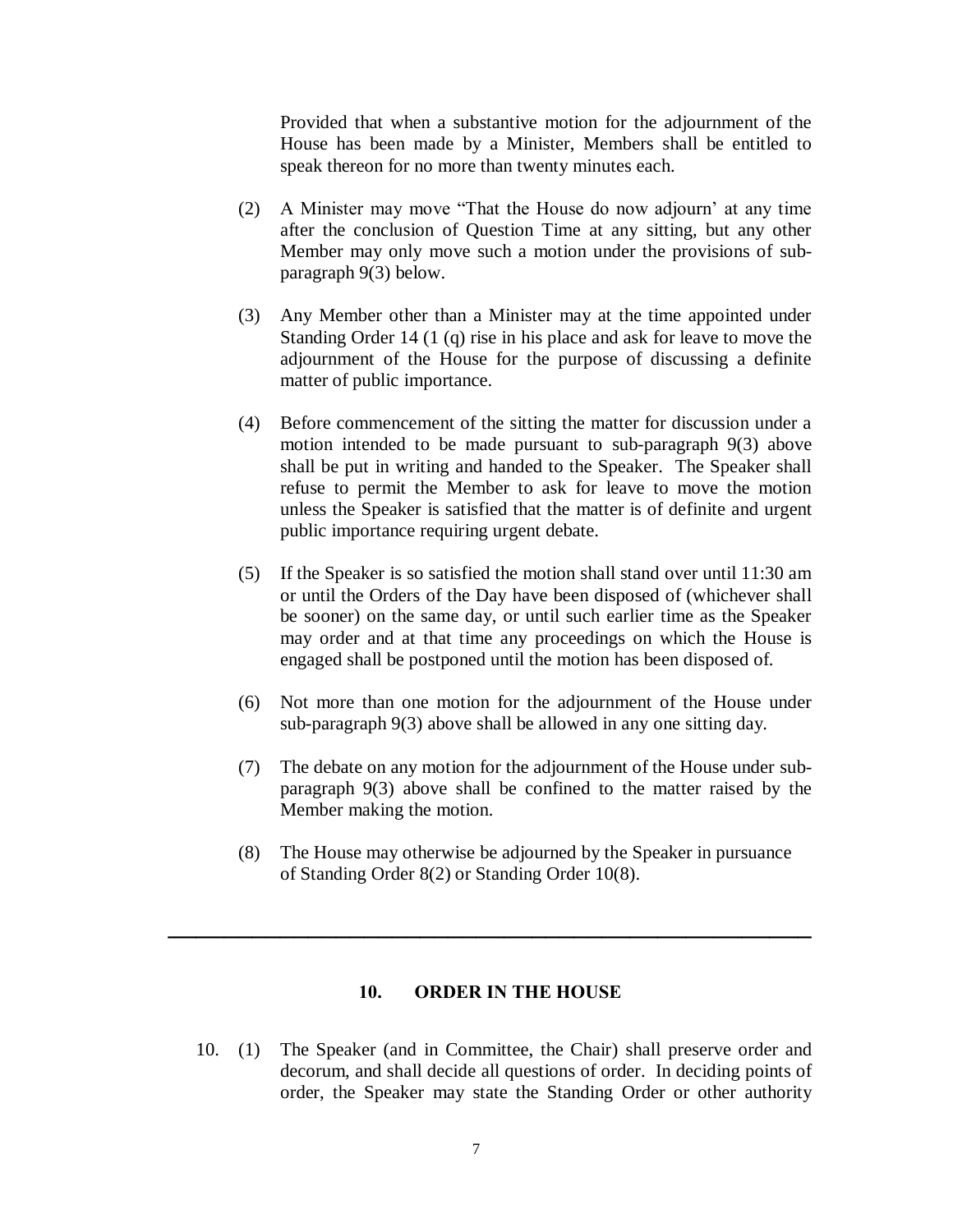Provided that when a substantive motion for the adjournment of the House has been made by a Minister, Members shall be entitled to speak thereon for no more than twenty minutes each.

(2) A Minister may move "That the House do now adjourn' at any time after the conclusion of Question Time at any sitting, but any other Member may only move such a motion under the provisions of sub-paragraph 9(3) below.

(3) Any Member other than a Minister may at the time appointed under Standing Order 14 (1 (q) rise in his place and ask for leave to move the adjournment of the House for the purpose of discussing a definite matter of public importance.

(4) Before commencement of the sitting the matter for discussion under a motion intended to be made pursuant to sub-paragraph 9(3) above shall be put in writing and handed to the Speaker. The Speaker shall refuse to permit the Member to ask for leave to move the motion unless the Speaker is satisfied that the matter is of definite and urgent public importance requiring urgent debate.

(5) If the Speaker is so satisfied the motion shall stand over until 11:30 am or until the Orders of the Day have been disposed of (whichever shall be sooner) on the same day, or until such earlier time as the Speaker may order and at that time any proceedings on which the House is engaged shall be postponed until the motion has been disposed of.

(6) Not more than one motion for the adjournment of the House under sub-paragraph 9(3) above shall be allowed in any one sitting day.

(7) The debate on any motion for the adjournment of the House under sub-paragraph 9(3) above shall be confined to the matter raised by the Member making the motion.

(8) The House may otherwise be adjourned by the Speaker in pursuance of Standing Order 8(2) or Standing Order 10(8).

---

## 10. ORDER IN THE HOUSE

10. (1) The Speaker (and in Committee, the Chair) shall preserve order and decorum, and shall decide all questions of order. In deciding points of order, the Speaker may state the Standing Order or other authority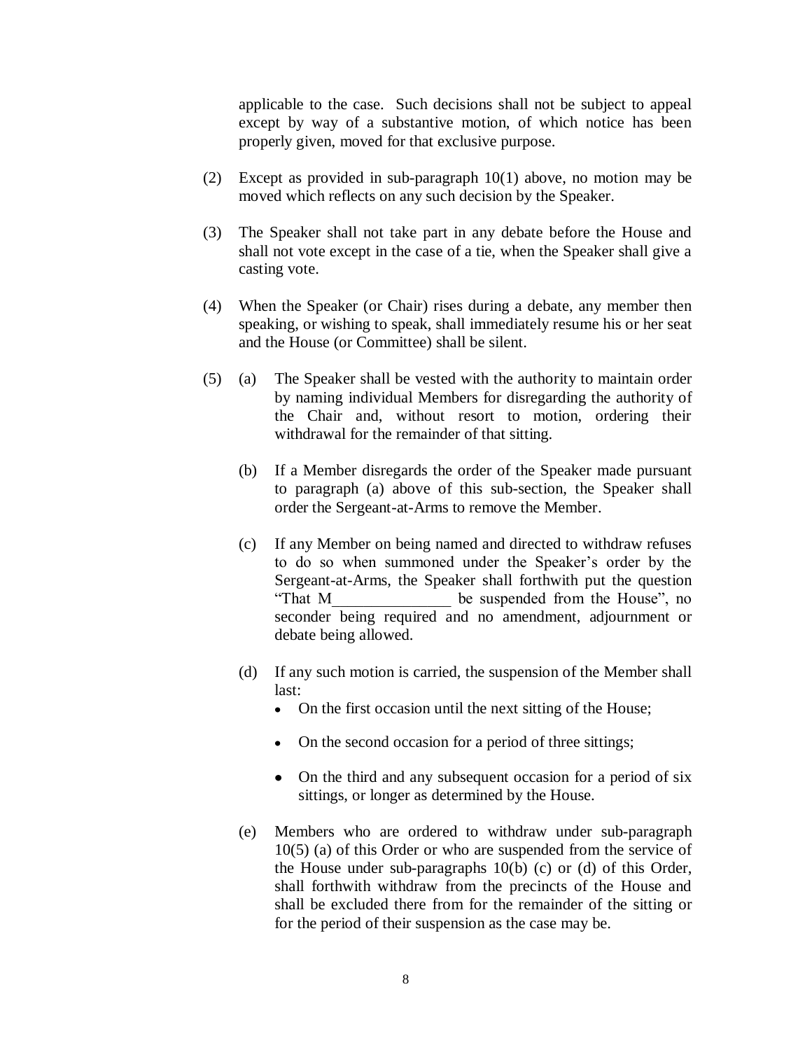applicable to the case. Such decisions shall not be subject to appeal except by way of a substantive motion, of which notice has been properly given, moved for that exclusive purpose.

(2) Except as provided in sub-paragraph 10(1) above, no motion may be moved which reflects on any such decision by the Speaker.

(3) The Speaker shall not take part in any debate before the House and shall not vote except in the case of a tie, when the Speaker shall give a casting vote.

(4) When the Speaker (or Chair) rises during a debate, any member then speaking, or wishing to speak, shall immediately resume his or her seat and the House (or Committee) shall be silent.

(5) (a) The Speaker shall be vested with the authority to maintain order by naming individual Members for disregarding the authority of the Chair and, without resort to motion, ordering their withdrawal for the remainder of that sitting.

(b) If a Member disregards the order of the Speaker made pursuant to paragraph (a) above of this sub-section, the Speaker shall order the Sergeant-at-Arms to remove the Member.

(c) If any Member on being named and directed to withdraw refuses to do so when summoned under the Speaker's order by the Sergeant-at-Arms, the Speaker shall forthwith put the question "That M_______________ be suspended from the House", no seconder being required and no amendment, adjournment or debate being allowed.

(d) If any such motion is carried, the suspension of the Member shall last:

- On the first occasion until the next sitting of the House;
- On the second occasion for a period of three sittings;
- On the third and any subsequent occasion for a period of six sittings, or longer as determined by the House.

(e) Members who are ordered to withdraw under sub-paragraph 10(5) (a) of this Order or who are suspended from the service of the House under sub-paragraphs 10(b) (c) or (d) of this Order, shall forthwith withdraw from the precincts of the House and shall be excluded there from for the remainder of the sitting or for the period of their suspension as the case may be.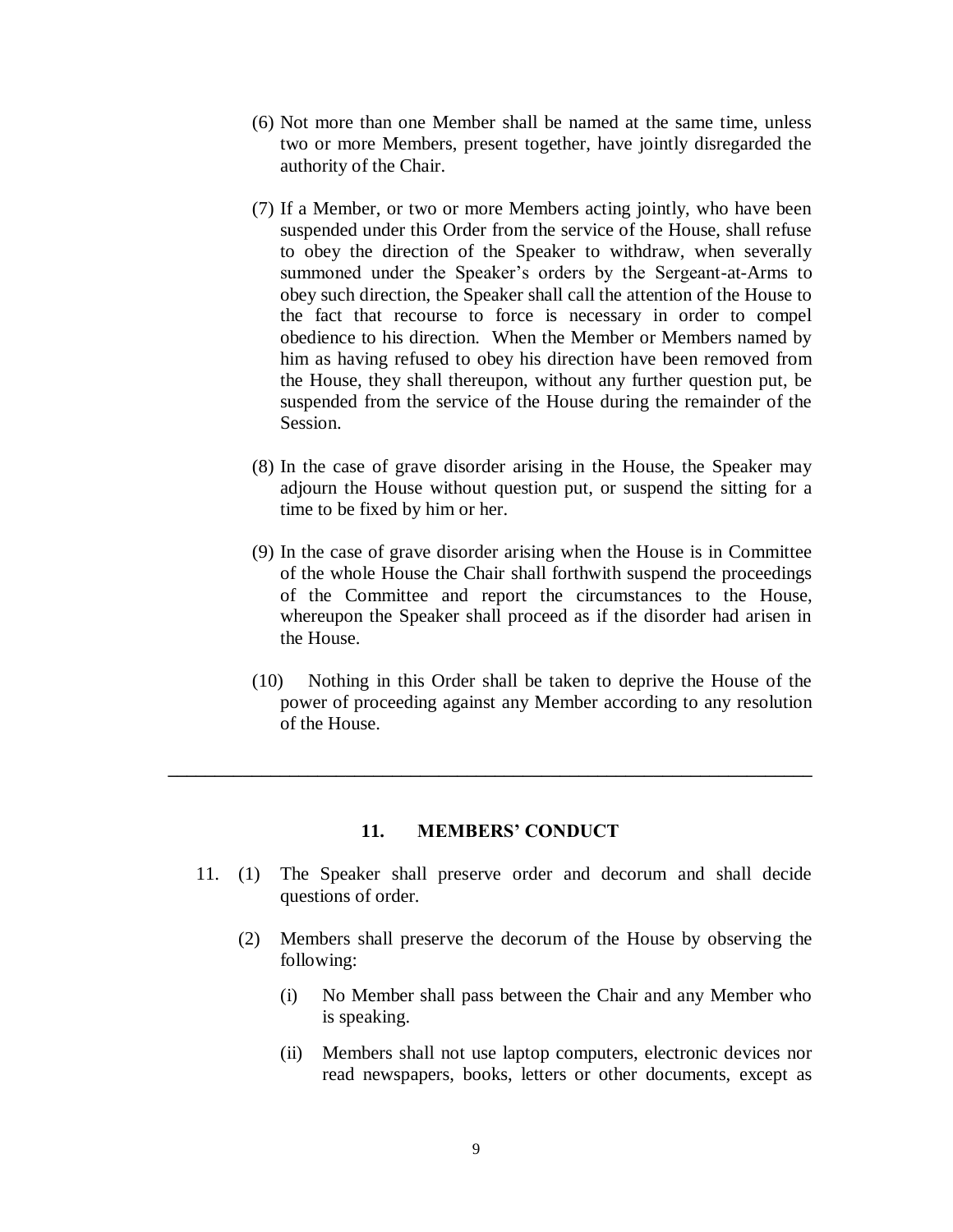(6) Not more than one Member shall be named at the same time, unless two or more Members, present together, have jointly disregarded the authority of the Chair.

(7) If a Member, or two or more Members acting jointly, who have been suspended under this Order from the service of the House, shall refuse to obey the direction of the Speaker to withdraw, when severally summoned under the Speaker's orders by the Sergeant-at-Arms to obey such direction, the Speaker shall call the attention of the House to the fact that recourse to force is necessary in order to compel obedience to his direction. When the Member or Members named by him as having refused to obey his direction have been removed from the House, they shall thereupon, without any further question put, be suspended from the service of the House during the remainder of the Session.

(8) In the case of grave disorder arising in the House, the Speaker may adjourn the House without question put, or suspend the sitting for a time to be fixed by him or her.

(9) In the case of grave disorder arising when the House is in Committee of the whole House the Chair shall forthwith suspend the proceedings of the Committee and report the circumstances to the House, whereupon the Speaker shall proceed as if the disorder had arisen in the House.

(10) Nothing in this Order shall be taken to deprive the House of the power of proceeding against any Member according to any resolution of the House.

---

## 11. MEMBERS' CONDUCT

11. (1) The Speaker shall preserve order and decorum and shall decide questions of order.

(2) Members shall preserve the decorum of the House by observing the following:

(i) No Member shall pass between the Chair and any Member who is speaking.

(ii) Members shall not use laptop computers, electronic devices nor read newspapers, books, letters or other documents, except as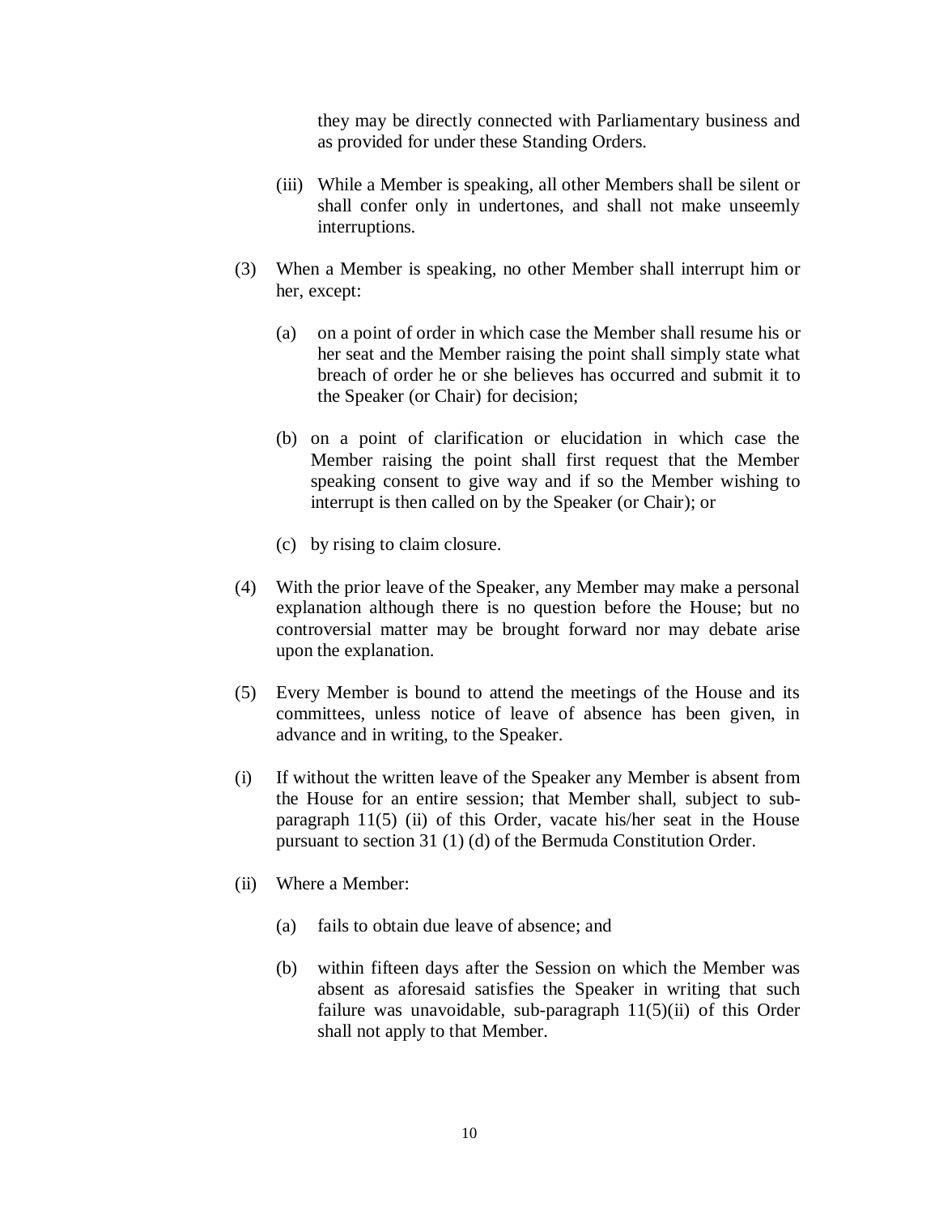they may be directly connected with Parliamentary business and as provided for under these Standing Orders.

(iii) While a Member is speaking, all other Members shall be silent or shall confer only in undertones, and shall not make unseemly interruptions.

(3) When a Member is speaking, no other Member shall interrupt him or her, except:

(a) on a point of order in which case the Member shall resume his or her seat and the Member raising the point shall simply state what breach of order he or she believes has occurred and submit it to the Speaker (or Chair) for decision;

(b) on a point of clarification or elucidation in which case the Member raising the point shall first request that the Member speaking consent to give way and if so the Member wishing to interrupt is then called on by the Speaker (or Chair); or

(c) by rising to claim closure.

(4) With the prior leave of the Speaker, any Member may make a personal explanation although there is no question before the House; but no controversial matter may be brought forward nor may debate arise upon the explanation.

(5) Every Member is bound to attend the meetings of the House and its committees, unless notice of leave of absence has been given, in advance and in writing, to the Speaker.

(i) If without the written leave of the Speaker any Member is absent from the House for an entire session; that Member shall, subject to sub-paragraph 11(5) (ii) of this Order, vacate his/her seat in the House pursuant to section 31 (1) (d) of the Bermuda Constitution Order.

(ii) Where a Member:

(a) fails to obtain due leave of absence; and

(b) within fifteen days after the Session on which the Member was absent as aforesaid satisfies the Speaker in writing that such failure was unavoidable, sub-paragraph 11(5)(ii) of this Order shall not apply to that Member.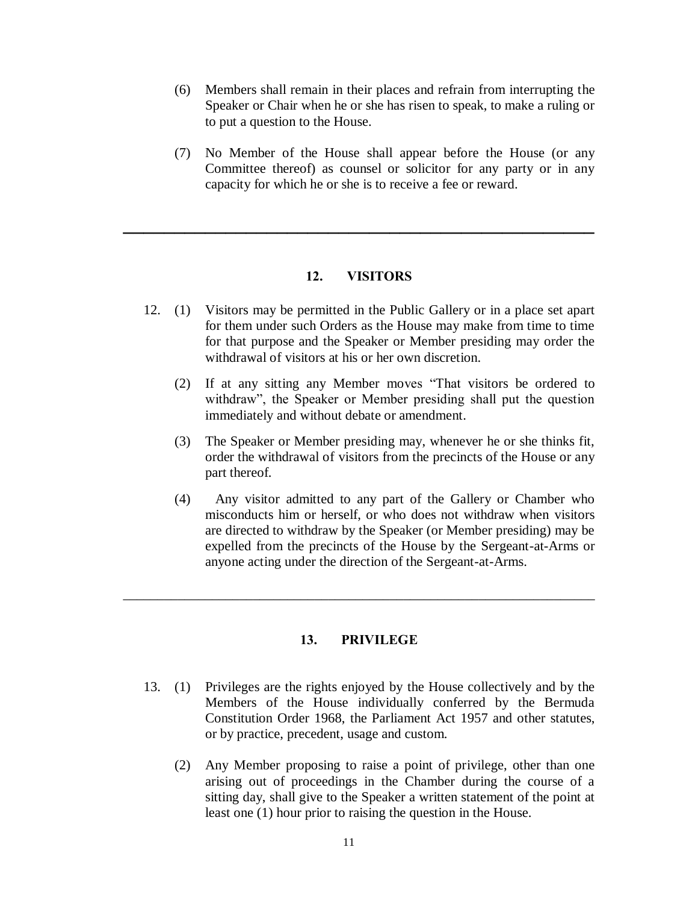(6) Members shall remain in their places and refrain from interrupting the Speaker or Chair when he or she has risen to speak, to make a ruling or to put a question to the House.

(7) No Member of the House shall appear before the House (or any Committee thereof) as counsel or solicitor for any party or in any capacity for which he or she is to receive a fee or reward.

---

## 12. VISITORS

12. (1) Visitors may be permitted in the Public Gallery or in a place set apart for them under such Orders as the House may make from time to time for that purpose and the Speaker or Member presiding may order the withdrawal of visitors at his or her own discretion.

(2) If at any sitting any Member moves "That visitors be ordered to withdraw", the Speaker or Member presiding shall put the question immediately and without debate or amendment.

(3) The Speaker or Member presiding may, whenever he or she thinks fit, order the withdrawal of visitors from the precincts of the House or any part thereof.

(4) Any visitor admitted to any part of the Gallery or Chamber who misconducts him or herself, or who does not withdraw when visitors are directed to withdraw by the Speaker (or Member presiding) may be expelled from the precincts of the House by the Sergeant-at-Arms or anyone acting under the direction of the Sergeant-at-Arms.

---

## 13. PRIVILEGE

13. (1) Privileges are the rights enjoyed by the House collectively and by the Members of the House individually conferred by the Bermuda Constitution Order 1968, the Parliament Act 1957 and other statutes, or by practice, precedent, usage and custom.

(2) Any Member proposing to raise a point of privilege, other than one arising out of proceedings in the Chamber during the course of a sitting day, shall give to the Speaker a written statement of the point at least one (1) hour prior to raising the question in the House.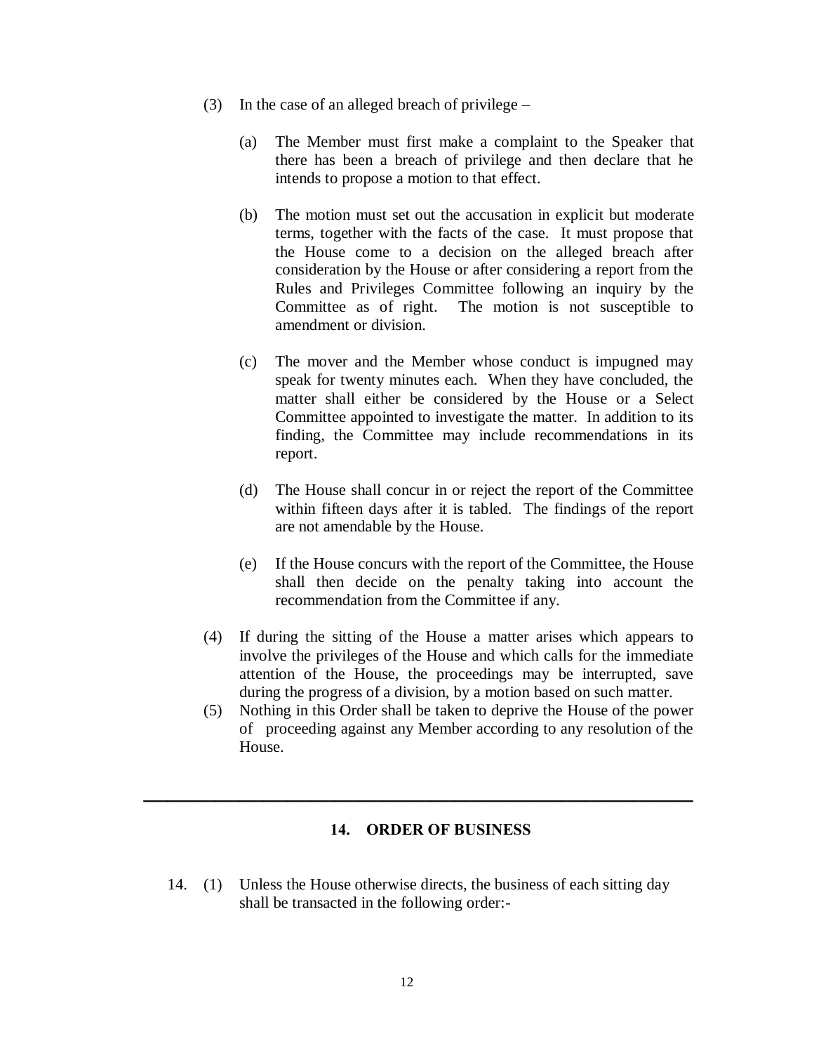(3) In the case of an alleged breach of privilege –

(a) The Member must first make a complaint to the Speaker that there has been a breach of privilege and then declare that he intends to propose a motion to that effect.

(b) The motion must set out the accusation in explicit but moderate terms, together with the facts of the case. It must propose that the House come to a decision on the alleged breach after consideration by the House or after considering a report from the Rules and Privileges Committee following an inquiry by the Committee as of right. The motion is not susceptible to amendment or division.

(c) The mover and the Member whose conduct is impugned may speak for twenty minutes each. When they have concluded, the matter shall either be considered by the House or a Select Committee appointed to investigate the matter. In addition to its finding, the Committee may include recommendations in its report.

(d) The House shall concur in or reject the report of the Committee within fifteen days after it is tabled. The findings of the report are not amendable by the House.

(e) If the House concurs with the report of the Committee, the House shall then decide on the penalty taking into account the recommendation from the Committee if any.

(4) If during the sitting of the House a matter arises which appears to involve the privileges of the House and which calls for the immediate attention of the House, the proceedings may be interrupted, save during the progress of a division, by a motion based on such matter.

(5) Nothing in this Order shall be taken to deprive the House of the power of proceeding against any Member according to any resolution of the House.

---

## 14. ORDER OF BUSINESS

14. (1) Unless the House otherwise directs, the business of each sitting day shall be transacted in the following order:-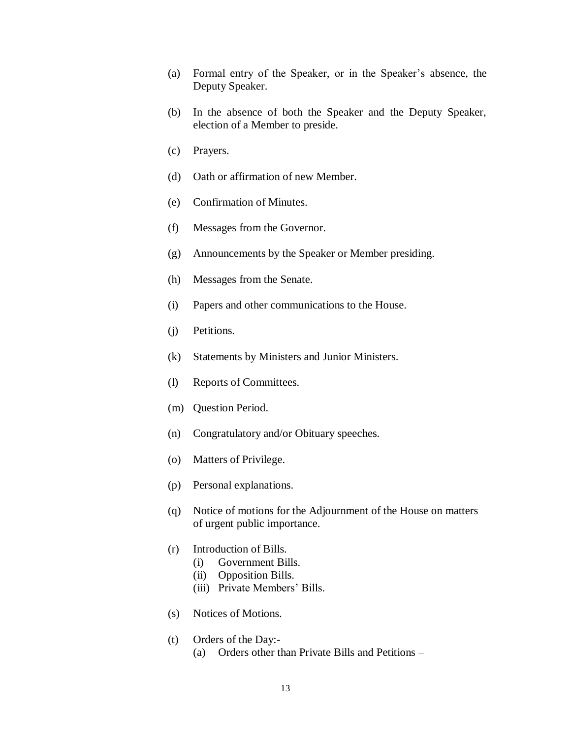(a) Formal entry of the Speaker, or in the Speaker's absence, the Deputy Speaker.

(b) In the absence of both the Speaker and the Deputy Speaker, election of a Member to preside.

(c) Prayers.

(d) Oath or affirmation of new Member.

(e) Confirmation of Minutes.

(f) Messages from the Governor.

(g) Announcements by the Speaker or Member presiding.

(h) Messages from the Senate.

(i) Papers and other communications to the House.

(j) Petitions.

(k) Statements by Ministers and Junior Ministers.

(l) Reports of Committees.

(m) Question Period.

(n) Congratulatory and/or Obituary speeches.

(o) Matters of Privilege.

(p) Personal explanations.

(q) Notice of motions for the Adjournment of the House on matters of urgent public importance.

(r) Introduction of Bills.
   - (i) Government Bills.
   - (ii) Opposition Bills.
   - (iii) Private Members' Bills.

(s) Notices of Motions.

(t) Orders of the Day:-
   - (a) Orders other than Private Bills and Petitions –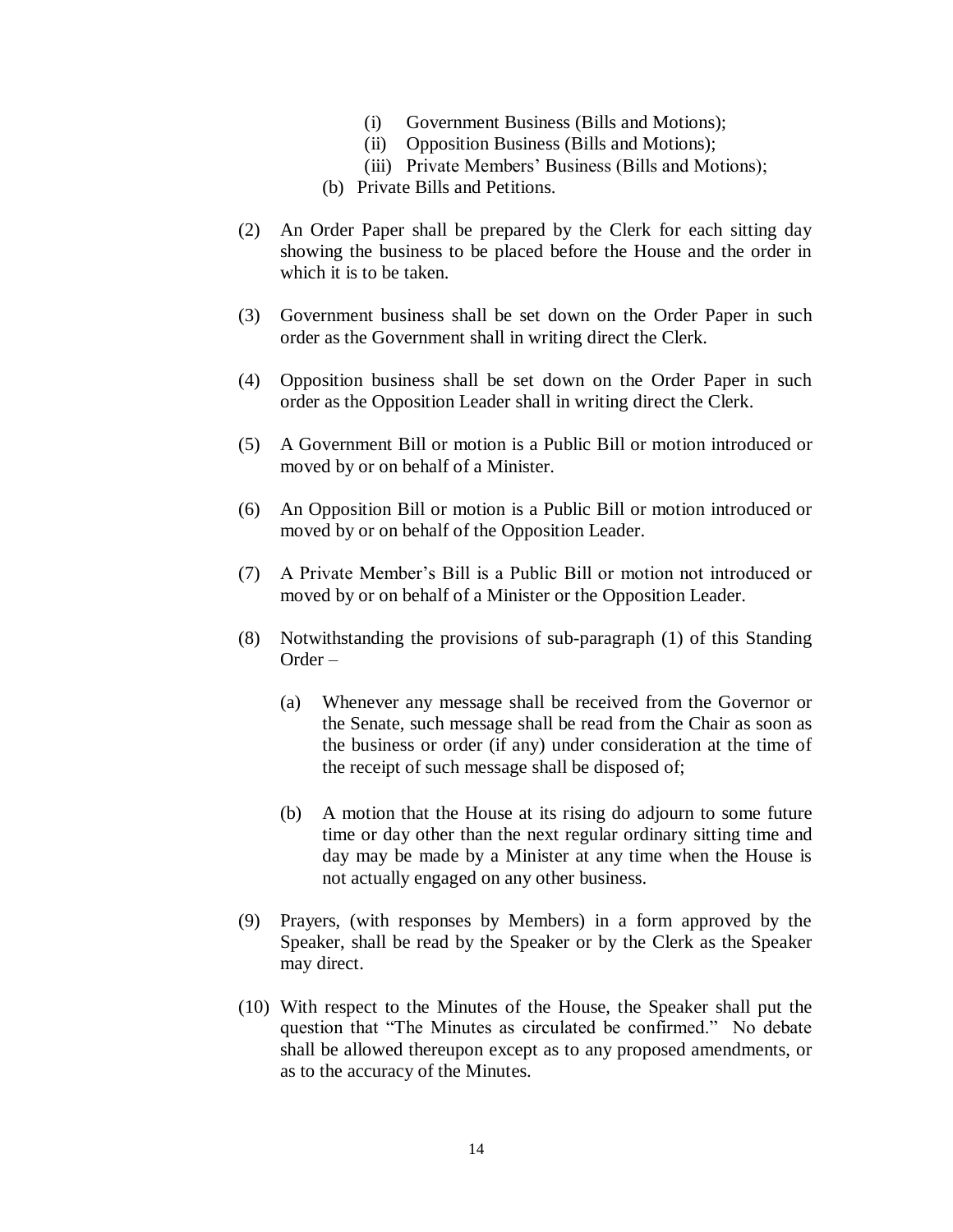(i) Government Business (Bills and Motions);
(ii) Opposition Business (Bills and Motions);
(iii) Private Members' Business (Bills and Motions);

(b) Private Bills and Petitions.

(2) An Order Paper shall be prepared by the Clerk for each sitting day showing the business to be placed before the House and the order in which it is to be taken.

(3) Government business shall be set down on the Order Paper in such order as the Government shall in writing direct the Clerk.

(4) Opposition business shall be set down on the Order Paper in such order as the Opposition Leader shall in writing direct the Clerk.

(5) A Government Bill or motion is a Public Bill or motion introduced or moved by or on behalf of a Minister.

(6) An Opposition Bill or motion is a Public Bill or motion introduced or moved by or on behalf of the Opposition Leader.

(7) A Private Member's Bill is a Public Bill or motion not introduced or moved by or on behalf of a Minister or the Opposition Leader.

(8) Notwithstanding the provisions of sub-paragraph (1) of this Standing Order –

(a) Whenever any message shall be received from the Governor or the Senate, such message shall be read from the Chair as soon as the business or order (if any) under consideration at the time of the receipt of such message shall be disposed of;

(b) A motion that the House at its rising do adjourn to some future time or day other than the next regular ordinary sitting time and day may be made by a Minister at any time when the House is not actually engaged on any other business.

(9) Prayers, (with responses by Members) in a form approved by the Speaker, shall be read by the Speaker or by the Clerk as the Speaker may direct.

(10) With respect to the Minutes of the House, the Speaker shall put the question that "The Minutes as circulated be confirmed." No debate shall be allowed thereupon except as to any proposed amendments, or as to the accuracy of the Minutes.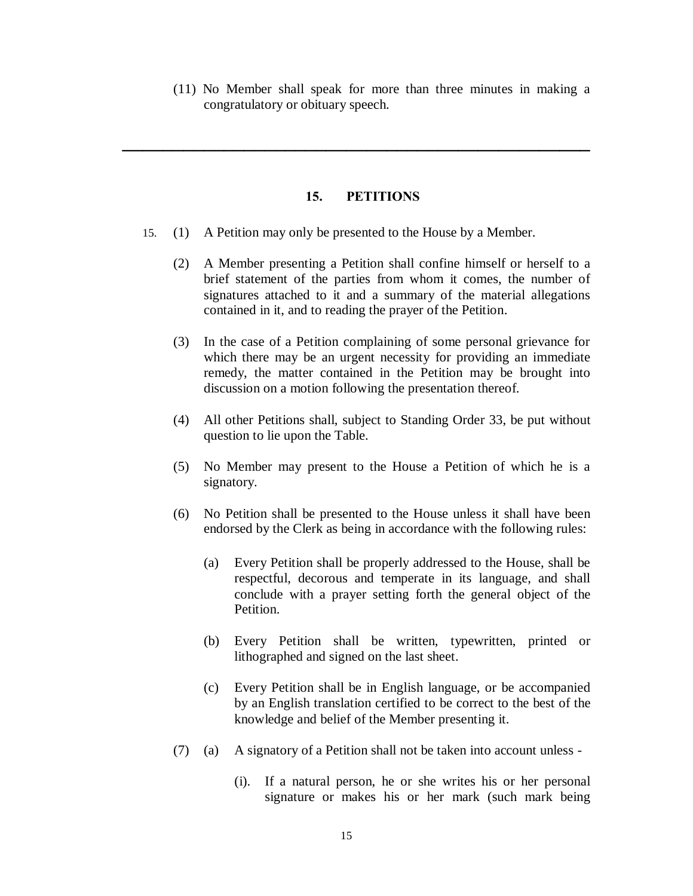(11) No Member shall speak for more than three minutes in making a congratulatory or obituary speech.

---

## 15. PETITIONS

15. (1) A Petition may only be presented to the House by a Member.

(2) A Member presenting a Petition shall confine himself or herself to a brief statement of the parties from whom it comes, the number of signatures attached to it and a summary of the material allegations contained in it, and to reading the prayer of the Petition.

(3) In the case of a Petition complaining of some personal grievance for which there may be an urgent necessity for providing an immediate remedy, the matter contained in the Petition may be brought into discussion on a motion following the presentation thereof.

(4) All other Petitions shall, subject to Standing Order 33, be put without question to lie upon the Table.

(5) No Member may present to the House a Petition of which he is a signatory.

(6) No Petition shall be presented to the House unless it shall have been endorsed by the Clerk as being in accordance with the following rules:

(a) Every Petition shall be properly addressed to the House, shall be respectful, decorous and temperate in its language, and shall conclude with a prayer setting forth the general object of the Petition.

(b) Every Petition shall be written, typewritten, printed or lithographed and signed on the last sheet.

(c) Every Petition shall be in English language, or be accompanied by an English translation certified to be correct to the best of the knowledge and belief of the Member presenting it.

(7) (a) A signatory of a Petition shall not be taken into account unless -

(i). If a natural person, he or she writes his or her personal signature or makes his or her mark (such mark being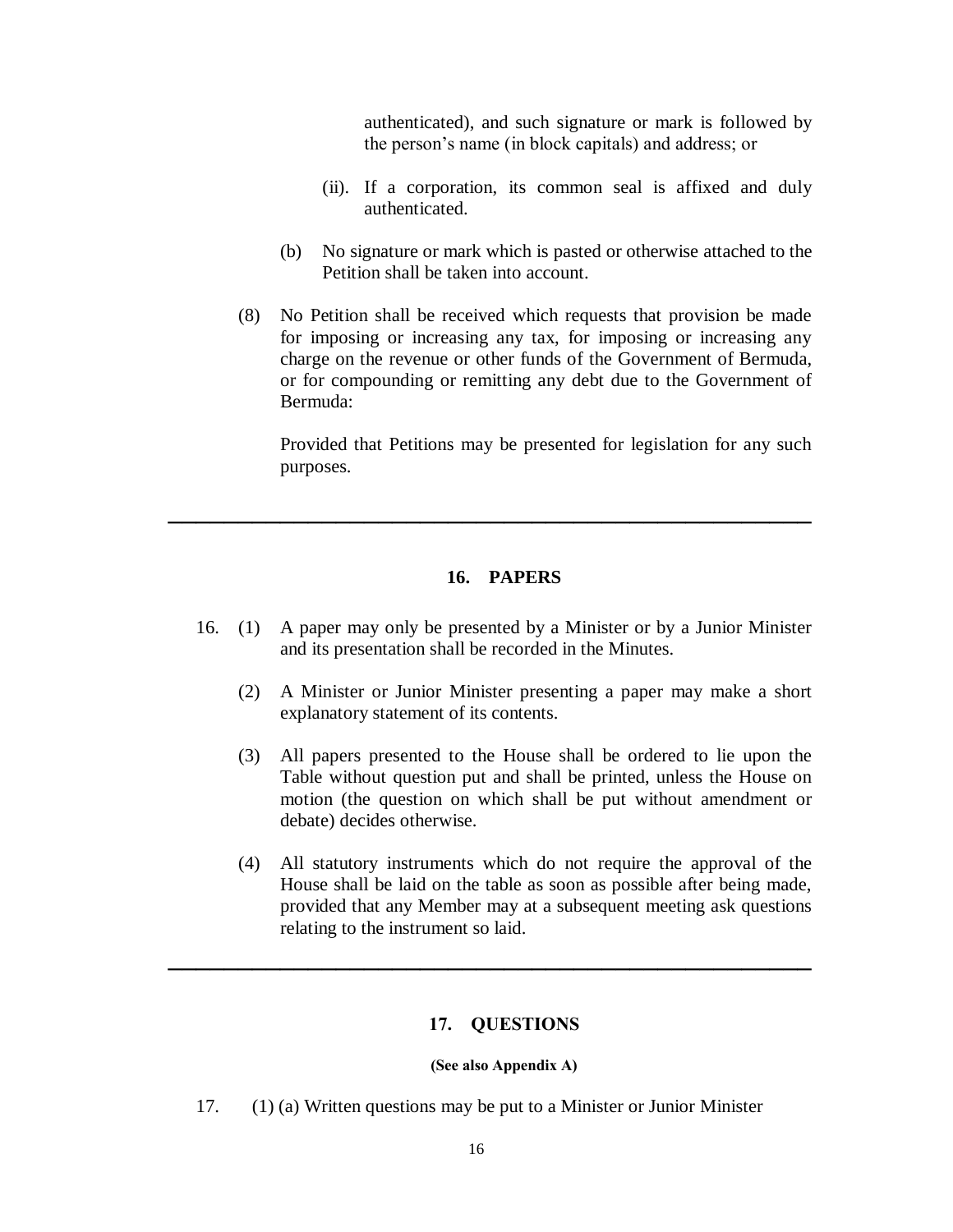authenticated), and such signature or mark is followed by the person's name (in block capitals) and address; or

(ii). If a corporation, its common seal is affixed and duly authenticated.

(b) No signature or mark which is pasted or otherwise attached to the Petition shall be taken into account.

(8) No Petition shall be received which requests that provision be made for imposing or increasing any tax, for imposing or increasing any charge on the revenue or other funds of the Government of Bermuda, or for compounding or remitting any debt due to the Government of Bermuda:

Provided that Petitions may be presented for legislation for any such purposes.

---

## 16. PAPERS

16. (1) A paper may only be presented by a Minister or by a Junior Minister and its presentation shall be recorded in the Minutes.

(2) A Minister or Junior Minister presenting a paper may make a short explanatory statement of its contents.

(3) All papers presented to the House shall be ordered to lie upon the Table without question put and shall be printed, unless the House on motion (the question on which shall be put without amendment or debate) decides otherwise.

(4) All statutory instruments which do not require the approval of the House shall be laid on the table as soon as possible after being made, provided that any Member may at a subsequent meeting ask questions relating to the instrument so laid.

---

## 17. QUESTIONS

**(See also Appendix A)**

17. (1) (a) Written questions may be put to a Minister or Junior Minister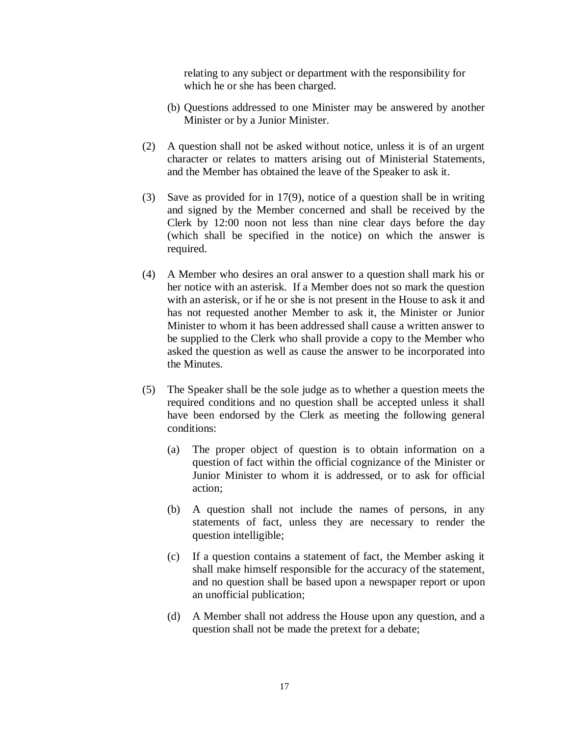relating to any subject or department with the responsibility for which he or she has been charged.

(b) Questions addressed to one Minister may be answered by another Minister or by a Junior Minister.

(2) A question shall not be asked without notice, unless it is of an urgent character or relates to matters arising out of Ministerial Statements, and the Member has obtained the leave of the Speaker to ask it.

(3) Save as provided for in 17(9), notice of a question shall be in writing and signed by the Member concerned and shall be received by the Clerk by 12:00 noon not less than nine clear days before the day (which shall be specified in the notice) on which the answer is required.

(4) A Member who desires an oral answer to a question shall mark his or her notice with an asterisk. If a Member does not so mark the question with an asterisk, or if he or she is not present in the House to ask it and has not requested another Member to ask it, the Minister or Junior Minister to whom it has been addressed shall cause a written answer to be supplied to the Clerk who shall provide a copy to the Member who asked the question as well as cause the answer to be incorporated into the Minutes.

(5) The Speaker shall be the sole judge as to whether a question meets the required conditions and no question shall be accepted unless it shall have been endorsed by the Clerk as meeting the following general conditions:

(a) The proper object of question is to obtain information on a question of fact within the official cognizance of the Minister or Junior Minister to whom it is addressed, or to ask for official action;

(b) A question shall not include the names of persons, in any statements of fact, unless they are necessary to render the question intelligible;

(c) If a question contains a statement of fact, the Member asking it shall make himself responsible for the accuracy of the statement, and no question shall be based upon a newspaper report or upon an unofficial publication;

(d) A Member shall not address the House upon any question, and a question shall not be made the pretext for a debate;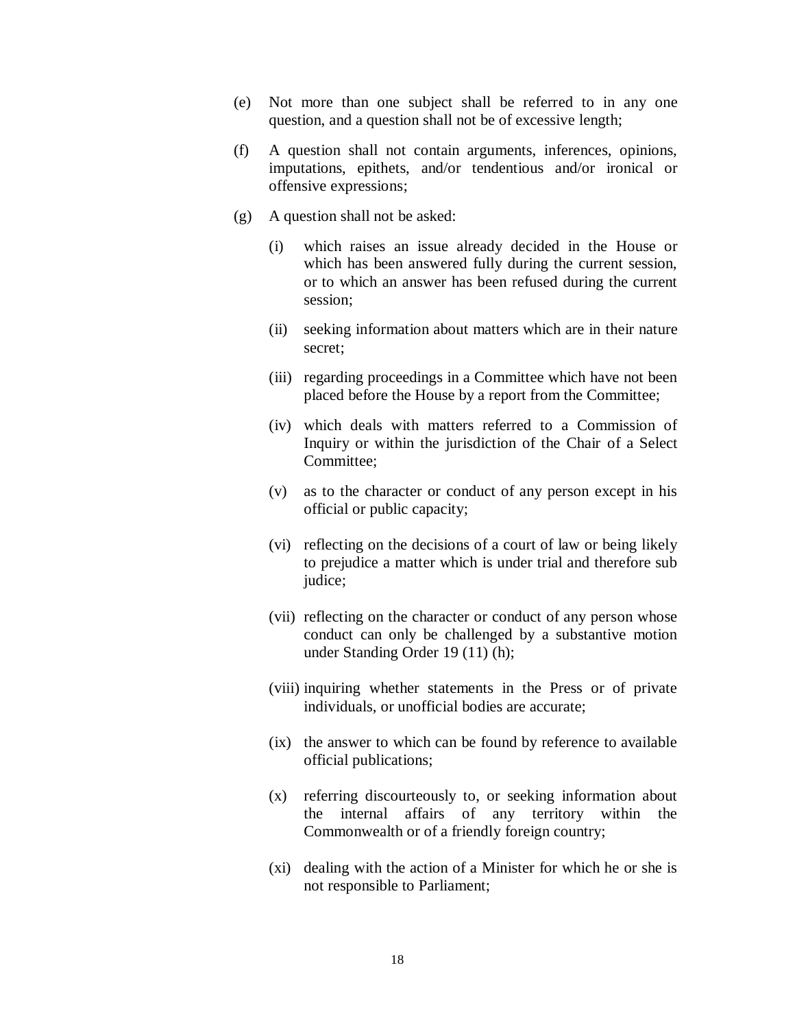(e) Not more than one subject shall be referred to in any one question, and a question shall not be of excessive length;

(f) A question shall not contain arguments, inferences, opinions, imputations, epithets, and/or tendentious and/or ironical or offensive expressions;

(g) A question shall not be asked:

   (i) which raises an issue already decided in the House or which has been answered fully during the current session, or to which an answer has been refused during the current session;

   (ii) seeking information about matters which are in their nature secret;

   (iii) regarding proceedings in a Committee which have not been placed before the House by a report from the Committee;

   (iv) which deals with matters referred to a Commission of Inquiry or within the jurisdiction of the Chair of a Select Committee;

   (v) as to the character or conduct of any person except in his official or public capacity;

   (vi) reflecting on the decisions of a court of law or being likely to prejudice a matter which is under trial and therefore sub judice;

   (vii) reflecting on the character or conduct of any person whose conduct can only be challenged by a substantive motion under Standing Order 19 (11) (h);

   (viii) inquiring whether statements in the Press or of private individuals, or unofficial bodies are accurate;

   (ix) the answer to which can be found by reference to available official publications;

   (x) referring discourteously to, or seeking information about the internal affairs of any territory within the Commonwealth or of a friendly foreign country;

   (xi) dealing with the action of a Minister for which he or she is not responsible to Parliament;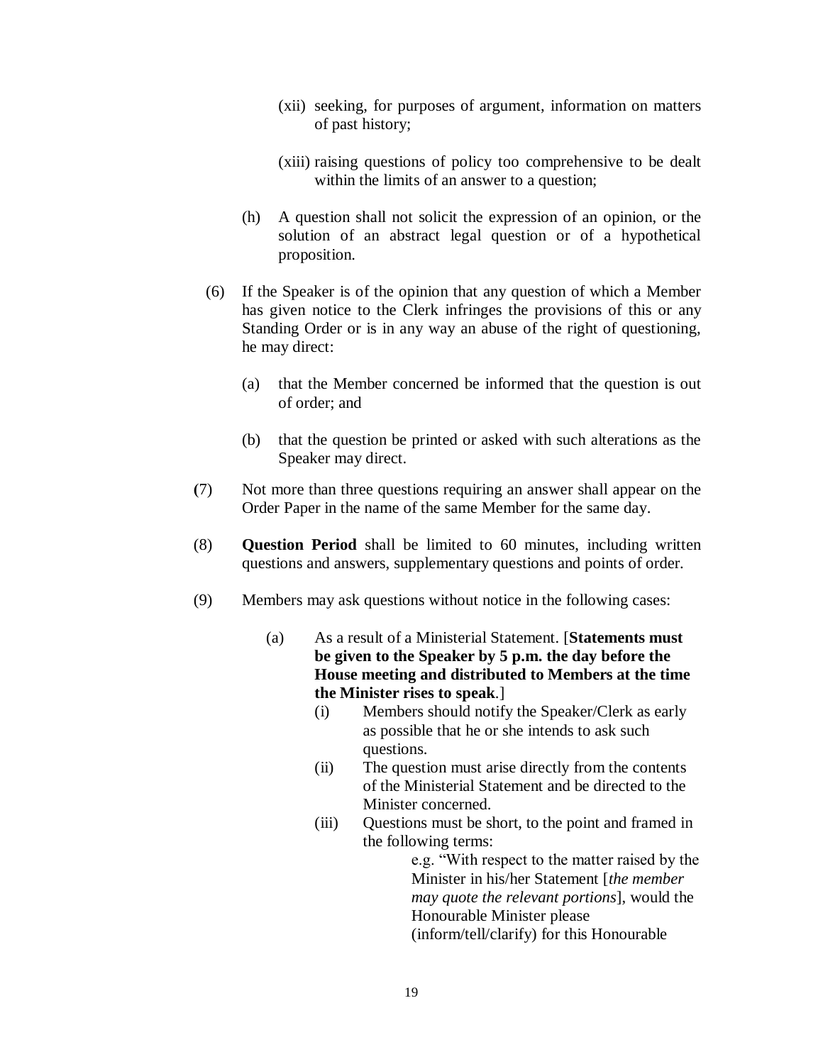(xii) seeking, for purposes of argument, information on matters of past history;

(xiii) raising questions of policy too comprehensive to be dealt within the limits of an answer to a question;

(h) A question shall not solicit the expression of an opinion, or the solution of an abstract legal question or of a hypothetical proposition.

(6) If the Speaker is of the opinion that any question of which a Member has given notice to the Clerk infringes the provisions of this or any Standing Order or is in any way an abuse of the right of questioning, he may direct:

(a) that the Member concerned be informed that the question is out of order; and

(b) that the question be printed or asked with such alterations as the Speaker may direct.

(7) Not more than three questions requiring an answer shall appear on the Order Paper in the name of the same Member for the same day.

(8) **Question Period** shall be limited to 60 minutes, including written questions and answers, supplementary questions and points of order.

(9) Members may ask questions without notice in the following cases:

(a) As a result of a Ministerial Statement. [**Statements must be given to the Speaker by 5 p.m. the day before the House meeting and distributed to Members at the time the Minister rises to speak**.]

(i) Members should notify the Speaker/Clerk as early as possible that he or she intends to ask such questions.

(ii) The question must arise directly from the contents of the Ministerial Statement and be directed to the Minister concerned.

(iii) Questions must be short, to the point and framed in the following terms:

e.g. "With respect to the matter raised by the Minister in his/her Statement [*the member may quote the relevant portions*], would the Honourable Minister please (inform/tell/clarify) for this Honourable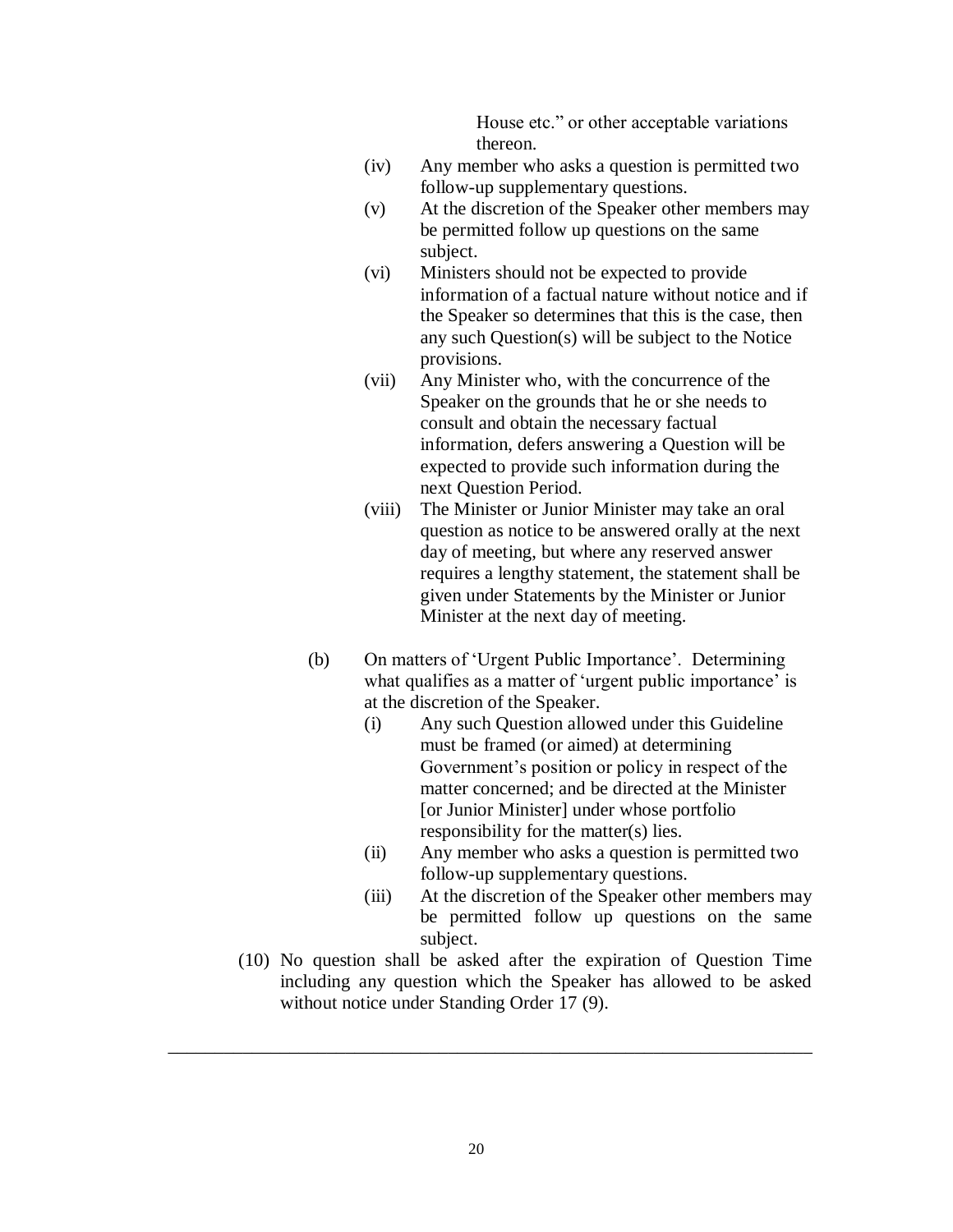House etc." or other acceptable variations thereon.

(iv) Any member who asks a question is permitted two follow-up supplementary questions.

(v) At the discretion of the Speaker other members may be permitted follow up questions on the same subject.

(vi) Ministers should not be expected to provide information of a factual nature without notice and if the Speaker so determines that this is the case, then any such Question(s) will be subject to the Notice provisions.

(vii) Any Minister who, with the concurrence of the Speaker on the grounds that he or she needs to consult and obtain the necessary factual information, defers answering a Question will be expected to provide such information during the next Question Period.

(viii) The Minister or Junior Minister may take an oral question as notice to be answered orally at the next day of meeting, but where any reserved answer requires a lengthy statement, the statement shall be given under Statements by the Minister or Junior Minister at the next day of meeting.

(b) On matters of 'Urgent Public Importance'. Determining what qualifies as a matter of 'urgent public importance' is at the discretion of the Speaker.

(i) Any such Question allowed under this Guideline must be framed (or aimed) at determining Government's position or policy in respect of the matter concerned; and be directed at the Minister [or Junior Minister] under whose portfolio responsibility for the matter(s) lies.

(ii) Any member who asks a question is permitted two follow-up supplementary questions.

(iii) At the discretion of the Speaker other members may be permitted follow up questions on the same subject.

(10) No question shall be asked after the expiration of Question Time including any question which the Speaker has allowed to be asked without notice under Standing Order 17 (9).

---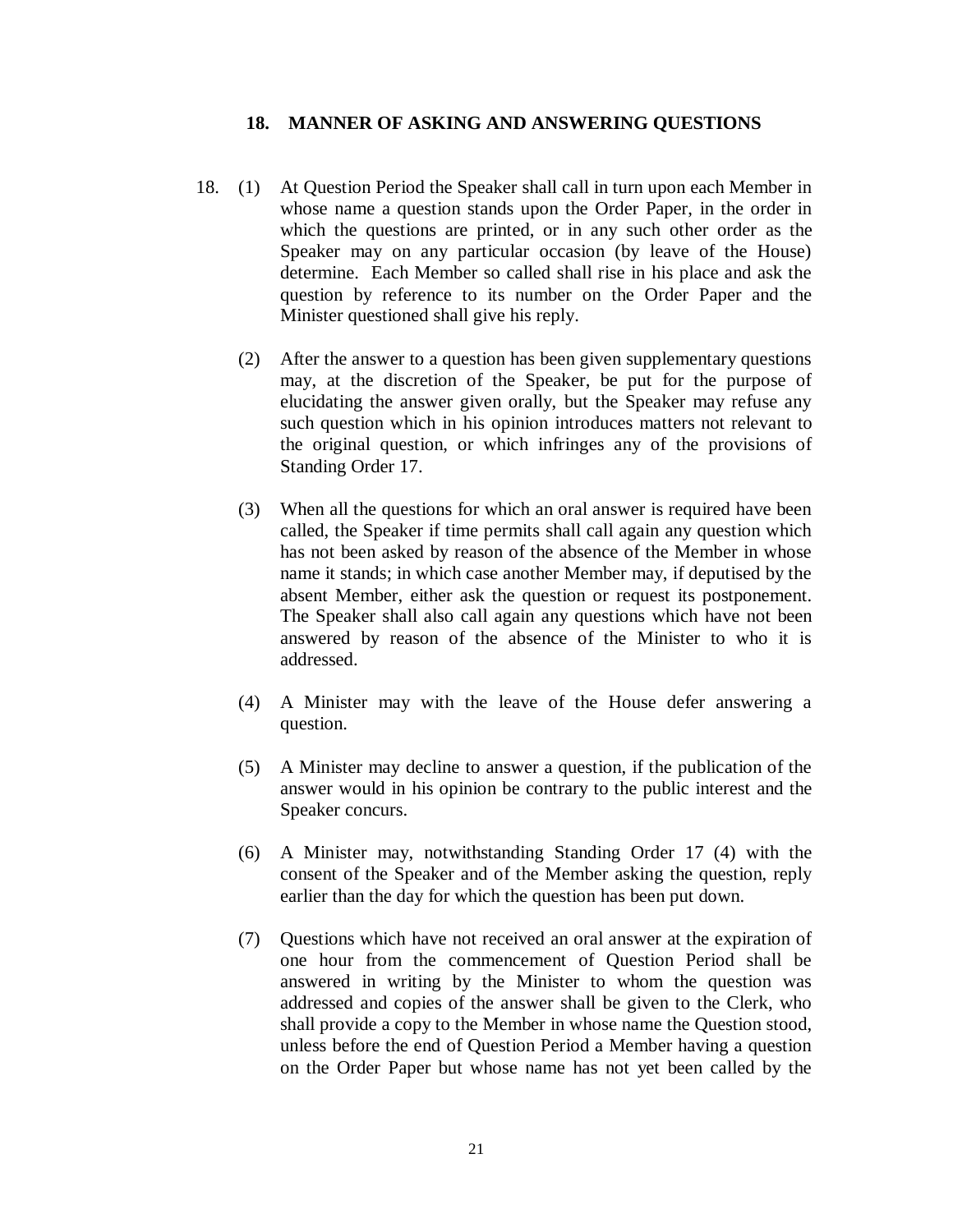## 18. MANNER OF ASKING AND ANSWERING QUESTIONS

18. (1) At Question Period the Speaker shall call in turn upon each Member in whose name a question stands upon the Order Paper, in the order in which the questions are printed, or in any such other order as the Speaker may on any particular occasion (by leave of the House) determine. Each Member so called shall rise in his place and ask the question by reference to its number on the Order Paper and the Minister questioned shall give his reply.

(2) After the answer to a question has been given supplementary questions may, at the discretion of the Speaker, be put for the purpose of elucidating the answer given orally, but the Speaker may refuse any such question which in his opinion introduces matters not relevant to the original question, or which infringes any of the provisions of Standing Order 17.

(3) When all the questions for which an oral answer is required have been called, the Speaker if time permits shall call again any question which has not been asked by reason of the absence of the Member in whose name it stands; in which case another Member may, if deputised by the absent Member, either ask the question or request its postponement. The Speaker shall also call again any questions which have not been answered by reason of the absence of the Minister to who it is addressed.

(4) A Minister may with the leave of the House defer answering a question.

(5) A Minister may decline to answer a question, if the publication of the answer would in his opinion be contrary to the public interest and the Speaker concurs.

(6) A Minister may, notwithstanding Standing Order 17 (4) with the consent of the Speaker and of the Member asking the question, reply earlier than the day for which the question has been put down.

(7) Questions which have not received an oral answer at the expiration of one hour from the commencement of Question Period shall be answered in writing by the Minister to whom the question was addressed and copies of the answer shall be given to the Clerk, who shall provide a copy to the Member in whose name the Question stood, unless before the end of Question Period a Member having a question on the Order Paper but whose name has not yet been called by the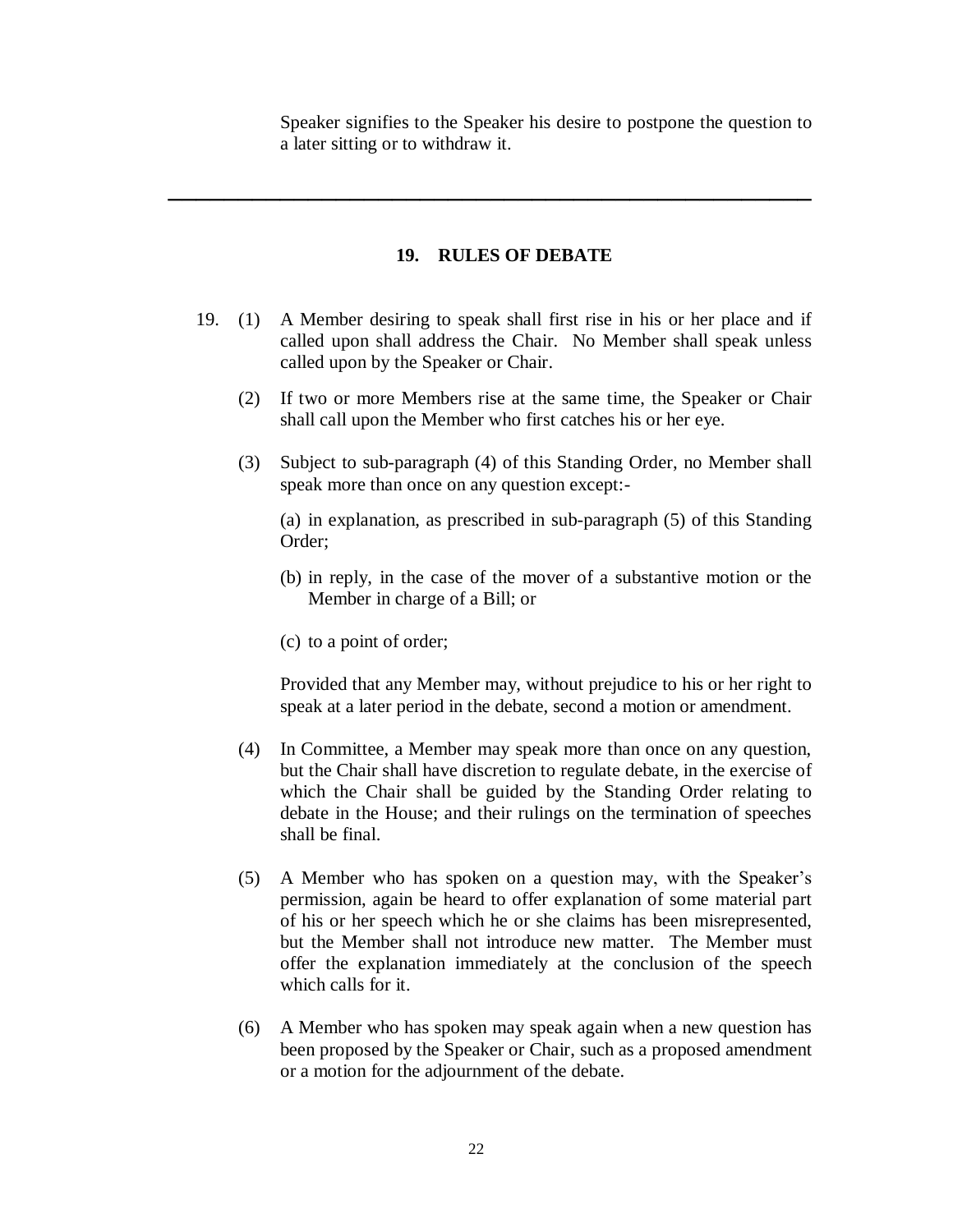Speaker signifies to the Speaker his desire to postpone the question to a later sitting or to withdraw it.

---

## 19. RULES OF DEBATE

19. (1) A Member desiring to speak shall first rise in his or her place and if called upon shall address the Chair. No Member shall speak unless called upon by the Speaker or Chair.

(2) If two or more Members rise at the same time, the Speaker or Chair shall call upon the Member who first catches his or her eye.

(3) Subject to sub-paragraph (4) of this Standing Order, no Member shall speak more than once on any question except:-

(a) in explanation, as prescribed in sub-paragraph (5) of this Standing Order;

(b) in reply, in the case of the mover of a substantive motion or the Member in charge of a Bill; or

(c) to a point of order;

Provided that any Member may, without prejudice to his or her right to speak at a later period in the debate, second a motion or amendment.

(4) In Committee, a Member may speak more than once on any question, but the Chair shall have discretion to regulate debate, in the exercise of which the Chair shall be guided by the Standing Order relating to debate in the House; and their rulings on the termination of speeches shall be final.

(5) A Member who has spoken on a question may, with the Speaker's permission, again be heard to offer explanation of some material part of his or her speech which he or she claims has been misrepresented, but the Member shall not introduce new matter. The Member must offer the explanation immediately at the conclusion of the speech which calls for it.

(6) A Member who has spoken may speak again when a new question has been proposed by the Speaker or Chair, such as a proposed amendment or a motion for the adjournment of the debate.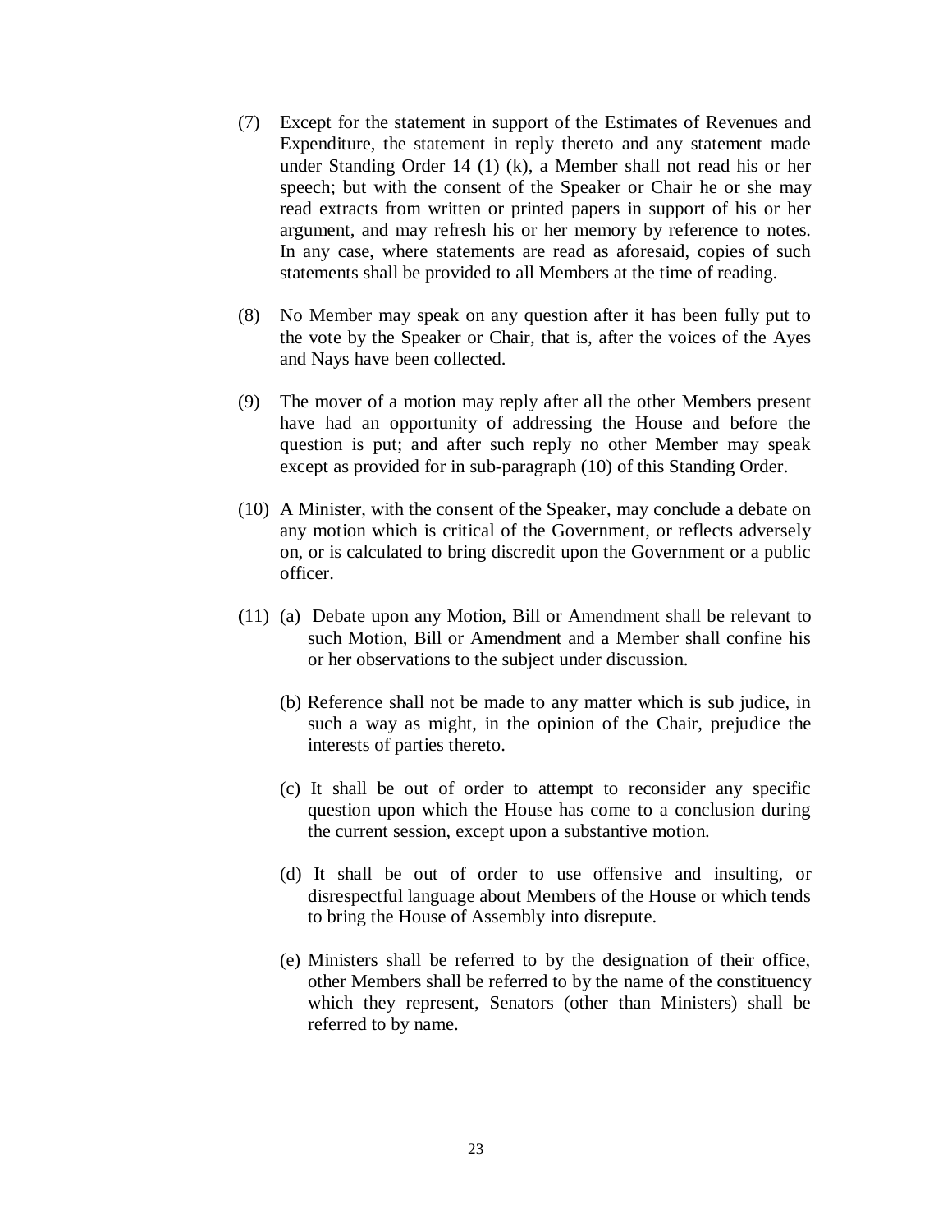(7) Except for the statement in support of the Estimates of Revenues and Expenditure, the statement in reply thereto and any statement made under Standing Order 14 (1) (k), a Member shall not read his or her speech; but with the consent of the Speaker or Chair he or she may read extracts from written or printed papers in support of his or her argument, and may refresh his or her memory by reference to notes. In any case, where statements are read as aforesaid, copies of such statements shall be provided to all Members at the time of reading.

(8) No Member may speak on any question after it has been fully put to the vote by the Speaker or Chair, that is, after the voices of the Ayes and Nays have been collected.

(9) The mover of a motion may reply after all the other Members present have had an opportunity of addressing the House and before the question is put; and after such reply no other Member may speak except as provided for in sub-paragraph (10) of this Standing Order.

(10) A Minister, with the consent of the Speaker, may conclude a debate on any motion which is critical of the Government, or reflects adversely on, or is calculated to bring discredit upon the Government or a public officer.

(11) (a) Debate upon any Motion, Bill or Amendment shall be relevant to such Motion, Bill or Amendment and a Member shall confine his or her observations to the subject under discussion.

(b) Reference shall not be made to any matter which is sub judice, in such a way as might, in the opinion of the Chair, prejudice the interests of parties thereto.

(c) It shall be out of order to attempt to reconsider any specific question upon which the House has come to a conclusion during the current session, except upon a substantive motion.

(d) It shall be out of order to use offensive and insulting, or disrespectful language about Members of the House or which tends to bring the House of Assembly into disrepute.

(e) Ministers shall be referred to by the designation of their office, other Members shall be referred to by the name of the constituency which they represent, Senators (other than Ministers) shall be referred to by name.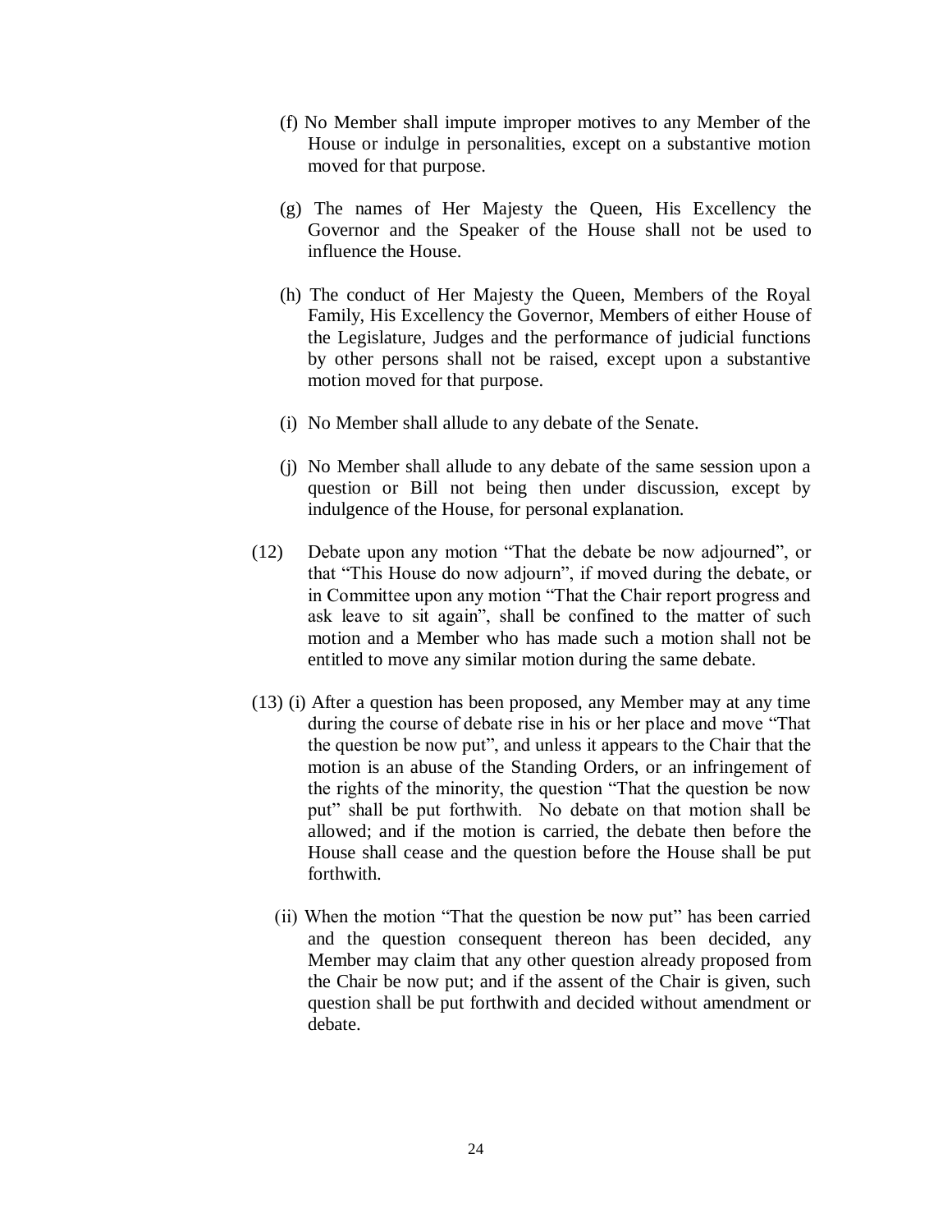(f) No Member shall impute improper motives to any Member of the House or indulge in personalities, except on a substantive motion moved for that purpose.

(g) The names of Her Majesty the Queen, His Excellency the Governor and the Speaker of the House shall not be used to influence the House.

(h) The conduct of Her Majesty the Queen, Members of the Royal Family, His Excellency the Governor, Members of either House of the Legislature, Judges and the performance of judicial functions by other persons shall not be raised, except upon a substantive motion moved for that purpose.

(i) No Member shall allude to any debate of the Senate.

(j) No Member shall allude to any debate of the same session upon a question or Bill not being then under discussion, except by indulgence of the House, for personal explanation.

(12) Debate upon any motion "That the debate be now adjourned", or that "This House do now adjourn", if moved during the debate, or in Committee upon any motion "That the Chair report progress and ask leave to sit again", shall be confined to the matter of such motion and a Member who has made such a motion shall not be entitled to move any similar motion during the same debate.

(13) (i) After a question has been proposed, any Member may at any time during the course of debate rise in his or her place and move "That the question be now put", and unless it appears to the Chair that the motion is an abuse of the Standing Orders, or an infringement of the rights of the minority, the question "That the question be now put" shall be put forthwith. No debate on that motion shall be allowed; and if the motion is carried, the debate then before the House shall cease and the question before the House shall be put forthwith.

(ii) When the motion "That the question be now put" has been carried and the question consequent thereon has been decided, any Member may claim that any other question already proposed from the Chair be now put; and if the assent of the Chair is given, such question shall be put forthwith and decided without amendment or debate.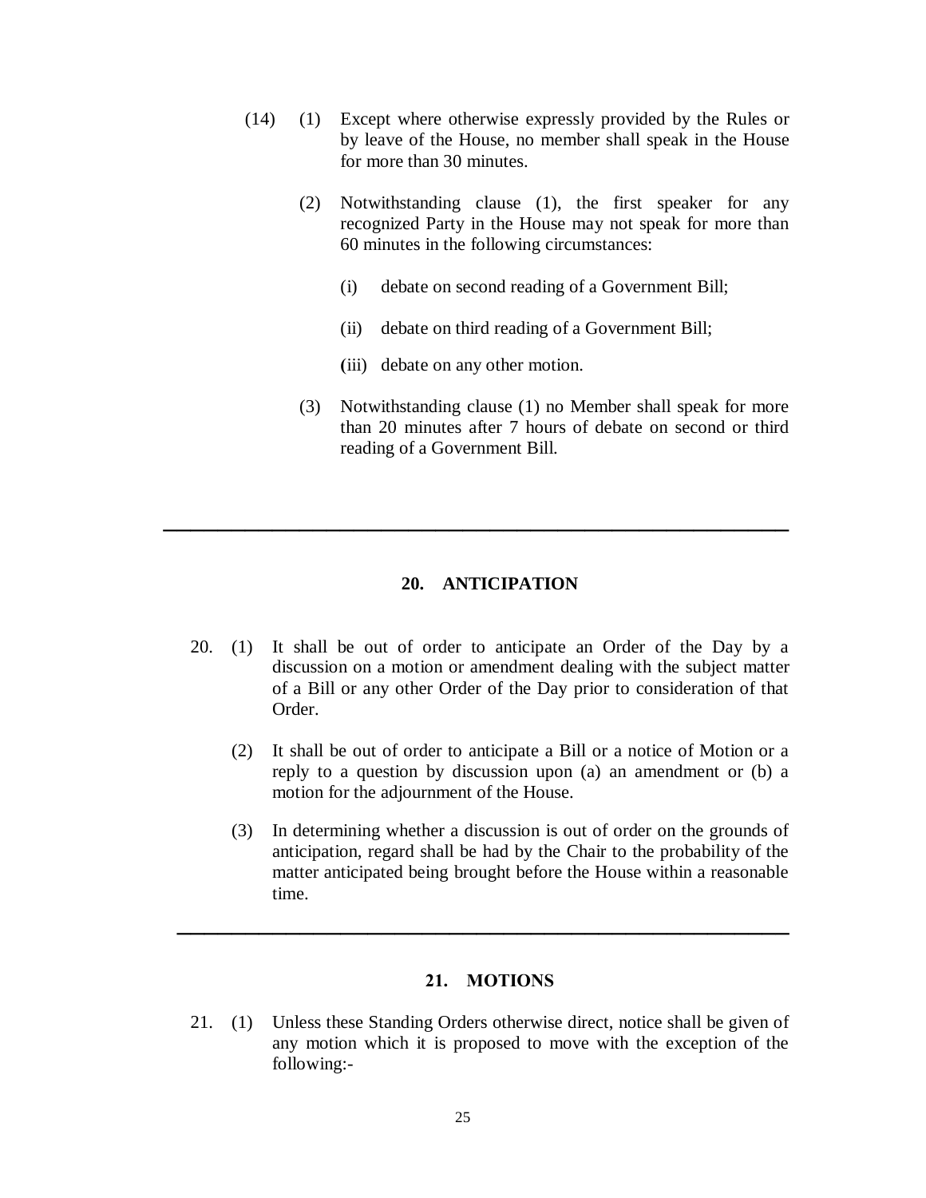(14) (1) Except where otherwise expressly provided by the Rules or by leave of the House, no member shall speak in the House for more than 30 minutes.

(2) Notwithstanding clause (1), the first speaker for any recognized Party in the House may not speak for more than 60 minutes in the following circumstances:

(i) debate on second reading of a Government Bill;

(ii) debate on third reading of a Government Bill;

(iii) debate on any other motion.

(3) Notwithstanding clause (1) no Member shall speak for more than 20 minutes after 7 hours of debate on second or third reading of a Government Bill.

---

## 20. ANTICIPATION

20. (1) It shall be out of order to anticipate an Order of the Day by a discussion on a motion or amendment dealing with the subject matter of a Bill or any other Order of the Day prior to consideration of that Order.

(2) It shall be out of order to anticipate a Bill or a notice of Motion or a reply to a question by discussion upon (a) an amendment or (b) a motion for the adjournment of the House.

(3) In determining whether a discussion is out of order on the grounds of anticipation, regard shall be had by the Chair to the probability of the matter anticipated being brought before the House within a reasonable time.

---

## 21. MOTIONS

21. (1) Unless these Standing Orders otherwise direct, notice shall be given of any motion which it is proposed to move with the exception of the following:-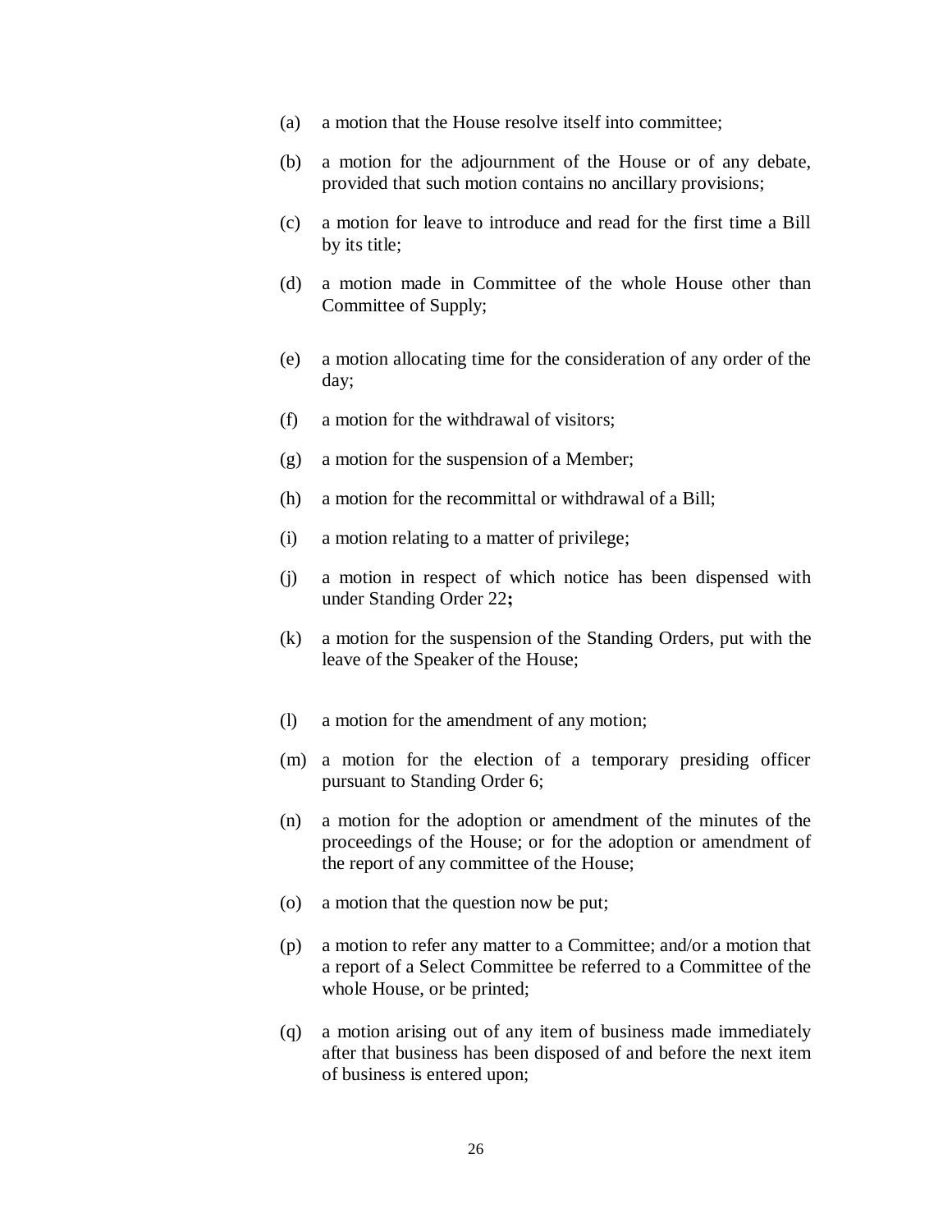(a) a motion that the House resolve itself into committee;

(b) a motion for the adjournment of the House or of any debate, provided that such motion contains no ancillary provisions;

(c) a motion for leave to introduce and read for the first time a Bill by its title;

(d) a motion made in Committee of the whole House other than Committee of Supply;

(e) a motion allocating time for the consideration of any order of the day;

(f) a motion for the withdrawal of visitors;

(g) a motion for the suspension of a Member;

(h) a motion for the recommittal or withdrawal of a Bill;

(i) a motion relating to a matter of privilege;

(j) a motion in respect of which notice has been dispensed with under Standing Order 22**;**

(k) a motion for the suspension of the Standing Orders, put with the leave of the Speaker of the House;

(l) a motion for the amendment of any motion;

(m) a motion for the election of a temporary presiding officer pursuant to Standing Order 6;

(n) a motion for the adoption or amendment of the minutes of the proceedings of the House; or for the adoption or amendment of the report of any committee of the House;

(o) a motion that the question now be put;

(p) a motion to refer any matter to a Committee; and/or a motion that a report of a Select Committee be referred to a Committee of the whole House, or be printed;

(q) a motion arising out of any item of business made immediately after that business has been disposed of and before the next item of business is entered upon;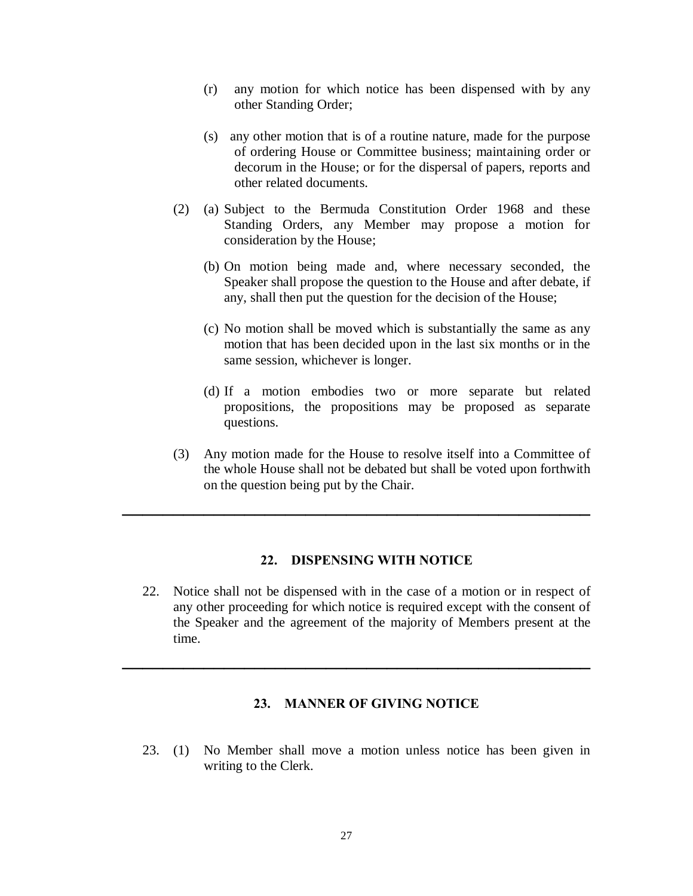(r) any motion for which notice has been dispensed with by any other Standing Order;

(s) any other motion that is of a routine nature, made for the purpose of ordering House or Committee business; maintaining order or decorum in the House; or for the dispersal of papers, reports and other related documents.

(2) (a) Subject to the Bermuda Constitution Order 1968 and these Standing Orders, any Member may propose a motion for consideration by the House;

(b) On motion being made and, where necessary seconded, the Speaker shall propose the question to the House and after debate, if any, shall then put the question for the decision of the House;

(c) No motion shall be moved which is substantially the same as any motion that has been decided upon in the last six months or in the same session, whichever is longer.

(d) If a motion embodies two or more separate but related propositions, the propositions may be proposed as separate questions.

(3) Any motion made for the House to resolve itself into a Committee of the whole House shall not be debated but shall be voted upon forthwith on the question being put by the Chair.

---

## 22. DISPENSING WITH NOTICE

22. Notice shall not be dispensed with in the case of a motion or in respect of any other proceeding for which notice is required except with the consent of the Speaker and the agreement of the majority of Members present at the time.

---

## 23. MANNER OF GIVING NOTICE

23. (1) No Member shall move a motion unless notice has been given in writing to the Clerk.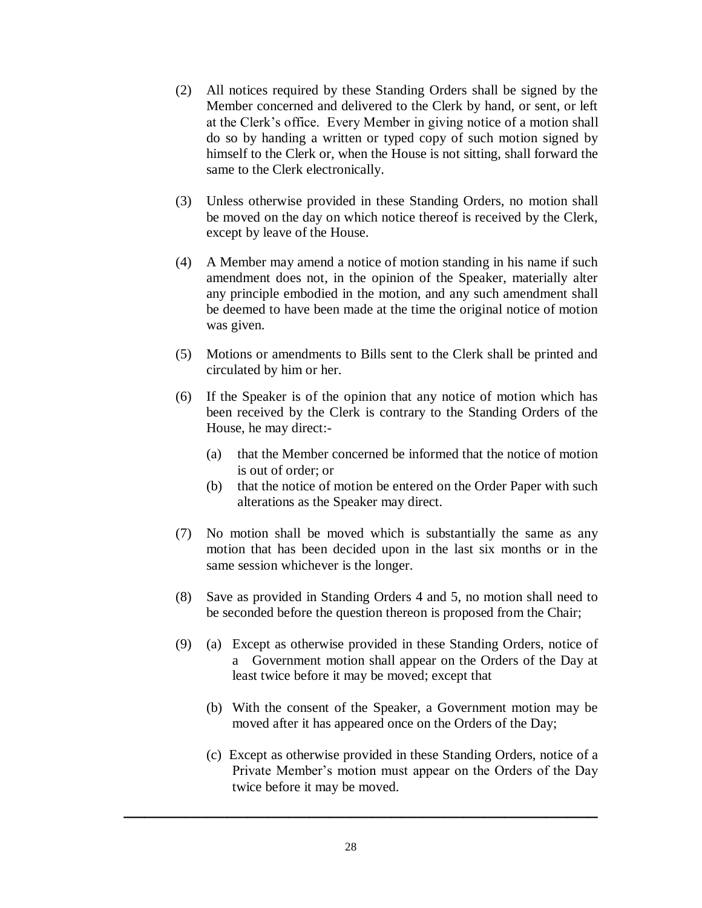(2) All notices required by these Standing Orders shall be signed by the Member concerned and delivered to the Clerk by hand, or sent, or left at the Clerk's office. Every Member in giving notice of a motion shall do so by handing a written or typed copy of such motion signed by himself to the Clerk or, when the House is not sitting, shall forward the same to the Clerk electronically.

(3) Unless otherwise provided in these Standing Orders, no motion shall be moved on the day on which notice thereof is received by the Clerk, except by leave of the House.

(4) A Member may amend a notice of motion standing in his name if such amendment does not, in the opinion of the Speaker, materially alter any principle embodied in the motion, and any such amendment shall be deemed to have been made at the time the original notice of motion was given.

(5) Motions or amendments to Bills sent to the Clerk shall be printed and circulated by him or her.

(6) If the Speaker is of the opinion that any notice of motion which has been received by the Clerk is contrary to the Standing Orders of the House, he may direct:-

  (a) that the Member concerned be informed that the notice of motion is out of order; or
  (b) that the notice of motion be entered on the Order Paper with such alterations as the Speaker may direct.

(7) No motion shall be moved which is substantially the same as any motion that has been decided upon in the last six months or in the same session whichever is the longer.

(8) Save as provided in Standing Orders 4 and 5, no motion shall need to be seconded before the question thereon is proposed from the Chair;

(9) (a) Except as otherwise provided in these Standing Orders, notice of a Government motion shall appear on the Orders of the Day at least twice before it may be moved; except that

  (b) With the consent of the Speaker, a Government motion may be moved after it has appeared once on the Orders of the Day;

  (c) Except as otherwise provided in these Standing Orders, notice of a Private Member's motion must appear on the Orders of the Day twice before it may be moved.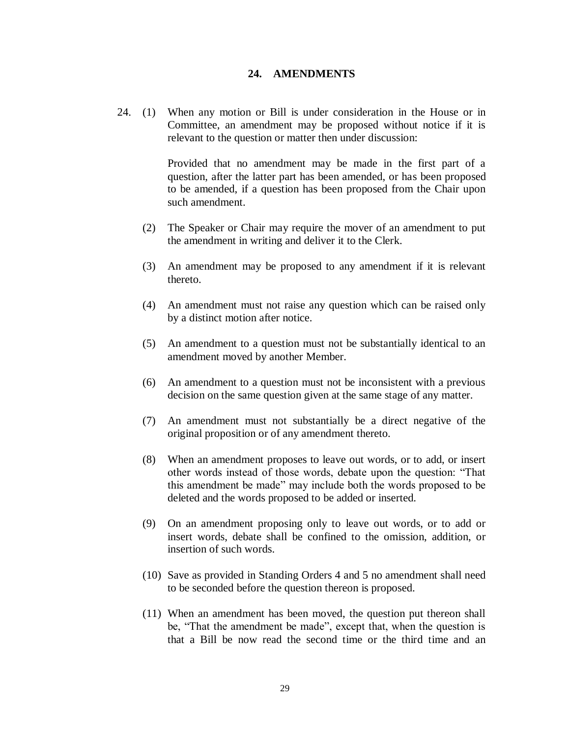## 24. AMENDMENTS

24\. (1) When any motion or Bill is under consideration in the House or in Committee, an amendment may be proposed without notice if it is relevant to the question or matter then under discussion:

Provided that no amendment may be made in the first part of a question, after the latter part has been amended, or has been proposed to be amended, if a question has been proposed from the Chair upon such amendment.

(2) The Speaker or Chair may require the mover of an amendment to put the amendment in writing and deliver it to the Clerk.

(3) An amendment may be proposed to any amendment if it is relevant thereto.

(4) An amendment must not raise any question which can be raised only by a distinct motion after notice.

(5) An amendment to a question must not be substantially identical to an amendment moved by another Member.

(6) An amendment to a question must not be inconsistent with a previous decision on the same question given at the same stage of any matter.

(7) An amendment must not substantially be a direct negative of the original proposition or of any amendment thereto.

(8) When an amendment proposes to leave out words, or to add, or insert other words instead of those words, debate upon the question: "That this amendment be made" may include both the words proposed to be deleted and the words proposed to be added or inserted.

(9) On an amendment proposing only to leave out words, or to add or insert words, debate shall be confined to the omission, addition, or insertion of such words.

(10) Save as provided in Standing Orders 4 and 5 no amendment shall need to be seconded before the question thereon is proposed.

(11) When an amendment has been moved, the question put thereon shall be, "That the amendment be made", except that, when the question is that a Bill be now read the second time or the third time and an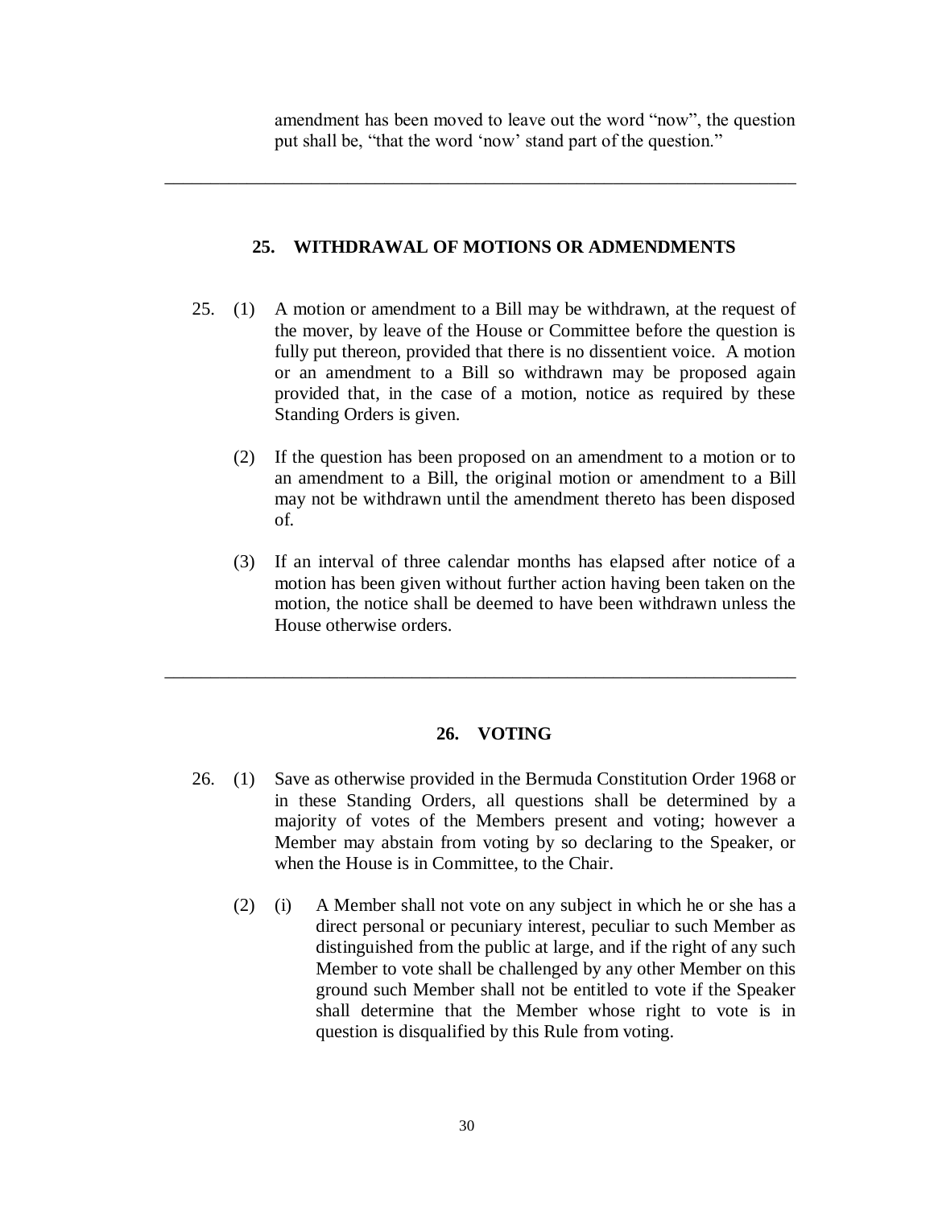amendment has been moved to leave out the word "now", the question put shall be, "that the word 'now' stand part of the question."

---

## 25. WITHDRAWAL OF MOTIONS OR ADMENDMENTS

25. (1) A motion or amendment to a Bill may be withdrawn, at the request of the mover, by leave of the House or Committee before the question is fully put thereon, provided that there is no dissentient voice. A motion or an amendment to a Bill so withdrawn may be proposed again provided that, in the case of a motion, notice as required by these Standing Orders is given.

(2) If the question has been proposed on an amendment to a motion or to an amendment to a Bill, the original motion or amendment to a Bill may not be withdrawn until the amendment thereto has been disposed of.

(3) If an interval of three calendar months has elapsed after notice of a motion has been given without further action having been taken on the motion, the notice shall be deemed to have been withdrawn unless the House otherwise orders.

---

## 26. VOTING

26. (1) Save as otherwise provided in the Bermuda Constitution Order 1968 or in these Standing Orders, all questions shall be determined by a majority of votes of the Members present and voting; however a Member may abstain from voting by so declaring to the Speaker, or when the House is in Committee, to the Chair.

(2) (i) A Member shall not vote on any subject in which he or she has a direct personal or pecuniary interest, peculiar to such Member as distinguished from the public at large, and if the right of any such Member to vote shall be challenged by any other Member on this ground such Member shall not be entitled to vote if the Speaker shall determine that the Member whose right to vote is in question is disqualified by this Rule from voting.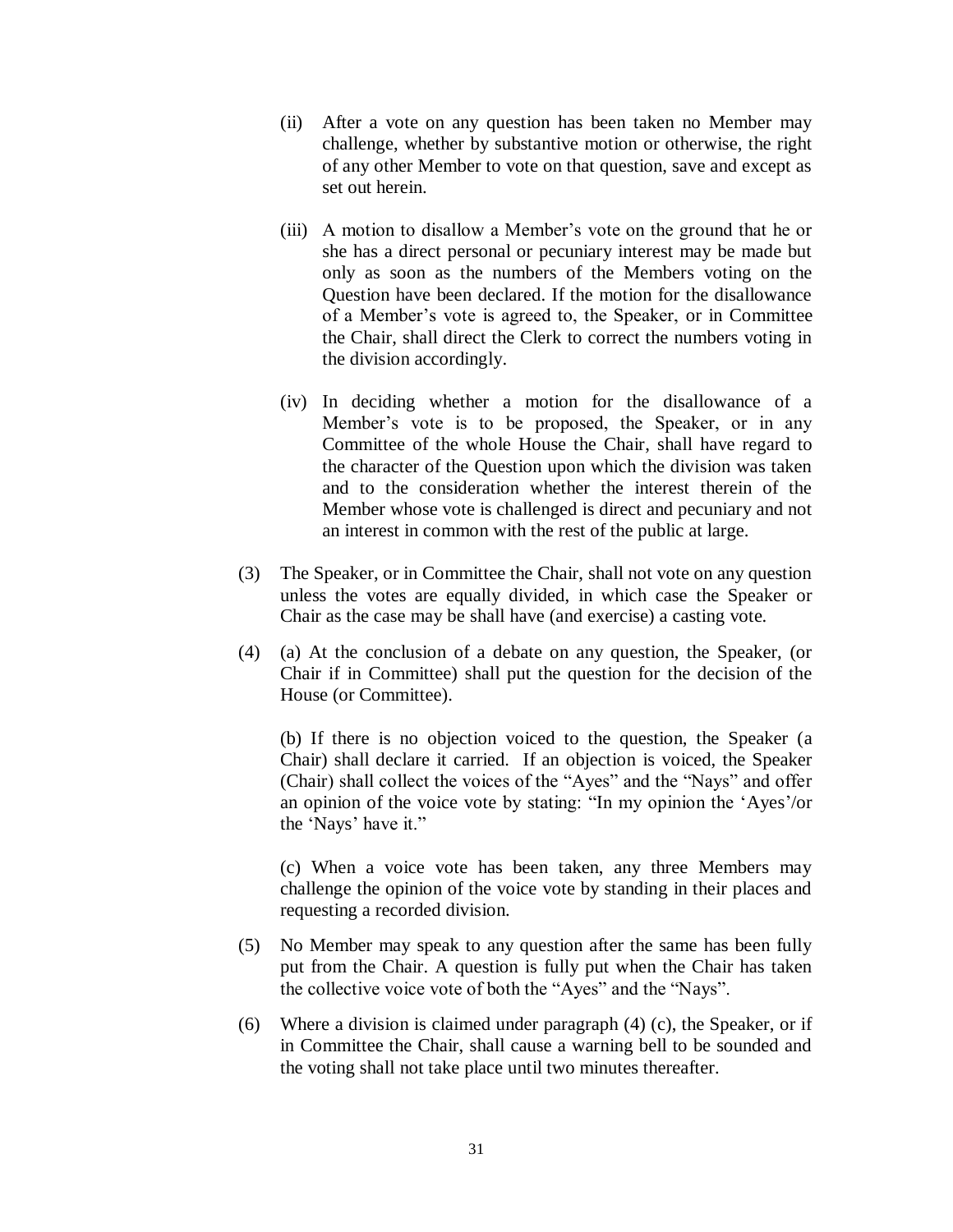(ii) After a vote on any question has been taken no Member may challenge, whether by substantive motion or otherwise, the right of any other Member to vote on that question, save and except as set out herein.

(iii) A motion to disallow a Member's vote on the ground that he or she has a direct personal or pecuniary interest may be made but only as soon as the numbers of the Members voting on the Question have been declared. If the motion for the disallowance of a Member's vote is agreed to, the Speaker, or in Committee the Chair, shall direct the Clerk to correct the numbers voting in the division accordingly.

(iv) In deciding whether a motion for the disallowance of a Member's vote is to be proposed, the Speaker, or in any Committee of the whole House the Chair, shall have regard to the character of the Question upon which the division was taken and to the consideration whether the interest therein of the Member whose vote is challenged is direct and pecuniary and not an interest in common with the rest of the public at large.

(3) The Speaker, or in Committee the Chair, shall not vote on any question unless the votes are equally divided, in which case the Speaker or Chair as the case may be shall have (and exercise) a casting vote.

(4) (a) At the conclusion of a debate on any question, the Speaker, (or Chair if in Committee) shall put the question for the decision of the House (or Committee).

(b) If there is no objection voiced to the question, the Speaker (a Chair) shall declare it carried. If an objection is voiced, the Speaker (Chair) shall collect the voices of the "Ayes" and the "Nays" and offer an opinion of the voice vote by stating: "In my opinion the 'Ayes'/or the 'Nays' have it."

(c) When a voice vote has been taken, any three Members may challenge the opinion of the voice vote by standing in their places and requesting a recorded division.

(5) No Member may speak to any question after the same has been fully put from the Chair. A question is fully put when the Chair has taken the collective voice vote of both the "Ayes" and the "Nays".

(6) Where a division is claimed under paragraph (4) (c), the Speaker, or if in Committee the Chair, shall cause a warning bell to be sounded and the voting shall not take place until two minutes thereafter.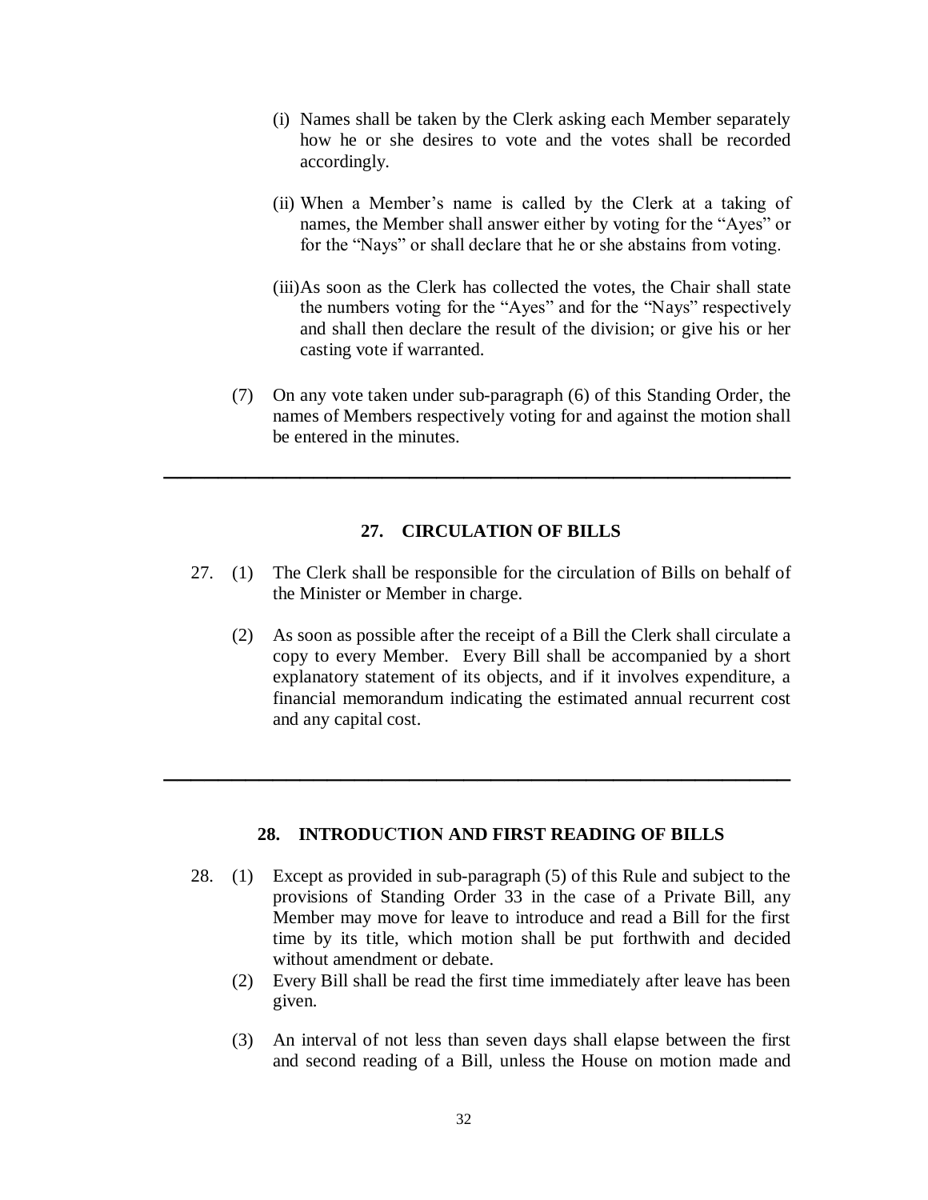(i) Names shall be taken by the Clerk asking each Member separately how he or she desires to vote and the votes shall be recorded accordingly.

(ii) When a Member's name is called by the Clerk at a taking of names, the Member shall answer either by voting for the "Ayes" or for the "Nays" or shall declare that he or she abstains from voting.

(iii) As soon as the Clerk has collected the votes, the Chair shall state the numbers voting for the "Ayes" and for the "Nays" respectively and shall then declare the result of the division; or give his or her casting vote if warranted.

(7) On any vote taken under sub-paragraph (6) of this Standing Order, the names of Members respectively voting for and against the motion shall be entered in the minutes.

---

## 27. CIRCULATION OF BILLS

27. (1) The Clerk shall be responsible for the circulation of Bills on behalf of the Minister or Member in charge.

(2) As soon as possible after the receipt of a Bill the Clerk shall circulate a copy to every Member. Every Bill shall be accompanied by a short explanatory statement of its objects, and if it involves expenditure, a financial memorandum indicating the estimated annual recurrent cost and any capital cost.

---

## 28. INTRODUCTION AND FIRST READING OF BILLS

28. (1) Except as provided in sub-paragraph (5) of this Rule and subject to the provisions of Standing Order 33 in the case of a Private Bill, any Member may move for leave to introduce and read a Bill for the first time by its title, which motion shall be put forthwith and decided without amendment or debate.

(2) Every Bill shall be read the first time immediately after leave has been given.

(3) An interval of not less than seven days shall elapse between the first and second reading of a Bill, unless the House on motion made and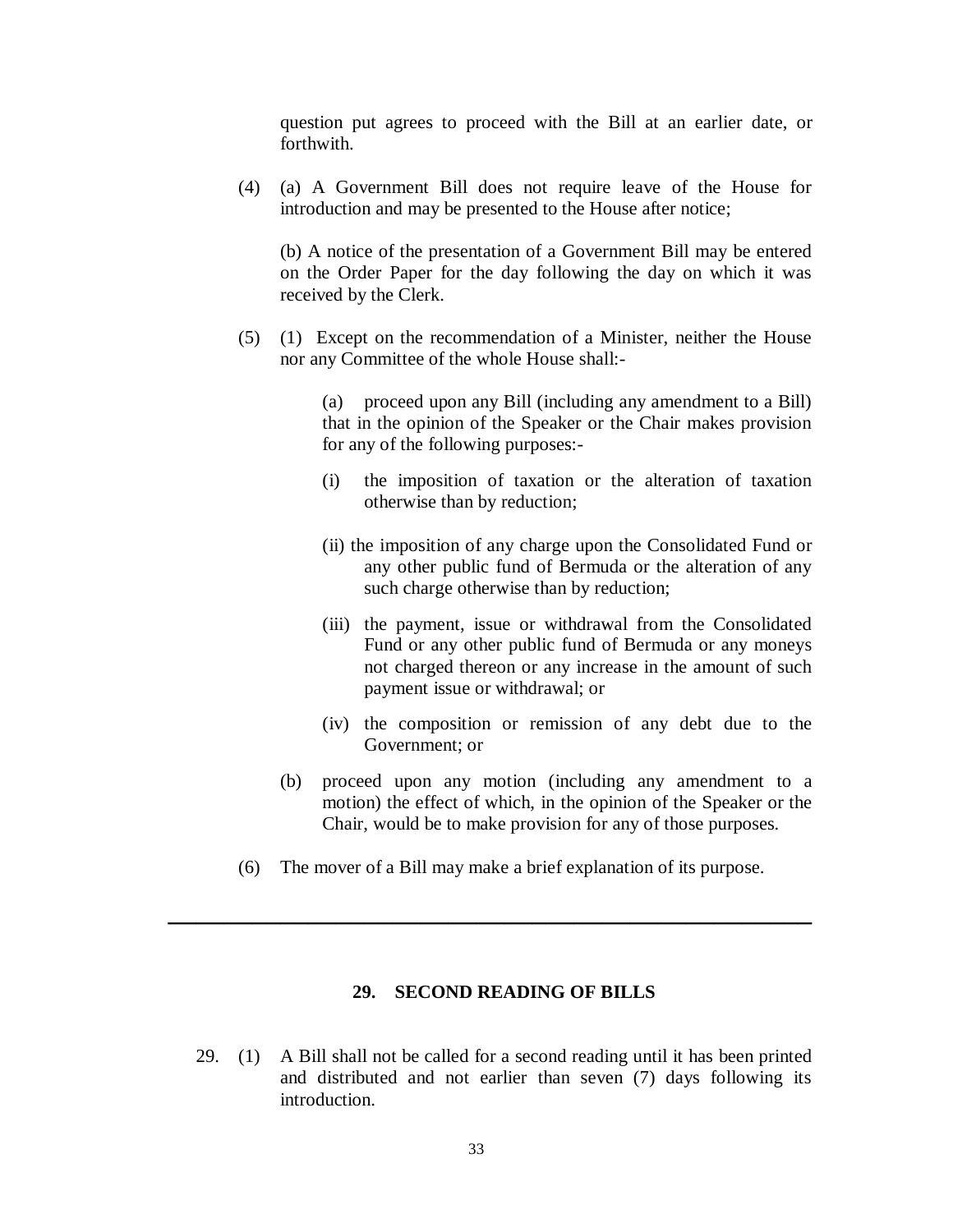question put agrees to proceed with the Bill at an earlier date, or forthwith.

(4) (a) A Government Bill does not require leave of the House for introduction and may be presented to the House after notice;

(b) A notice of the presentation of a Government Bill may be entered on the Order Paper for the day following the day on which it was received by the Clerk.

(5) (1) Except on the recommendation of a Minister, neither the House nor any Committee of the whole House shall:-

(a) proceed upon any Bill (including any amendment to a Bill) that in the opinion of the Speaker or the Chair makes provision for any of the following purposes:-

(i) the imposition of taxation or the alteration of taxation otherwise than by reduction;

(ii) the imposition of any charge upon the Consolidated Fund or any other public fund of Bermuda or the alteration of any such charge otherwise than by reduction;

(iii) the payment, issue or withdrawal from the Consolidated Fund or any other public fund of Bermuda or any moneys not charged thereon or any increase in the amount of such payment issue or withdrawal; or

(iv) the composition or remission of any debt due to the Government; or

(b) proceed upon any motion (including any amendment to a motion) the effect of which, in the opinion of the Speaker or the Chair, would be to make provision for any of those purposes.

(6) The mover of a Bill may make a brief explanation of its purpose.

---

## 29. SECOND READING OF BILLS

29. (1) A Bill shall not be called for a second reading until it has been printed and distributed and not earlier than seven (7) days following its introduction.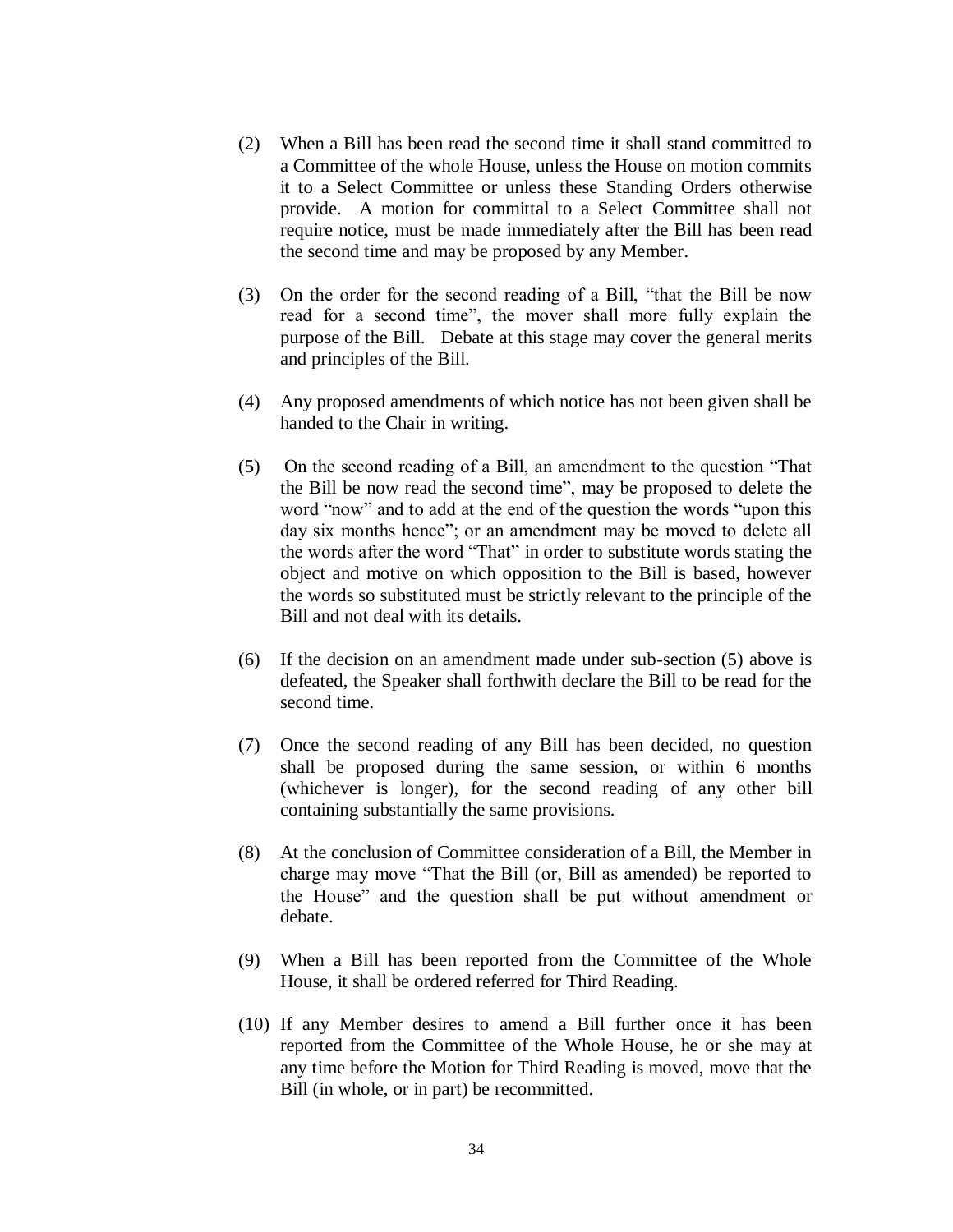(2) When a Bill has been read the second time it shall stand committed to a Committee of the whole House, unless the House on motion commits it to a Select Committee or unless these Standing Orders otherwise provide. A motion for committal to a Select Committee shall not require notice, must be made immediately after the Bill has been read the second time and may be proposed by any Member.

(3) On the order for the second reading of a Bill, "that the Bill be now read for a second time", the mover shall more fully explain the purpose of the Bill. Debate at this stage may cover the general merits and principles of the Bill.

(4) Any proposed amendments of which notice has not been given shall be handed to the Chair in writing.

(5) On the second reading of a Bill, an amendment to the question "That the Bill be now read the second time", may be proposed to delete the word "now" and to add at the end of the question the words "upon this day six months hence"; or an amendment may be moved to delete all the words after the word "That" in order to substitute words stating the object and motive on which opposition to the Bill is based, however the words so substituted must be strictly relevant to the principle of the Bill and not deal with its details.

(6) If the decision on an amendment made under sub-section (5) above is defeated, the Speaker shall forthwith declare the Bill to be read for the second time.

(7) Once the second reading of any Bill has been decided, no question shall be proposed during the same session, or within 6 months (whichever is longer), for the second reading of any other bill containing substantially the same provisions.

(8) At the conclusion of Committee consideration of a Bill, the Member in charge may move "That the Bill (or, Bill as amended) be reported to the House" and the question shall be put without amendment or debate.

(9) When a Bill has been reported from the Committee of the Whole House, it shall be ordered referred for Third Reading.

(10) If any Member desires to amend a Bill further once it has been reported from the Committee of the Whole House, he or she may at any time before the Motion for Third Reading is moved, move that the Bill (in whole, or in part) be recommitted.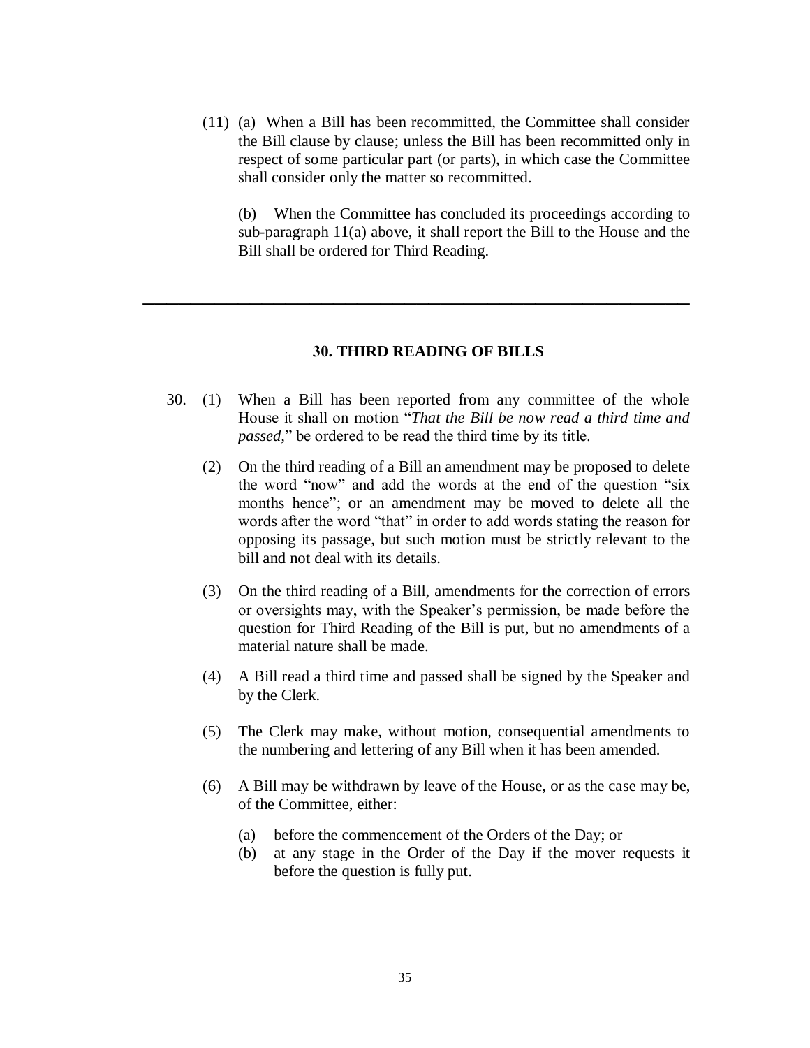(11) (a) When a Bill has been recommitted, the Committee shall consider the Bill clause by clause; unless the Bill has been recommitted only in respect of some particular part (or parts), in which case the Committee shall consider only the matter so recommitted.

(b) When the Committee has concluded its proceedings according to sub-paragraph 11(a) above, it shall report the Bill to the House and the Bill shall be ordered for Third Reading.

---

## 30. THIRD READING OF BILLS

30. (1) When a Bill has been reported from any committee of the whole House it shall on motion "*That the Bill be now read a third time and passed*," be ordered to be read the third time by its title.

(2) On the third reading of a Bill an amendment may be proposed to delete the word "now" and add the words at the end of the question "six months hence"; or an amendment may be moved to delete all the words after the word "that" in order to add words stating the reason for opposing its passage, but such motion must be strictly relevant to the bill and not deal with its details.

(3) On the third reading of a Bill, amendments for the correction of errors or oversights may, with the Speaker's permission, be made before the question for Third Reading of the Bill is put, but no amendments of a material nature shall be made.

(4) A Bill read a third time and passed shall be signed by the Speaker and by the Clerk.

(5) The Clerk may make, without motion, consequential amendments to the numbering and lettering of any Bill when it has been amended.

(6) A Bill may be withdrawn by leave of the House, or as the case may be, of the Committee, either:

(a) before the commencement of the Orders of the Day; or
(b) at any stage in the Order of the Day if the mover requests it before the question is fully put.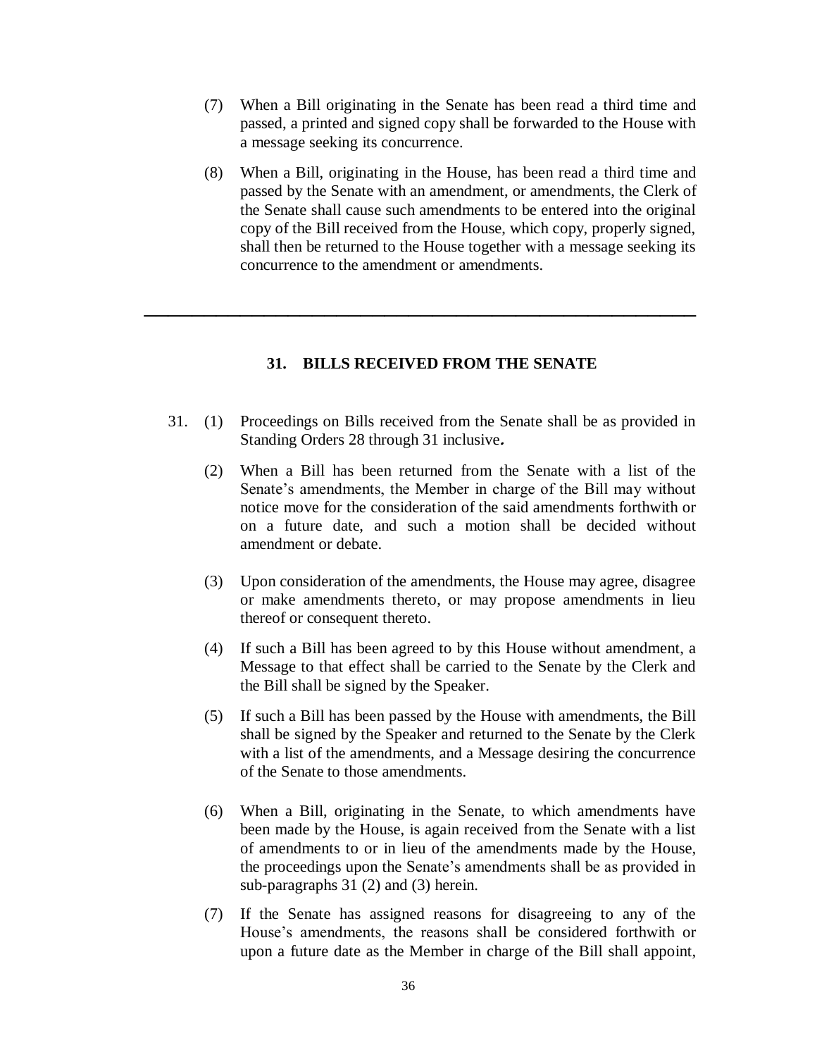(7) When a Bill originating in the Senate has been read a third time and passed, a printed and signed copy shall be forwarded to the House with a message seeking its concurrence.

(8) When a Bill, originating in the House, has been read a third time and passed by the Senate with an amendment, or amendments, the Clerk of the Senate shall cause such amendments to be entered into the original copy of the Bill received from the House, which copy, properly signed, shall then be returned to the House together with a message seeking its concurrence to the amendment or amendments.

---

## 31. BILLS RECEIVED FROM THE SENATE

31. (1) Proceedings on Bills received from the Senate shall be as provided in Standing Orders 28 through 31 inclusive**.**

(2) When a Bill has been returned from the Senate with a list of the Senate's amendments, the Member in charge of the Bill may without notice move for the consideration of the said amendments forthwith or on a future date, and such a motion shall be decided without amendment or debate.

(3) Upon consideration of the amendments, the House may agree, disagree or make amendments thereto, or may propose amendments in lieu thereof or consequent thereto.

(4) If such a Bill has been agreed to by this House without amendment, a Message to that effect shall be carried to the Senate by the Clerk and the Bill shall be signed by the Speaker.

(5) If such a Bill has been passed by the House with amendments, the Bill shall be signed by the Speaker and returned to the Senate by the Clerk with a list of the amendments, and a Message desiring the concurrence of the Senate to those amendments.

(6) When a Bill, originating in the Senate, to which amendments have been made by the House, is again received from the Senate with a list of amendments to or in lieu of the amendments made by the House, the proceedings upon the Senate's amendments shall be as provided in sub-paragraphs 31 (2) and (3) herein.

(7) If the Senate has assigned reasons for disagreeing to any of the House's amendments, the reasons shall be considered forthwith or upon a future date as the Member in charge of the Bill shall appoint,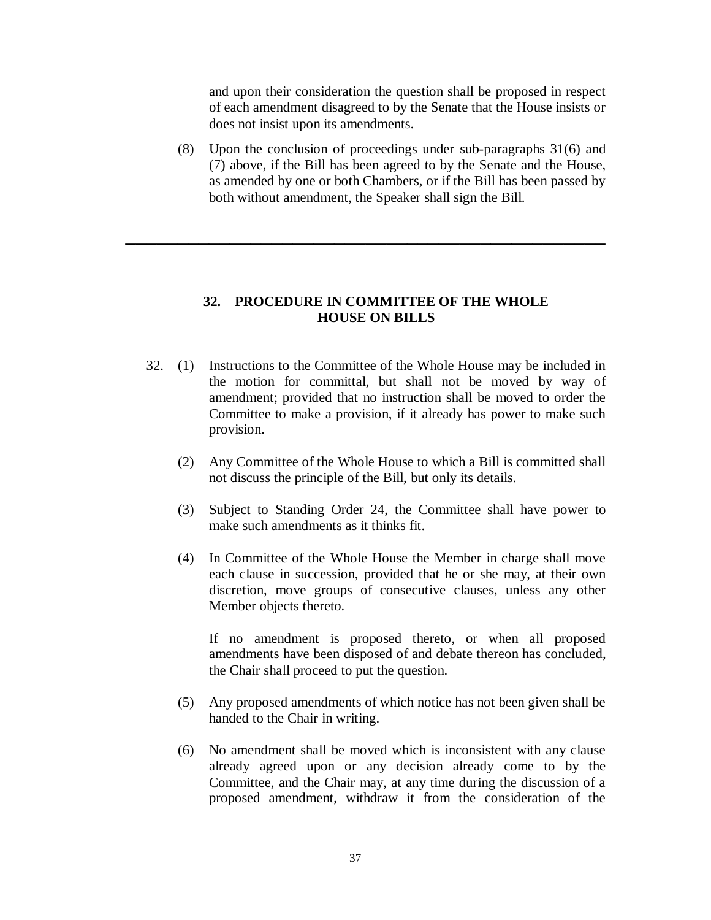and upon their consideration the question shall be proposed in respect of each amendment disagreed to by the Senate that the House insists or does not insist upon its amendments.

(8) Upon the conclusion of proceedings under sub-paragraphs 31(6) and (7) above, if the Bill has been agreed to by the Senate and the House, as amended by one or both Chambers, or if the Bill has been passed by both without amendment, the Speaker shall sign the Bill.

---

## 32. PROCEDURE IN COMMITTEE OF THE WHOLE HOUSE ON BILLS

32. (1) Instructions to the Committee of the Whole House may be included in the motion for committal, but shall not be moved by way of amendment; provided that no instruction shall be moved to order the Committee to make a provision, if it already has power to make such provision.

(2) Any Committee of the Whole House to which a Bill is committed shall not discuss the principle of the Bill, but only its details.

(3) Subject to Standing Order 24, the Committee shall have power to make such amendments as it thinks fit.

(4) In Committee of the Whole House the Member in charge shall move each clause in succession, provided that he or she may, at their own discretion, move groups of consecutive clauses, unless any other Member objects thereto.

If no amendment is proposed thereto, or when all proposed amendments have been disposed of and debate thereon has concluded, the Chair shall proceed to put the question.

(5) Any proposed amendments of which notice has not been given shall be handed to the Chair in writing.

(6) No amendment shall be moved which is inconsistent with any clause already agreed upon or any decision already come to by the Committee, and the Chair may, at any time during the discussion of a proposed amendment, withdraw it from the consideration of the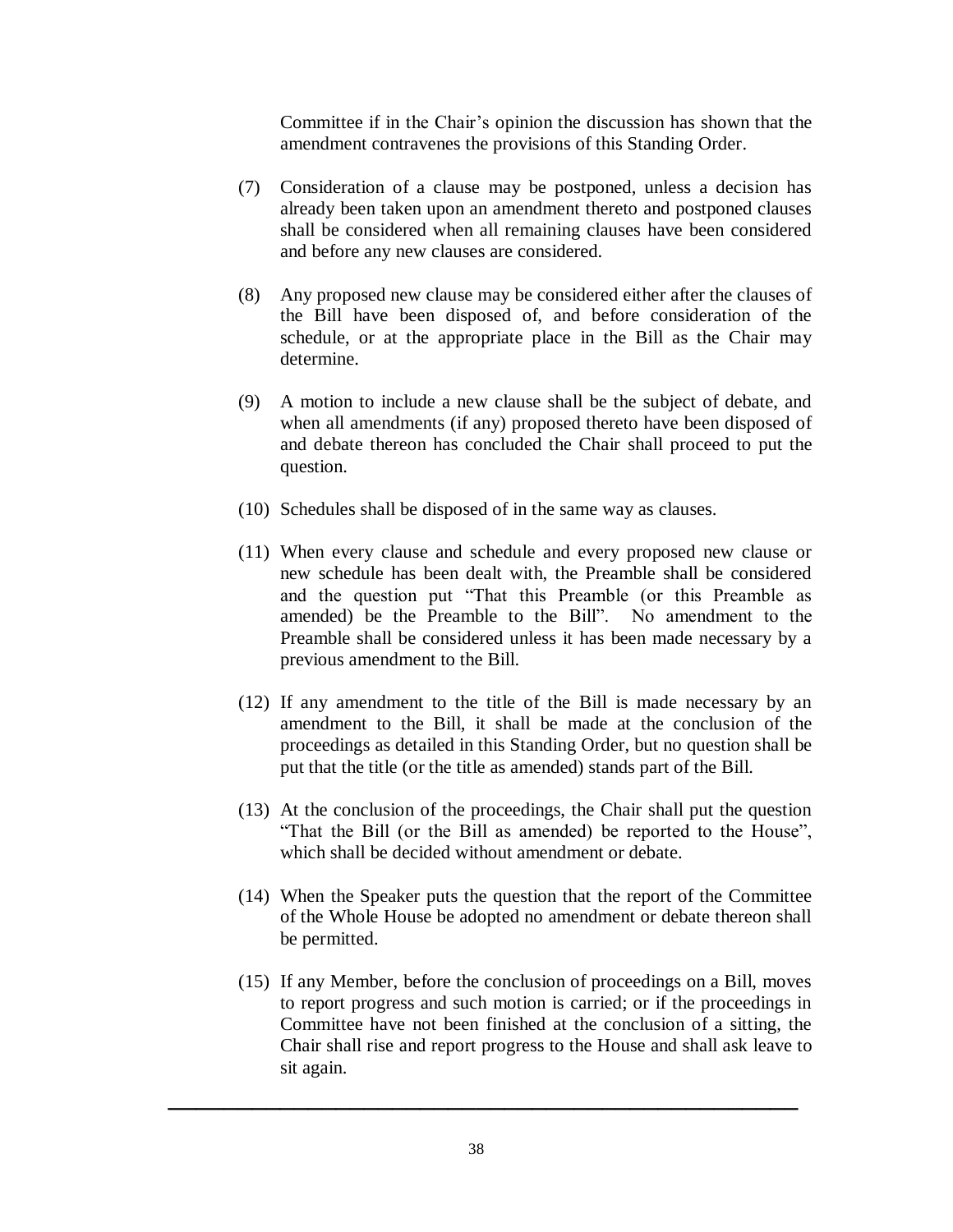Committee if in the Chair's opinion the discussion has shown that the amendment contravenes the provisions of this Standing Order.

(7) Consideration of a clause may be postponed, unless a decision has already been taken upon an amendment thereto and postponed clauses shall be considered when all remaining clauses have been considered and before any new clauses are considered.

(8) Any proposed new clause may be considered either after the clauses of the Bill have been disposed of, and before consideration of the schedule, or at the appropriate place in the Bill as the Chair may determine.

(9) A motion to include a new clause shall be the subject of debate, and when all amendments (if any) proposed thereto have been disposed of and debate thereon has concluded the Chair shall proceed to put the question.

(10) Schedules shall be disposed of in the same way as clauses.

(11) When every clause and schedule and every proposed new clause or new schedule has been dealt with, the Preamble shall be considered and the question put "That this Preamble (or this Preamble as amended) be the Preamble to the Bill". No amendment to the Preamble shall be considered unless it has been made necessary by a previous amendment to the Bill.

(12) If any amendment to the title of the Bill is made necessary by an amendment to the Bill, it shall be made at the conclusion of the proceedings as detailed in this Standing Order, but no question shall be put that the title (or the title as amended) stands part of the Bill.

(13) At the conclusion of the proceedings, the Chair shall put the question "That the Bill (or the Bill as amended) be reported to the House", which shall be decided without amendment or debate.

(14) When the Speaker puts the question that the report of the Committee of the Whole House be adopted no amendment or debate thereon shall be permitted.

(15) If any Member, before the conclusion of proceedings on a Bill, moves to report progress and such motion is carried; or if the proceedings in Committee have not been finished at the conclusion of a sitting, the Chair shall rise and report progress to the House and shall ask leave to sit again.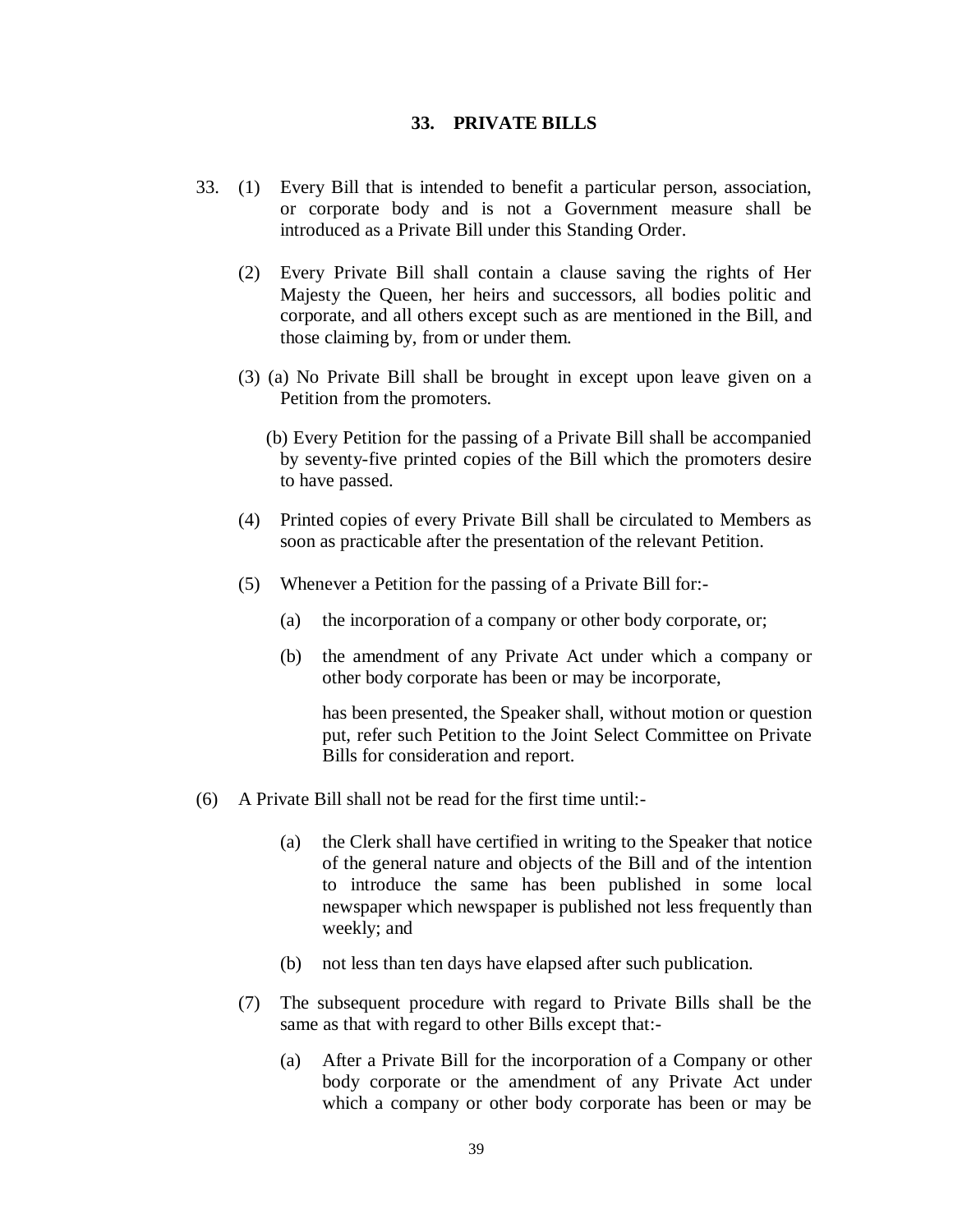## 33. PRIVATE BILLS

33. (1) Every Bill that is intended to benefit a particular person, association, or corporate body and is not a Government measure shall be introduced as a Private Bill under this Standing Order.

(2) Every Private Bill shall contain a clause saving the rights of Her Majesty the Queen, her heirs and successors, all bodies politic and corporate, and all others except such as are mentioned in the Bill, and those claiming by, from or under them.

(3) (a) No Private Bill shall be brought in except upon leave given on a Petition from the promoters.

(b) Every Petition for the passing of a Private Bill shall be accompanied by seventy-five printed copies of the Bill which the promoters desire to have passed.

(4) Printed copies of every Private Bill shall be circulated to Members as soon as practicable after the presentation of the relevant Petition.

(5) Whenever a Petition for the passing of a Private Bill for:-

(a) the incorporation of a company or other body corporate, or;

(b) the amendment of any Private Act under which a company or other body corporate has been or may be incorporate,

has been presented, the Speaker shall, without motion or question put, refer such Petition to the Joint Select Committee on Private Bills for consideration and report.

(6) A Private Bill shall not be read for the first time until:-

(a) the Clerk shall have certified in writing to the Speaker that notice of the general nature and objects of the Bill and of the intention to introduce the same has been published in some local newspaper which newspaper is published not less frequently than weekly; and

(b) not less than ten days have elapsed after such publication.

(7) The subsequent procedure with regard to Private Bills shall be the same as that with regard to other Bills except that:-

(a) After a Private Bill for the incorporation of a Company or other body corporate or the amendment of any Private Act under which a company or other body corporate has been or may be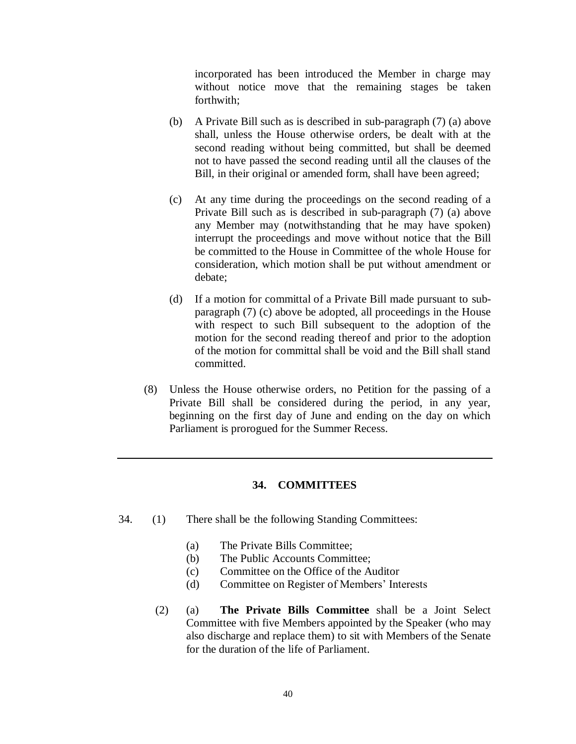incorporated has been introduced the Member in charge may without notice move that the remaining stages be taken forthwith;

(b) A Private Bill such as is described in sub-paragraph (7) (a) above shall, unless the House otherwise orders, be dealt with at the second reading without being committed, but shall be deemed not to have passed the second reading until all the clauses of the Bill, in their original or amended form, shall have been agreed;

(c) At any time during the proceedings on the second reading of a Private Bill such as is described in sub-paragraph (7) (a) above any Member may (notwithstanding that he may have spoken) interrupt the proceedings and move without notice that the Bill be committed to the House in Committee of the whole House for consideration, which motion shall be put without amendment or debate;

(d) If a motion for committal of a Private Bill made pursuant to sub-paragraph (7) (c) above be adopted, all proceedings in the House with respect to such Bill subsequent to the adoption of the motion for the second reading thereof and prior to the adoption of the motion for committal shall be void and the Bill shall stand committed.

(8) Unless the House otherwise orders, no Petition for the passing of a Private Bill shall be considered during the period, in any year, beginning on the first day of June and ending on the day on which Parliament is prorogued for the Summer Recess.

---

## 34. COMMITTEES

34. (1) There shall be the following Standing Committees:

(a) The Private Bills Committee;
(b) The Public Accounts Committee;
(c) Committee on the Office of the Auditor
(d) Committee on Register of Members' Interests

(2) (a) **The Private Bills Committee** shall be a Joint Select Committee with five Members appointed by the Speaker (who may also discharge and replace them) to sit with Members of the Senate for the duration of the life of Parliament.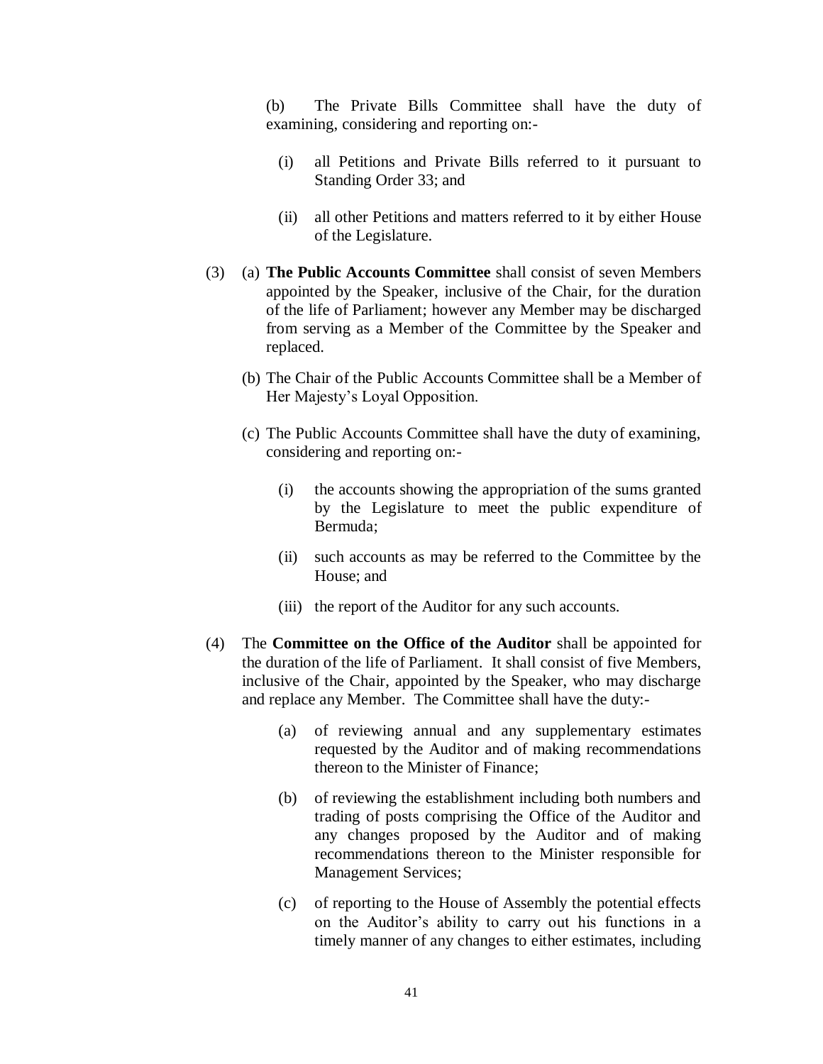(b) The Private Bills Committee shall have the duty of examining, considering and reporting on:-

(i) all Petitions and Private Bills referred to it pursuant to Standing Order 33; and

(ii) all other Petitions and matters referred to it by either House of the Legislature.

(3) (a) **The Public Accounts Committee** shall consist of seven Members appointed by the Speaker, inclusive of the Chair, for the duration of the life of Parliament; however any Member may be discharged from serving as a Member of the Committee by the Speaker and replaced.

(b) The Chair of the Public Accounts Committee shall be a Member of Her Majesty's Loyal Opposition.

(c) The Public Accounts Committee shall have the duty of examining, considering and reporting on:-

(i) the accounts showing the appropriation of the sums granted by the Legislature to meet the public expenditure of Bermuda;

(ii) such accounts as may be referred to the Committee by the House; and

(iii) the report of the Auditor for any such accounts.

(4) The **Committee on the Office of the Auditor** shall be appointed for the duration of the life of Parliament. It shall consist of five Members, inclusive of the Chair, appointed by the Speaker, who may discharge and replace any Member. The Committee shall have the duty:-

(a) of reviewing annual and any supplementary estimates requested by the Auditor and of making recommendations thereon to the Minister of Finance;

(b) of reviewing the establishment including both numbers and trading of posts comprising the Office of the Auditor and any changes proposed by the Auditor and of making recommendations thereon to the Minister responsible for Management Services;

(c) of reporting to the House of Assembly the potential effects on the Auditor's ability to carry out his functions in a timely manner of any changes to either estimates, including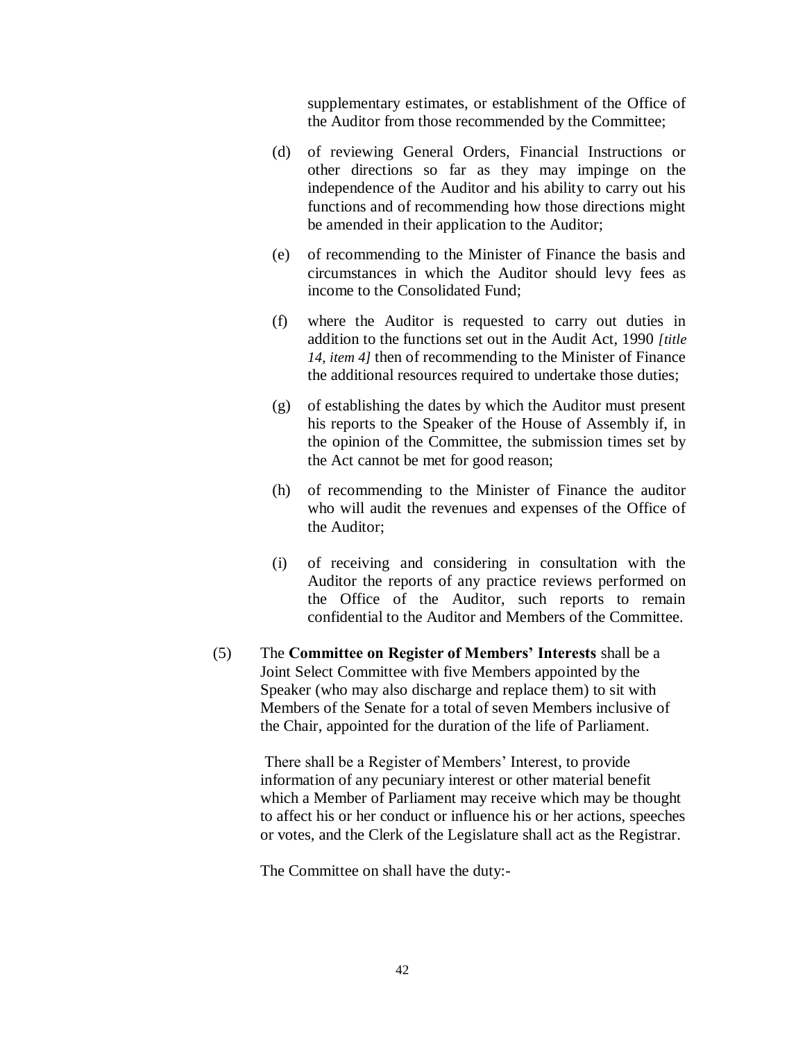supplementary estimates, or establishment of the Office of the Auditor from those recommended by the Committee;

(d) of reviewing General Orders, Financial Instructions or other directions so far as they may impinge on the independence of the Auditor and his ability to carry out his functions and of recommending how those directions might be amended in their application to the Auditor;

(e) of recommending to the Minister of Finance the basis and circumstances in which the Auditor should levy fees as income to the Consolidated Fund;

(f) where the Auditor is requested to carry out duties in addition to the functions set out in the Audit Act, 1990 *[title 14, item 4]* then of recommending to the Minister of Finance the additional resources required to undertake those duties;

(g) of establishing the dates by which the Auditor must present his reports to the Speaker of the House of Assembly if, in the opinion of the Committee, the submission times set by the Act cannot be met for good reason;

(h) of recommending to the Minister of Finance the auditor who will audit the revenues and expenses of the Office of the Auditor;

(i) of receiving and considering in consultation with the Auditor the reports of any practice reviews performed on the Office of the Auditor, such reports to remain confidential to the Auditor and Members of the Committee.

(5) The **Committee on Register of Members' Interests** shall be a Joint Select Committee with five Members appointed by the Speaker (who may also discharge and replace them) to sit with Members of the Senate for a total of seven Members inclusive of the Chair, appointed for the duration of the life of Parliament.

There shall be a Register of Members' Interest, to provide information of any pecuniary interest or other material benefit which a Member of Parliament may receive which may be thought to affect his or her conduct or influence his or her actions, speeches or votes, and the Clerk of the Legislature shall act as the Registrar.

The Committee on shall have the duty:-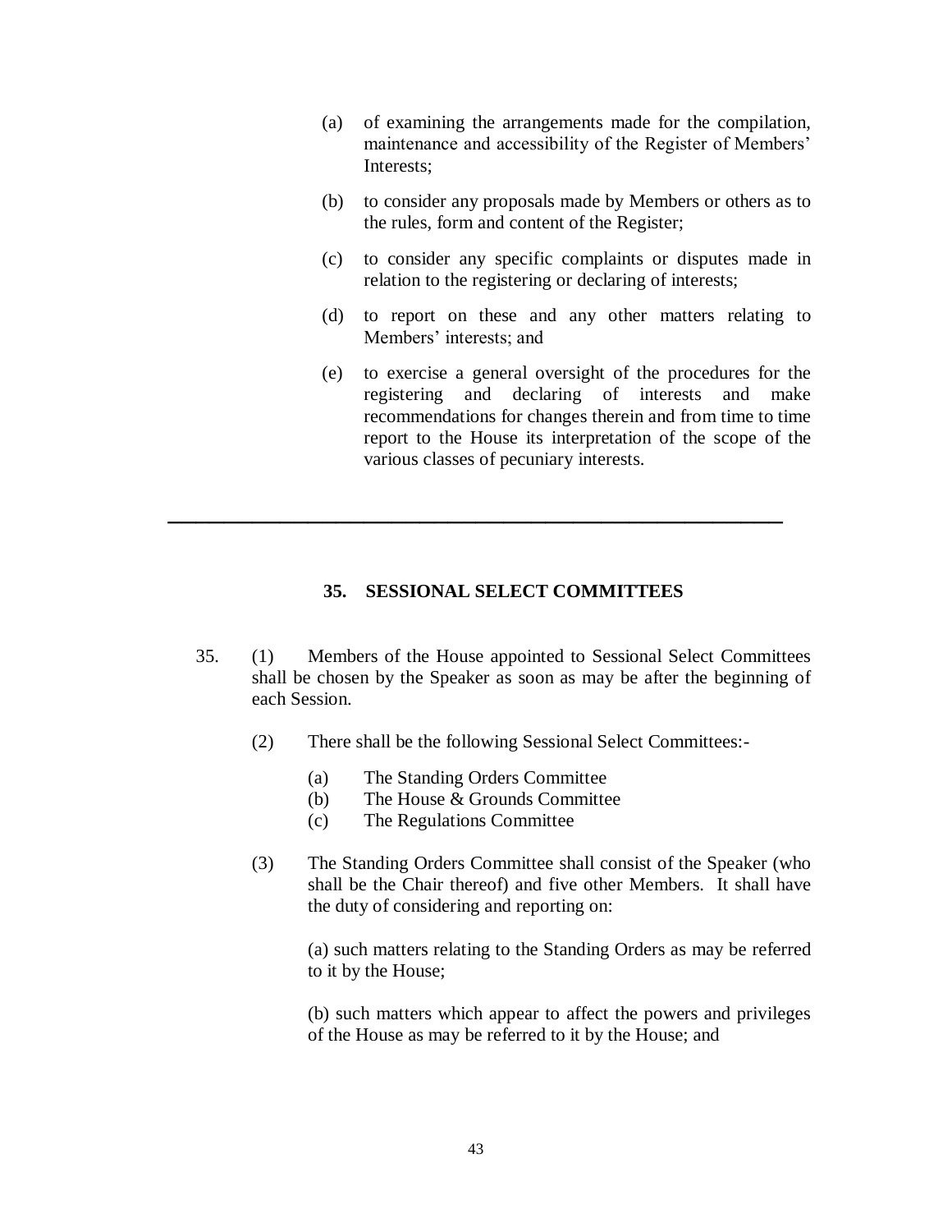(a) of examining the arrangements made for the compilation, maintenance and accessibility of the Register of Members' Interests;

(b) to consider any proposals made by Members or others as to the rules, form and content of the Register;

(c) to consider any specific complaints or disputes made in relation to the registering or declaring of interests;

(d) to report on these and any other matters relating to Members' interests; and

(e) to exercise a general oversight of the procedures for the registering and declaring of interests and make recommendations for changes therein and from time to time report to the House its interpretation of the scope of the various classes of pecuniary interests.

---

## 35. SESSIONAL SELECT COMMITTEES

35. (1) Members of the House appointed to Sessional Select Committees shall be chosen by the Speaker as soon as may be after the beginning of each Session.

(2) There shall be the following Sessional Select Committees:-

(a) The Standing Orders Committee
(b) The House & Grounds Committee
(c) The Regulations Committee

(3) The Standing Orders Committee shall consist of the Speaker (who shall be the Chair thereof) and five other Members. It shall have the duty of considering and reporting on:

(a) such matters relating to the Standing Orders as may be referred to it by the House;

(b) such matters which appear to affect the powers and privileges of the House as may be referred to it by the House; and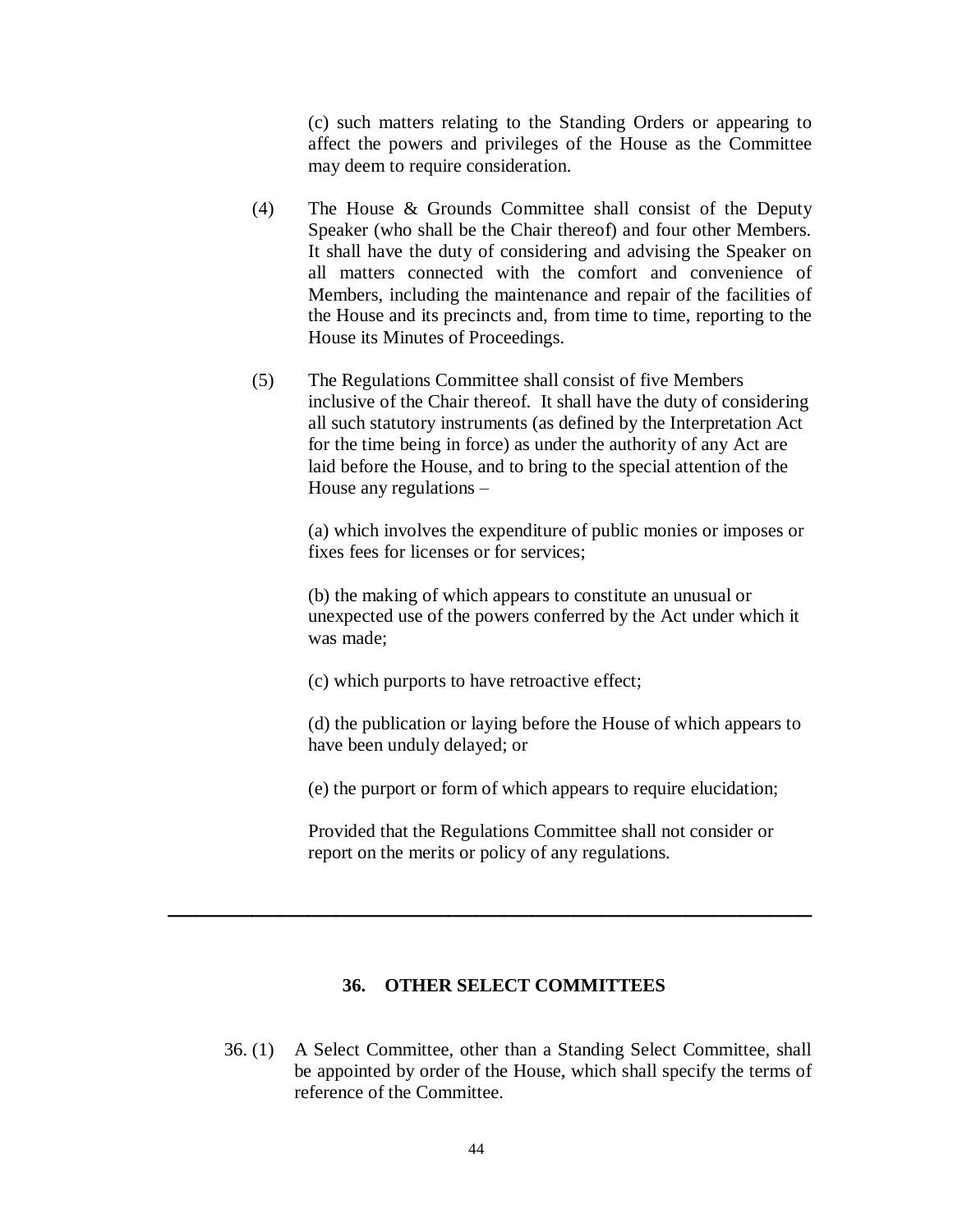(c) such matters relating to the Standing Orders or appearing to affect the powers and privileges of the House as the Committee may deem to require consideration.

(4) The House & Grounds Committee shall consist of the Deputy Speaker (who shall be the Chair thereof) and four other Members. It shall have the duty of considering and advising the Speaker on all matters connected with the comfort and convenience of Members, including the maintenance and repair of the facilities of the House and its precincts and, from time to time, reporting to the House its Minutes of Proceedings.

(5) The Regulations Committee shall consist of five Members inclusive of the Chair thereof. It shall have the duty of considering all such statutory instruments (as defined by the Interpretation Act for the time being in force) as under the authority of any Act are laid before the House, and to bring to the special attention of the House any regulations –

(a) which involves the expenditure of public monies or imposes or fixes fees for licenses or for services;

(b) the making of which appears to constitute an unusual or unexpected use of the powers conferred by the Act under which it was made;

(c) which purports to have retroactive effect;

(d) the publication or laying before the House of which appears to have been unduly delayed; or

(e) the purport or form of which appears to require elucidation;

Provided that the Regulations Committee shall not consider or report on the merits or policy of any regulations.

---

### 36. OTHER SELECT COMMITTEES

36. (1) A Select Committee, other than a Standing Select Committee, shall be appointed by order of the House, which shall specify the terms of reference of the Committee.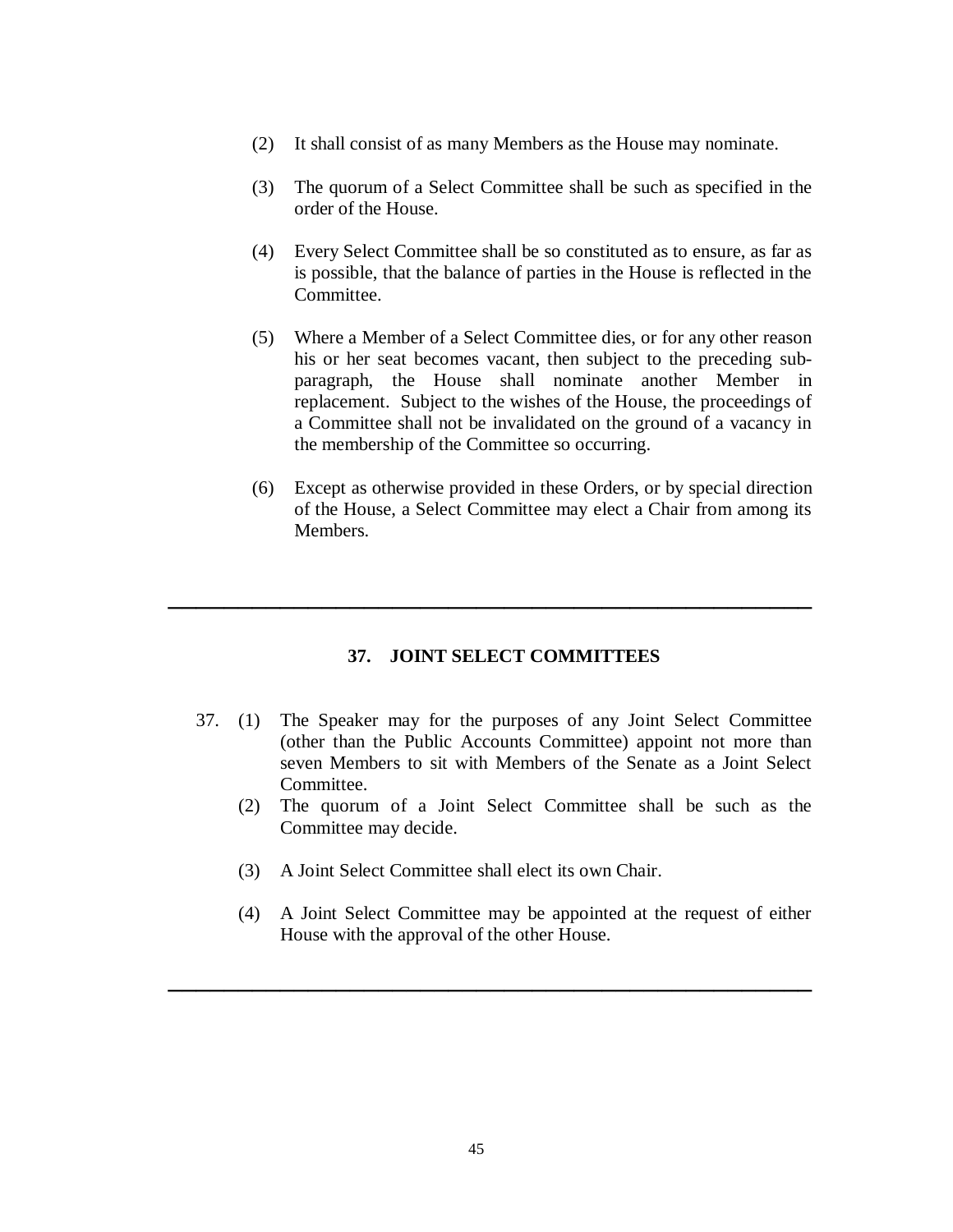(2) It shall consist of as many Members as the House may nominate.

(3) The quorum of a Select Committee shall be such as specified in the order of the House.

(4) Every Select Committee shall be so constituted as to ensure, as far as is possible, that the balance of parties in the House is reflected in the Committee.

(5) Where a Member of a Select Committee dies, or for any other reason his or her seat becomes vacant, then subject to the preceding sub-paragraph, the House shall nominate another Member in replacement. Subject to the wishes of the House, the proceedings of a Committee shall not be invalidated on the ground of a vacancy in the membership of the Committee so occurring.

(6) Except as otherwise provided in these Orders, or by special direction of the House, a Select Committee may elect a Chair from among its Members.

---

## 37. JOINT SELECT COMMITTEES

37. (1) The Speaker may for the purposes of any Joint Select Committee (other than the Public Accounts Committee) appoint not more than seven Members to sit with Members of the Senate as a Joint Select Committee.

(2) The quorum of a Joint Select Committee shall be such as the Committee may decide.

(3) A Joint Select Committee shall elect its own Chair.

(4) A Joint Select Committee may be appointed at the request of either House with the approval of the other House.

---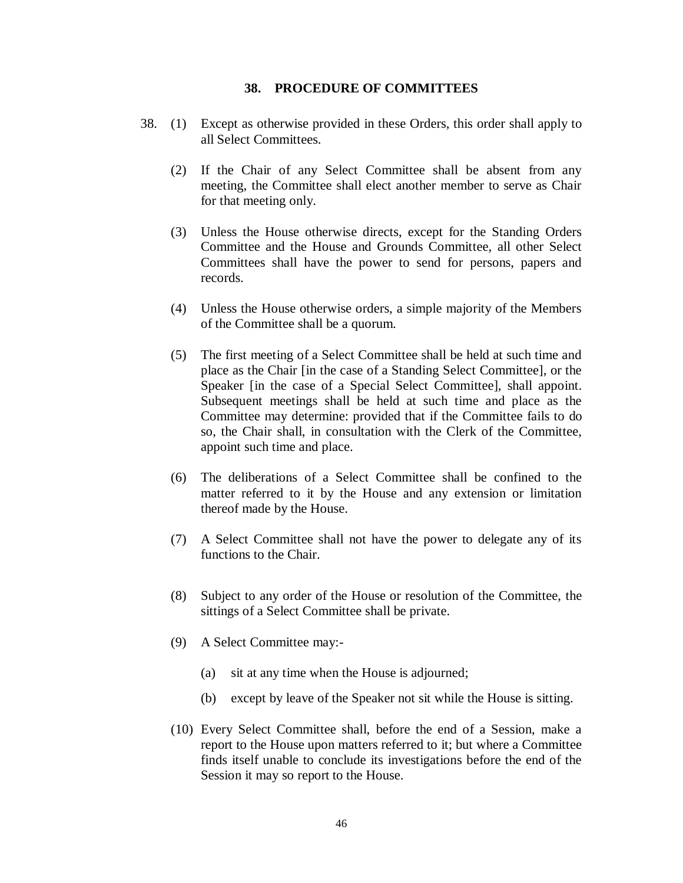## 38. PROCEDURE OF COMMITTEES

38. (1) Except as otherwise provided in these Orders, this order shall apply to all Select Committees.

(2) If the Chair of any Select Committee shall be absent from any meeting, the Committee shall elect another member to serve as Chair for that meeting only.

(3) Unless the House otherwise directs, except for the Standing Orders Committee and the House and Grounds Committee, all other Select Committees shall have the power to send for persons, papers and records.

(4) Unless the House otherwise orders, a simple majority of the Members of the Committee shall be a quorum.

(5) The first meeting of a Select Committee shall be held at such time and place as the Chair [in the case of a Standing Select Committee], or the Speaker [in the case of a Special Select Committee], shall appoint. Subsequent meetings shall be held at such time and place as the Committee may determine: provided that if the Committee fails to do so, the Chair shall, in consultation with the Clerk of the Committee, appoint such time and place.

(6) The deliberations of a Select Committee shall be confined to the matter referred to it by the House and any extension or limitation thereof made by the House.

(7) A Select Committee shall not have the power to delegate any of its functions to the Chair.

(8) Subject to any order of the House or resolution of the Committee, the sittings of a Select Committee shall be private.

(9) A Select Committee may:-

(a) sit at any time when the House is adjourned;

(b) except by leave of the Speaker not sit while the House is sitting.

(10) Every Select Committee shall, before the end of a Session, make a report to the House upon matters referred to it; but where a Committee finds itself unable to conclude its investigations before the end of the Session it may so report to the House.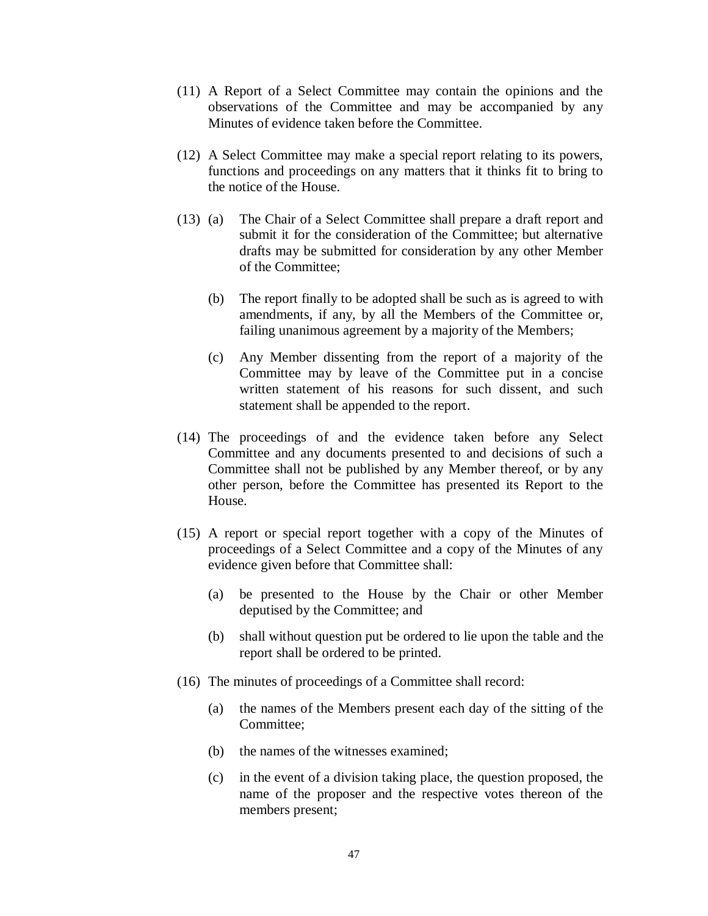(11) A Report of a Select Committee may contain the opinions and the observations of the Committee and may be accompanied by any Minutes of evidence taken before the Committee.

(12) A Select Committee may make a special report relating to its powers, functions and proceedings on any matters that it thinks fit to bring to the notice of the House.

(13) (a) The Chair of a Select Committee shall prepare a draft report and submit it for the consideration of the Committee; but alternative drafts may be submitted for consideration by any other Member of the Committee;

(b) The report finally to be adopted shall be such as is agreed to with amendments, if any, by all the Members of the Committee or, failing unanimous agreement by a majority of the Members;

(c) Any Member dissenting from the report of a majority of the Committee may by leave of the Committee put in a concise written statement of his reasons for such dissent, and such statement shall be appended to the report.

(14) The proceedings of and the evidence taken before any Select Committee and any documents presented to and decisions of such a Committee shall not be published by any Member thereof, or by any other person, before the Committee has presented its Report to the House.

(15) A report or special report together with a copy of the Minutes of proceedings of a Select Committee and a copy of the Minutes of any evidence given before that Committee shall:

(a) be presented to the House by the Chair or other Member deputised by the Committee; and

(b) shall without question put be ordered to lie upon the table and the report shall be ordered to be printed.

(16) The minutes of proceedings of a Committee shall record:

(a) the names of the Members present each day of the sitting of the Committee;

(b) the names of the witnesses examined;

(c) in the event of a division taking place, the question proposed, the name of the proposer and the respective votes thereon of the members present;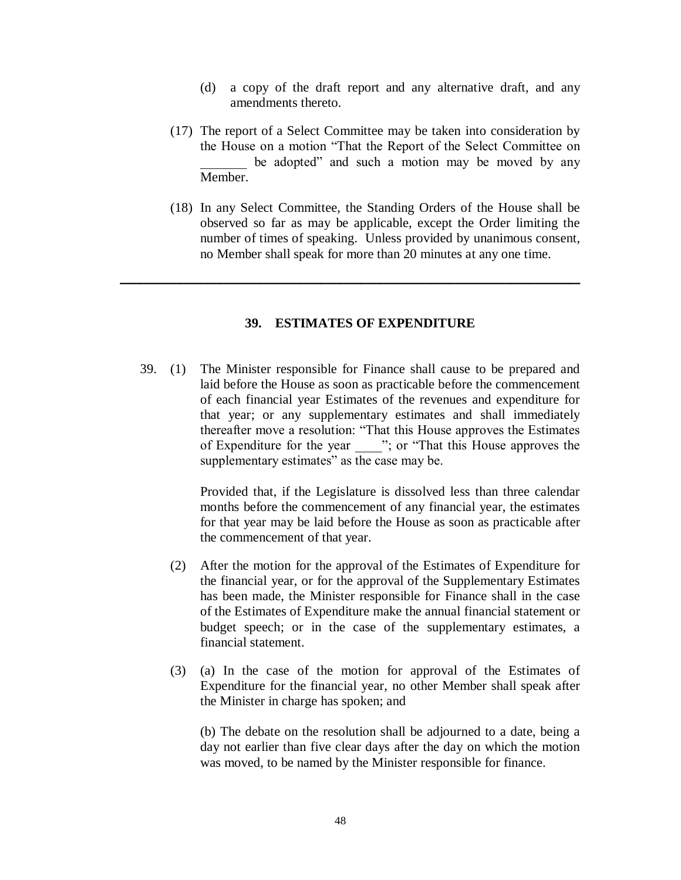(d) a copy of the draft report and any alternative draft, and any amendments thereto.

(17) The report of a Select Committee may be taken into consideration by the House on a motion "That the Report of the Select Committee on _______ be adopted" and such a motion may be moved by any Member.

(18) In any Select Committee, the Standing Orders of the House shall be observed so far as may be applicable, except the Order limiting the number of times of speaking. Unless provided by unanimous consent, no Member shall speak for more than 20 minutes at any one time.

---

## 39. ESTIMATES OF EXPENDITURE

39. (1) The Minister responsible for Finance shall cause to be prepared and laid before the House as soon as practicable before the commencement of each financial year Estimates of the revenues and expenditure for that year; or any supplementary estimates and shall immediately thereafter move a resolution: "That this House approves the Estimates of Expenditure for the year ____"; or "That this House approves the supplementary estimates" as the case may be.

Provided that, if the Legislature is dissolved less than three calendar months before the commencement of any financial year, the estimates for that year may be laid before the House as soon as practicable after the commencement of that year.

(2) After the motion for the approval of the Estimates of Expenditure for the financial year, or for the approval of the Supplementary Estimates has been made, the Minister responsible for Finance shall in the case of the Estimates of Expenditure make the annual financial statement or budget speech; or in the case of the supplementary estimates, a financial statement.

(3) (a) In the case of the motion for approval of the Estimates of Expenditure for the financial year, no other Member shall speak after the Minister in charge has spoken; and

(b) The debate on the resolution shall be adjourned to a date, being a day not earlier than five clear days after the day on which the motion was moved, to be named by the Minister responsible for finance.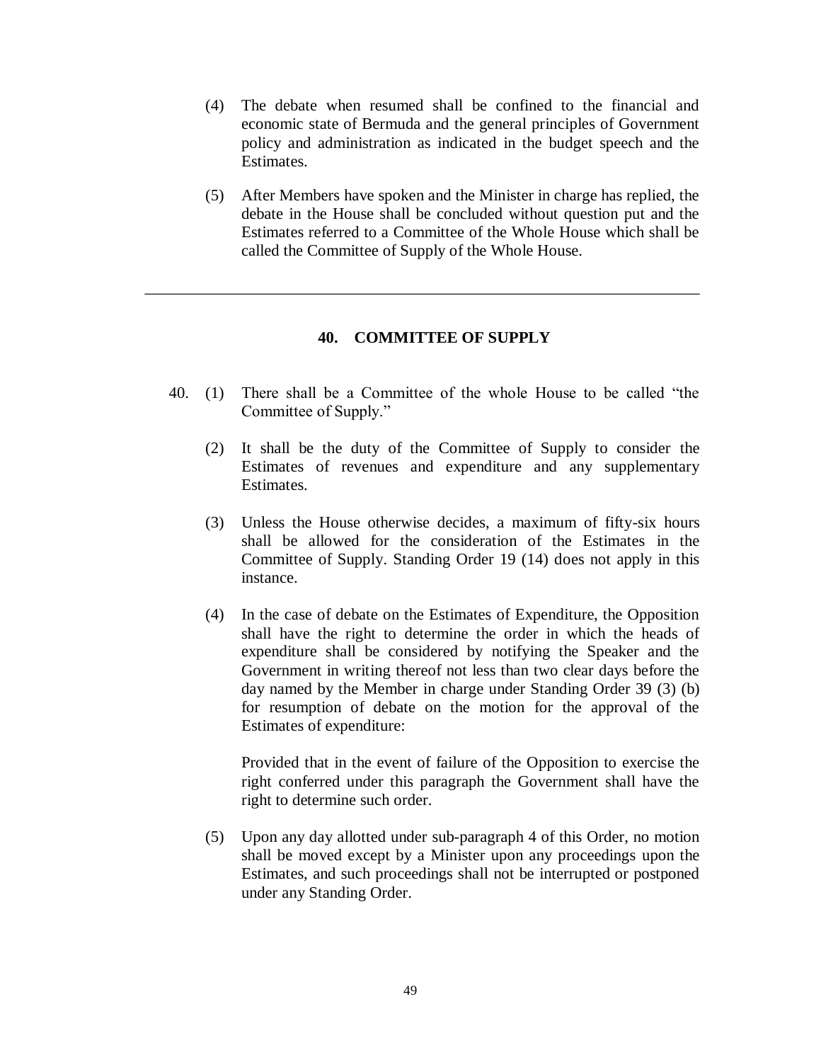(4) The debate when resumed shall be confined to the financial and economic state of Bermuda and the general principles of Government policy and administration as indicated in the budget speech and the Estimates.

(5) After Members have spoken and the Minister in charge has replied, the debate in the House shall be concluded without question put and the Estimates referred to a Committee of the Whole House which shall be called the Committee of Supply of the Whole House.

---

## 40. COMMITTEE OF SUPPLY

40. (1) There shall be a Committee of the whole House to be called "the Committee of Supply."

(2) It shall be the duty of the Committee of Supply to consider the Estimates of revenues and expenditure and any supplementary Estimates.

(3) Unless the House otherwise decides, a maximum of fifty-six hours shall be allowed for the consideration of the Estimates in the Committee of Supply. Standing Order 19 (14) does not apply in this instance.

(4) In the case of debate on the Estimates of Expenditure, the Opposition shall have the right to determine the order in which the heads of expenditure shall be considered by notifying the Speaker and the Government in writing thereof not less than two clear days before the day named by the Member in charge under Standing Order 39 (3) (b) for resumption of debate on the motion for the approval of the Estimates of expenditure:

Provided that in the event of failure of the Opposition to exercise the right conferred under this paragraph the Government shall have the right to determine such order.

(5) Upon any day allotted under sub-paragraph 4 of this Order, no motion shall be moved except by a Minister upon any proceedings upon the Estimates, and such proceedings shall not be interrupted or postponed under any Standing Order.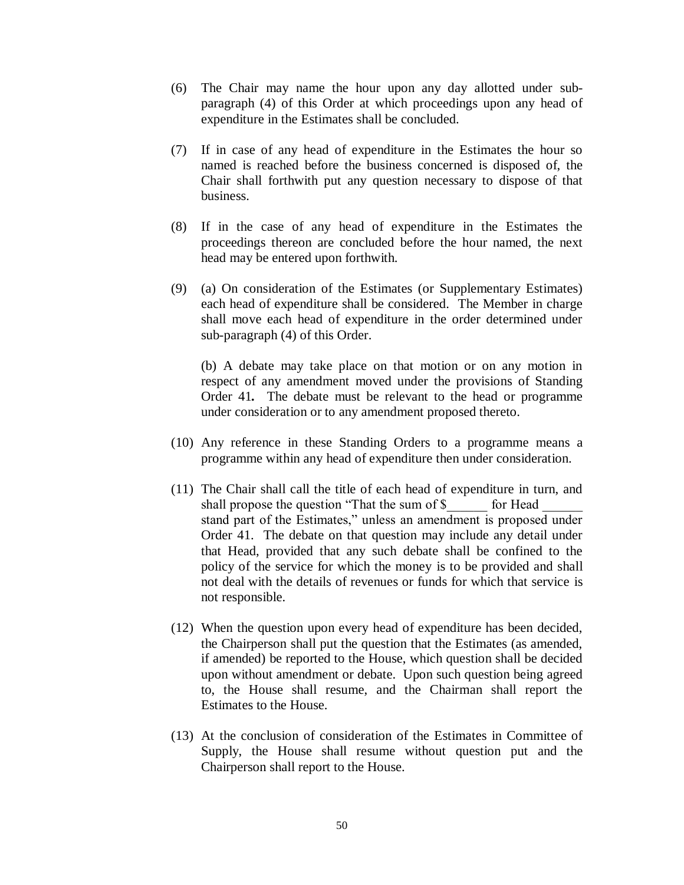(6) The Chair may name the hour upon any day allotted under sub-paragraph (4) of this Order at which proceedings upon any head of expenditure in the Estimates shall be concluded.

(7) If in case of any head of expenditure in the Estimates the hour so named is reached before the business concerned is disposed of, the Chair shall forthwith put any question necessary to dispose of that business.

(8) If in the case of any head of expenditure in the Estimates the proceedings thereon are concluded before the hour named, the next head may be entered upon forthwith.

(9) (a) On consideration of the Estimates (or Supplementary Estimates) each head of expenditure shall be considered. The Member in charge shall move each head of expenditure in the order determined under sub-paragraph (4) of this Order.

(b) A debate may take place on that motion or on any motion in respect of any amendment moved under the provisions of Standing Order 41**.** The debate must be relevant to the head or programme under consideration or to any amendment proposed thereto.

(10) Any reference in these Standing Orders to a programme means a programme within any head of expenditure then under consideration.

(11) The Chair shall call the title of each head of expenditure in turn, and shall propose the question "That the sum of $______ for Head ______ stand part of the Estimates," unless an amendment is proposed under Order 41. The debate on that question may include any detail under that Head, provided that any such debate shall be confined to the policy of the service for which the money is to be provided and shall not deal with the details of revenues or funds for which that service is not responsible.

(12) When the question upon every head of expenditure has been decided, the Chairperson shall put the question that the Estimates (as amended, if amended) be reported to the House, which question shall be decided upon without amendment or debate. Upon such question being agreed to, the House shall resume, and the Chairman shall report the Estimates to the House.

(13) At the conclusion of consideration of the Estimates in Committee of Supply, the House shall resume without question put and the Chairperson shall report to the House.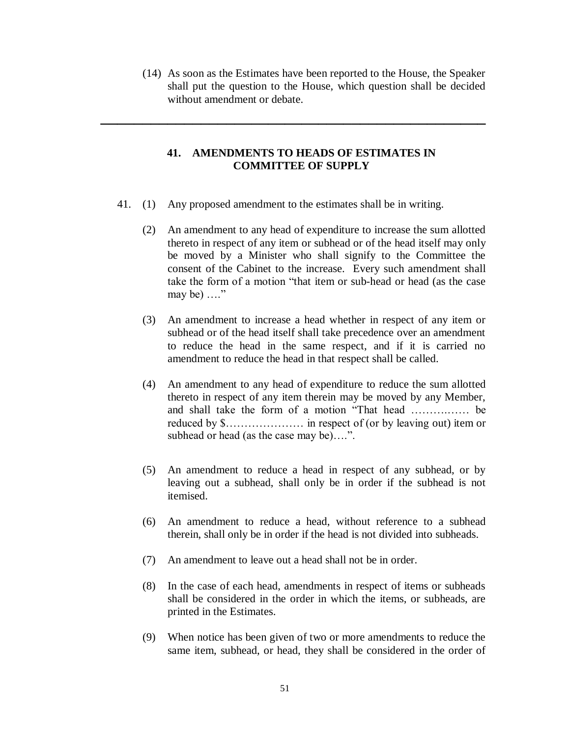(14) As soon as the Estimates have been reported to the House, the Speaker shall put the question to the House, which question shall be decided without amendment or debate.

---

## 41. AMENDMENTS TO HEADS OF ESTIMATES IN COMMITTEE OF SUPPLY

41. (1) Any proposed amendment to the estimates shall be in writing.

(2) An amendment to any head of expenditure to increase the sum allotted thereto in respect of any item or subhead or of the head itself may only be moved by a Minister who shall signify to the Committee the consent of the Cabinet to the increase. Every such amendment shall take the form of a motion "that item or sub-head or head (as the case may be) …."

(3) An amendment to increase a head whether in respect of any item or subhead or of the head itself shall take precedence over an amendment to reduce the head in the same respect, and if it is carried no amendment to reduce the head in that respect shall be called.

(4) An amendment to any head of expenditure to reduce the sum allotted thereto in respect of any item therein may be moved by any Member, and shall take the form of a motion "That head ……….…… be reduced by $………………… in respect of (or by leaving out) item or subhead or head (as the case may be)….".

(5) An amendment to reduce a head in respect of any subhead, or by leaving out a subhead, shall only be in order if the subhead is not itemised.

(6) An amendment to reduce a head, without reference to a subhead therein, shall only be in order if the head is not divided into subheads.

(7) An amendment to leave out a head shall not be in order.

(8) In the case of each head, amendments in respect of items or subheads shall be considered in the order in which the items, or subheads, are printed in the Estimates.

(9) When notice has been given of two or more amendments to reduce the same item, subhead, or head, they shall be considered in the order of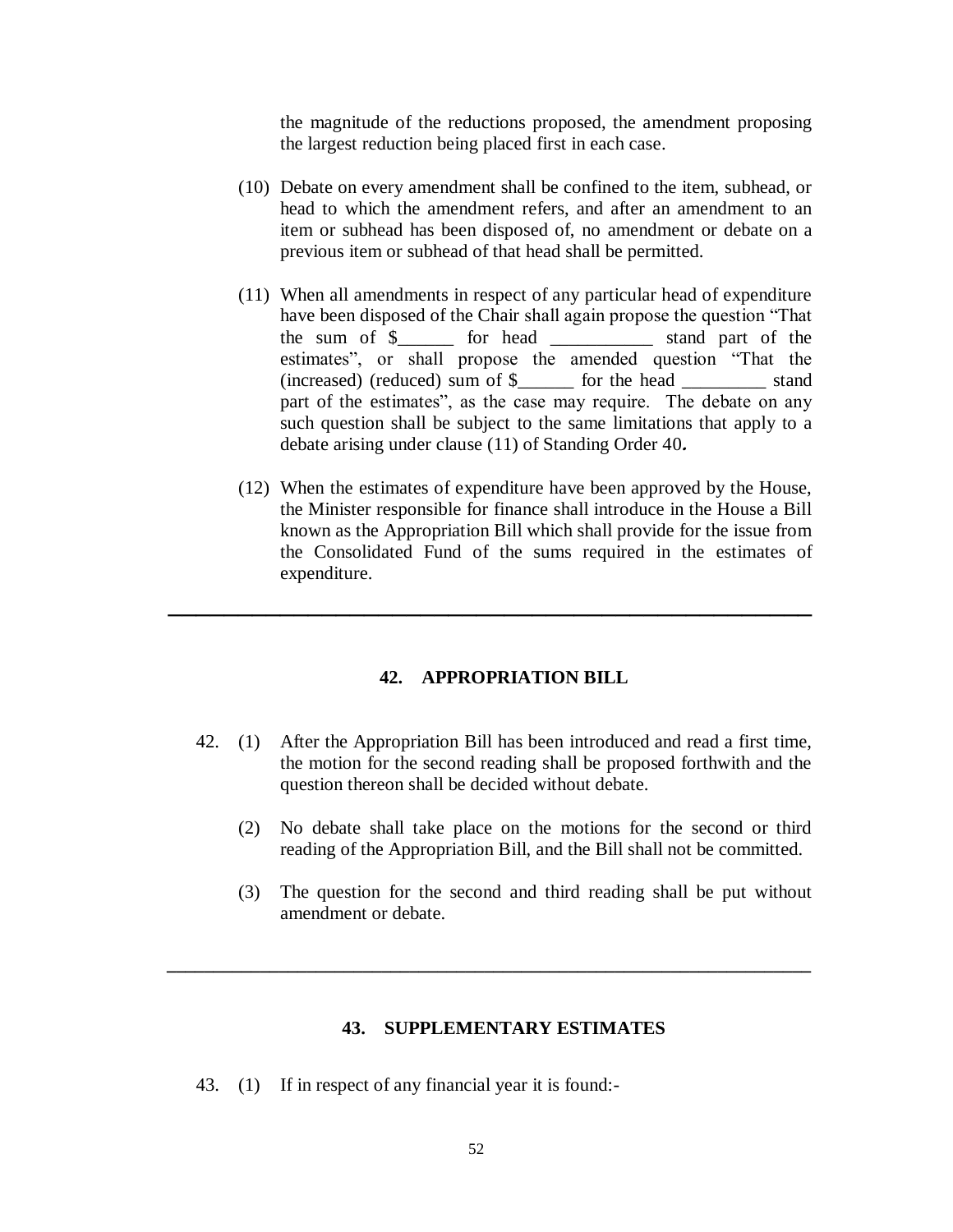the magnitude of the reductions proposed, the amendment proposing the largest reduction being placed first in each case.

(10) Debate on every amendment shall be confined to the item, subhead, or head to which the amendment refers, and after an amendment to an item or subhead has been disposed of, no amendment or debate on a previous item or subhead of that head shall be permitted.

(11) When all amendments in respect of any particular head of expenditure have been disposed of the Chair shall again propose the question "That the sum of $______ for head ___________ stand part of the estimates", or shall propose the amended question "That the (increased) (reduced) sum of $______ for the head _________ stand part of the estimates", as the case may require. The debate on any such question shall be subject to the same limitations that apply to a debate arising under clause (11) of Standing Order 40***.***

(12) When the estimates of expenditure have been approved by the House, the Minister responsible for finance shall introduce in the House a Bill known as the Appropriation Bill which shall provide for the issue from the Consolidated Fund of the sums required in the estimates of expenditure.

---

## 42. APPROPRIATION BILL

42. (1) After the Appropriation Bill has been introduced and read a first time, the motion for the second reading shall be proposed forthwith and the question thereon shall be decided without debate.

(2) No debate shall take place on the motions for the second or third reading of the Appropriation Bill, and the Bill shall not be committed.

(3) The question for the second and third reading shall be put without amendment or debate.

---

## 43. SUPPLEMENTARY ESTIMATES

43. (1) If in respect of any financial year it is found:-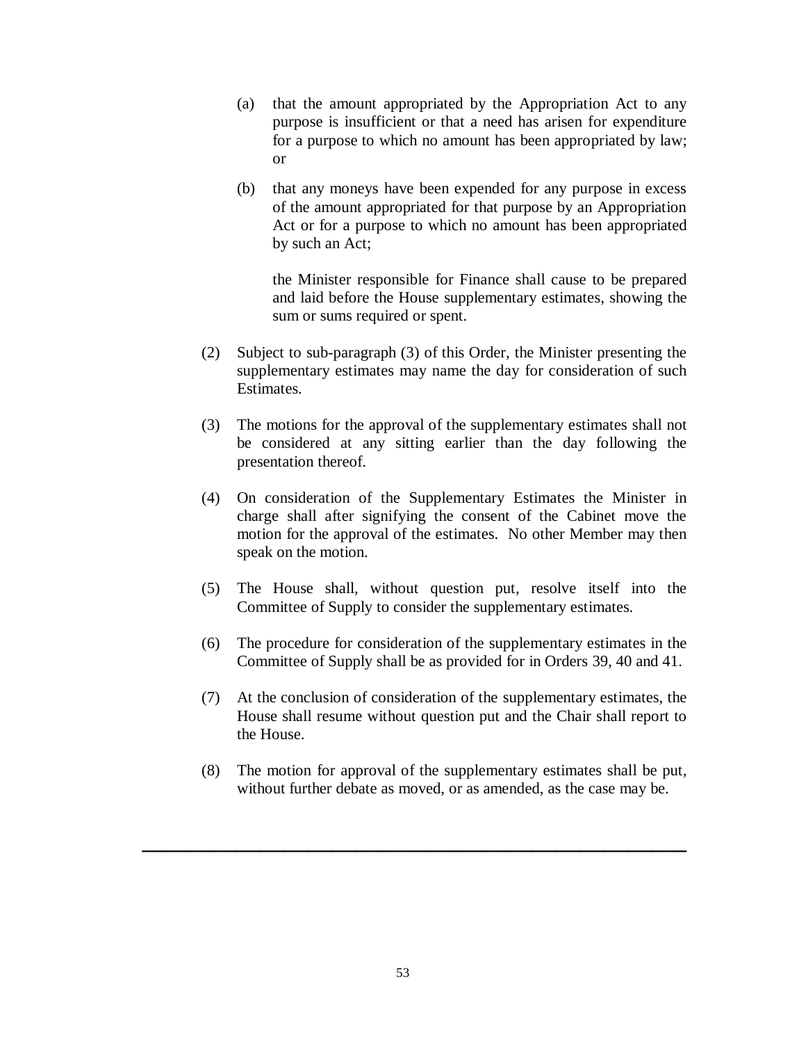(a) that the amount appropriated by the Appropriation Act to any purpose is insufficient or that a need has arisen for expenditure for a purpose to which no amount has been appropriated by law; or

(b) that any moneys have been expended for any purpose in excess of the amount appropriated for that purpose by an Appropriation Act or for a purpose to which no amount has been appropriated by such an Act;

the Minister responsible for Finance shall cause to be prepared and laid before the House supplementary estimates, showing the sum or sums required or spent.

(2) Subject to sub-paragraph (3) of this Order, the Minister presenting the supplementary estimates may name the day for consideration of such Estimates.

(3) The motions for the approval of the supplementary estimates shall not be considered at any sitting earlier than the day following the presentation thereof.

(4) On consideration of the Supplementary Estimates the Minister in charge shall after signifying the consent of the Cabinet move the motion for the approval of the estimates. No other Member may then speak on the motion.

(5) The House shall, without question put, resolve itself into the Committee of Supply to consider the supplementary estimates.

(6) The procedure for consideration of the supplementary estimates in the Committee of Supply shall be as provided for in Orders 39, 40 and 41.

(7) At the conclusion of consideration of the supplementary estimates, the House shall resume without question put and the Chair shall report to the House.

(8) The motion for approval of the supplementary estimates shall be put, without further debate as moved, or as amended, as the case may be.

---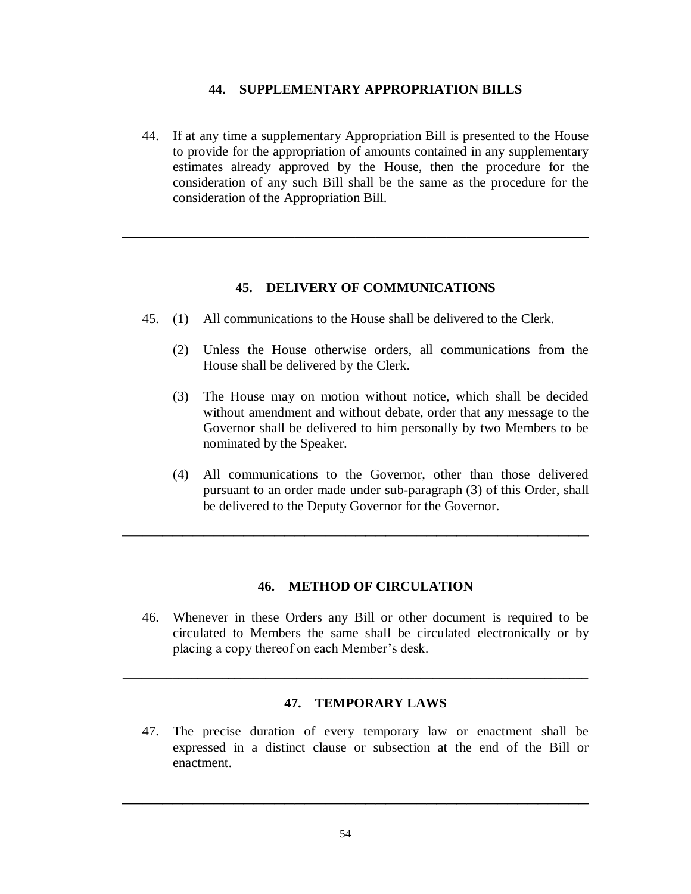## 44. SUPPLEMENTARY APPROPRIATION BILLS

44. If at any time a supplementary Appropriation Bill is presented to the House to provide for the appropriation of amounts contained in any supplementary estimates already approved by the House, then the procedure for the consideration of any such Bill shall be the same as the procedure for the consideration of the Appropriation Bill.

---

## 45. DELIVERY OF COMMUNICATIONS

45. (1) All communications to the House shall be delivered to the Clerk.

(2) Unless the House otherwise orders, all communications from the House shall be delivered by the Clerk.

(3) The House may on motion without notice, which shall be decided without amendment and without debate, order that any message to the Governor shall be delivered to him personally by two Members to be nominated by the Speaker.

(4) All communications to the Governor, other than those delivered pursuant to an order made under sub-paragraph (3) of this Order, shall be delivered to the Deputy Governor for the Governor.

---

## 46. METHOD OF CIRCULATION

46. Whenever in these Orders any Bill or other document is required to be circulated to Members the same shall be circulated electronically or by placing a copy thereof on each Member's desk.

---

## 47. TEMPORARY LAWS

47. The precise duration of every temporary law or enactment shall be expressed in a distinct clause or subsection at the end of the Bill or enactment.

---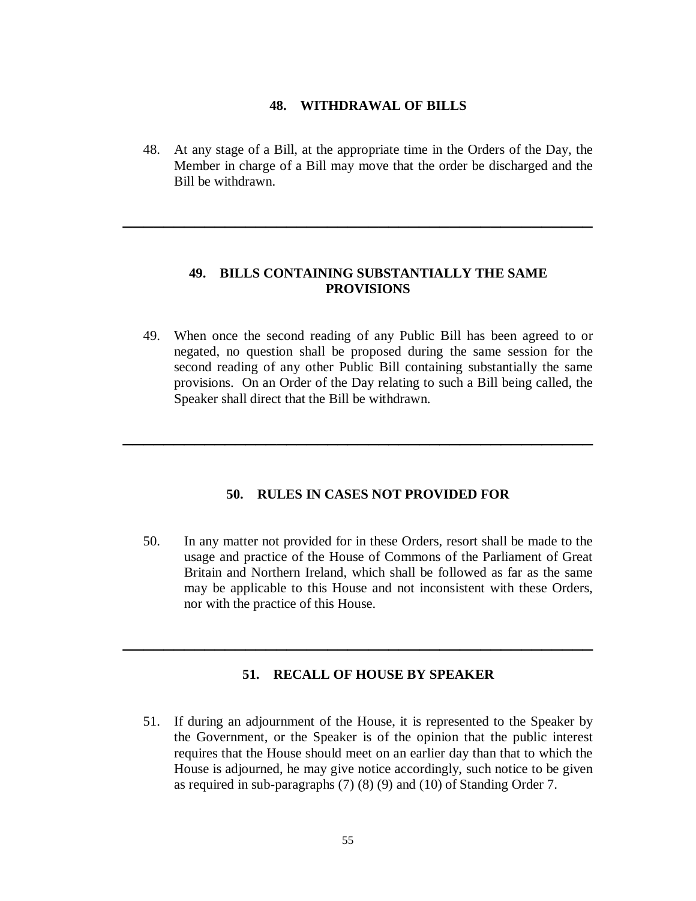## 48. WITHDRAWAL OF BILLS

48. At any stage of a Bill, at the appropriate time in the Orders of the Day, the Member in charge of a Bill may move that the order be discharged and the Bill be withdrawn.

---

## 49. BILLS CONTAINING SUBSTANTIALLY THE SAME PROVISIONS

49. When once the second reading of any Public Bill has been agreed to or negated, no question shall be proposed during the same session for the second reading of any other Public Bill containing substantially the same provisions. On an Order of the Day relating to such a Bill being called, the Speaker shall direct that the Bill be withdrawn.

---

## 50. RULES IN CASES NOT PROVIDED FOR

50. In any matter not provided for in these Orders, resort shall be made to the usage and practice of the House of Commons of the Parliament of Great Britain and Northern Ireland, which shall be followed as far as the same may be applicable to this House and not inconsistent with these Orders, nor with the practice of this House.

---

## 51. RECALL OF HOUSE BY SPEAKER

51. If during an adjournment of the House, it is represented to the Speaker by the Government, or the Speaker is of the opinion that the public interest requires that the House should meet on an earlier day than that to which the House is adjourned, he may give notice accordingly, such notice to be given as required in sub-paragraphs (7) (8) (9) and (10) of Standing Order 7.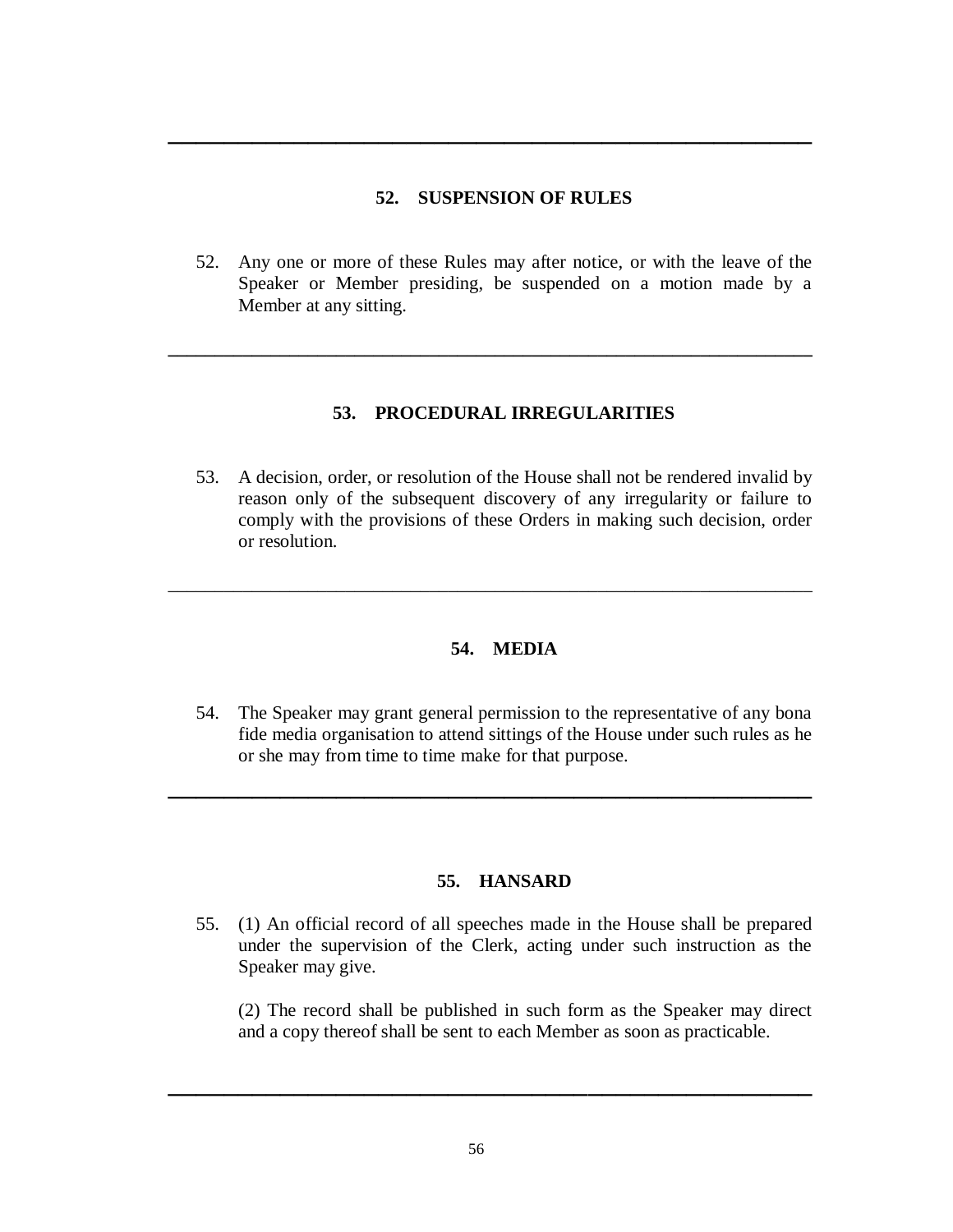---

## 52. SUSPENSION OF RULES

52. Any one or more of these Rules may after notice, or with the leave of the Speaker or Member presiding, be suspended on a motion made by a Member at any sitting.

---

## 53. PROCEDURAL IRREGULARITIES

53. A decision, order, or resolution of the House shall not be rendered invalid by reason only of the subsequent discovery of any irregularity or failure to comply with the provisions of these Orders in making such decision, order or resolution.

---

## 54. MEDIA

54. The Speaker may grant general permission to the representative of any bona fide media organisation to attend sittings of the House under such rules as he or she may from time to time make for that purpose.

---

## 55. HANSARD

55. (1) An official record of all speeches made in the House shall be prepared under the supervision of the Clerk, acting under such instruction as the Speaker may give.

    (2) The record shall be published in such form as the Speaker may direct and a copy thereof shall be sent to each Member as soon as practicable.

---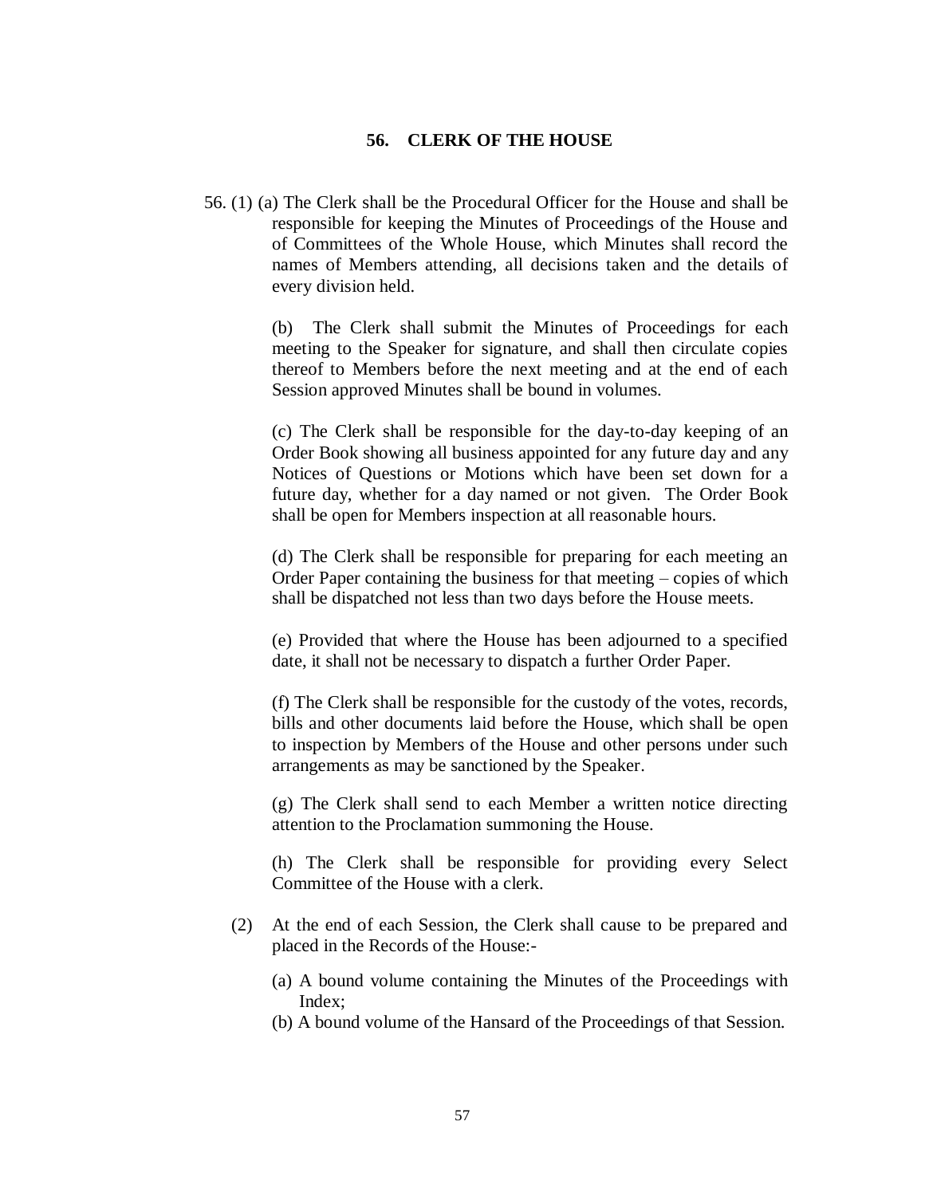## 56. CLERK OF THE HOUSE

56. (1) (a) The Clerk shall be the Procedural Officer for the House and shall be responsible for keeping the Minutes of Proceedings of the House and of Committees of the Whole House, which Minutes shall record the names of Members attending, all decisions taken and the details of every division held.

(b) The Clerk shall submit the Minutes of Proceedings for each meeting to the Speaker for signature, and shall then circulate copies thereof to Members before the next meeting and at the end of each Session approved Minutes shall be bound in volumes.

(c) The Clerk shall be responsible for the day-to-day keeping of an Order Book showing all business appointed for any future day and any Notices of Questions or Motions which have been set down for a future day, whether for a day named or not given. The Order Book shall be open for Members inspection at all reasonable hours.

(d) The Clerk shall be responsible for preparing for each meeting an Order Paper containing the business for that meeting – copies of which shall be dispatched not less than two days before the House meets.

(e) Provided that where the House has been adjourned to a specified date, it shall not be necessary to dispatch a further Order Paper.

(f) The Clerk shall be responsible for the custody of the votes, records, bills and other documents laid before the House, which shall be open to inspection by Members of the House and other persons under such arrangements as may be sanctioned by the Speaker.

(g) The Clerk shall send to each Member a written notice directing attention to the Proclamation summoning the House.

(h) The Clerk shall be responsible for providing every Select Committee of the House with a clerk.

(2) At the end of each Session, the Clerk shall cause to be prepared and placed in the Records of the House:-

(a) A bound volume containing the Minutes of the Proceedings with Index;

(b) A bound volume of the Hansard of the Proceedings of that Session.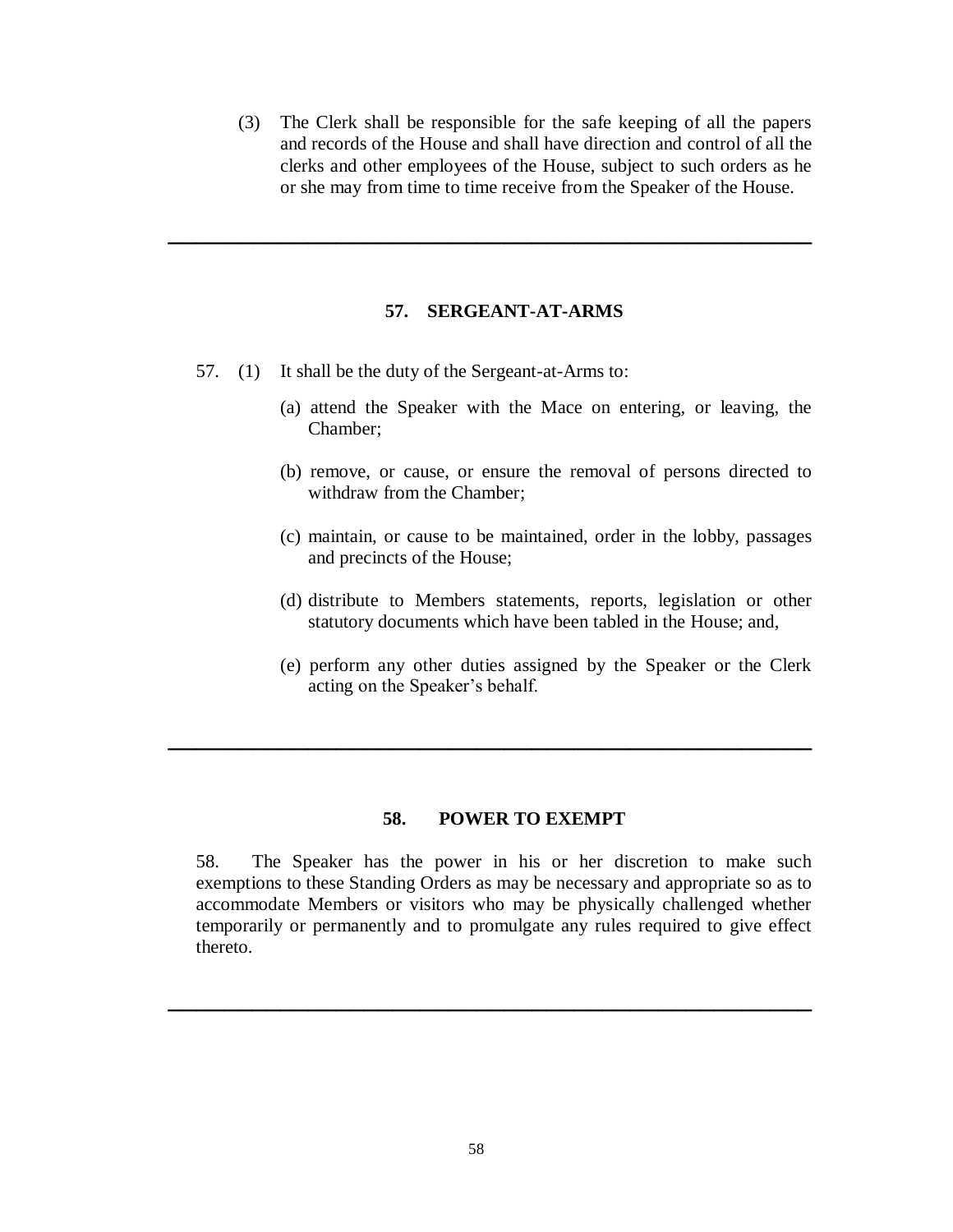(3) The Clerk shall be responsible for the safe keeping of all the papers and records of the House and shall have direction and control of all the clerks and other employees of the House, subject to such orders as he or she may from time to time receive from the Speaker of the House.

---

## 57. SERGEANT-AT-ARMS

57. (1) It shall be the duty of the Sergeant-at-Arms to:

(a) attend the Speaker with the Mace on entering, or leaving, the Chamber;

(b) remove, or cause, or ensure the removal of persons directed to withdraw from the Chamber;

(c) maintain, or cause to be maintained, order in the lobby, passages and precincts of the House;

(d) distribute to Members statements, reports, legislation or other statutory documents which have been tabled in the House; and,

(e) perform any other duties assigned by the Speaker or the Clerk acting on the Speaker's behalf.

---

## 58. POWER TO EXEMPT

58. The Speaker has the power in his or her discretion to make such exemptions to these Standing Orders as may be necessary and appropriate so as to accommodate Members or visitors who may be physically challenged whether temporarily or permanently and to promulgate any rules required to give effect thereto.

---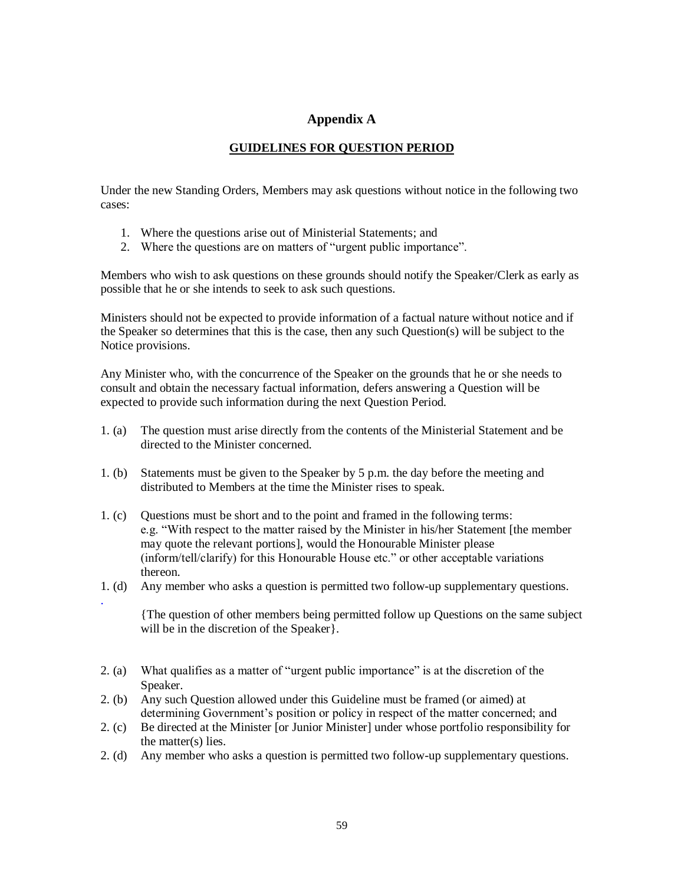# Appendix A

## GUIDELINES FOR QUESTION PERIOD

Under the new Standing Orders, Members may ask questions without notice in the following two cases:

1. Where the questions arise out of Ministerial Statements; and
2. Where the questions are on matters of "urgent public importance".

Members who wish to ask questions on these grounds should notify the Speaker/Clerk as early as possible that he or she intends to seek to ask such questions.

Ministers should not be expected to provide information of a factual nature without notice and if the Speaker so determines that this is the case, then any such Question(s) will be subject to the Notice provisions.

Any Minister who, with the concurrence of the Speaker on the grounds that he or she needs to consult and obtain the necessary factual information, defers answering a Question will be expected to provide such information during the next Question Period.

1. (a) The question must arise directly from the contents of the Ministerial Statement and be directed to the Minister concerned.

1. (b) Statements must be given to the Speaker by 5 p.m. the day before the meeting and distributed to Members at the time the Minister rises to speak.

1. (c) Questions must be short and to the point and framed in the following terms: e.g. "With respect to the matter raised by the Minister in his/her Statement [the member may quote the relevant portions], would the Honourable Minister please (inform/tell/clarify) for this Honourable House etc." or other acceptable variations thereon.

1. (d) Any member who asks a question is permitted two follow-up supplementary questions.

{The question of other members being permitted follow up Questions on the same subject will be in the discretion of the Speaker}.

2. (a) What qualifies as a matter of "urgent public importance" is at the discretion of the Speaker.

2. (b) Any such Question allowed under this Guideline must be framed (or aimed) at determining Government's position or policy in respect of the matter concerned; and

2. (c) Be directed at the Minister [or Junior Minister] under whose portfolio responsibility for the matter(s) lies.

2. (d) Any member who asks a question is permitted two follow-up supplementary questions.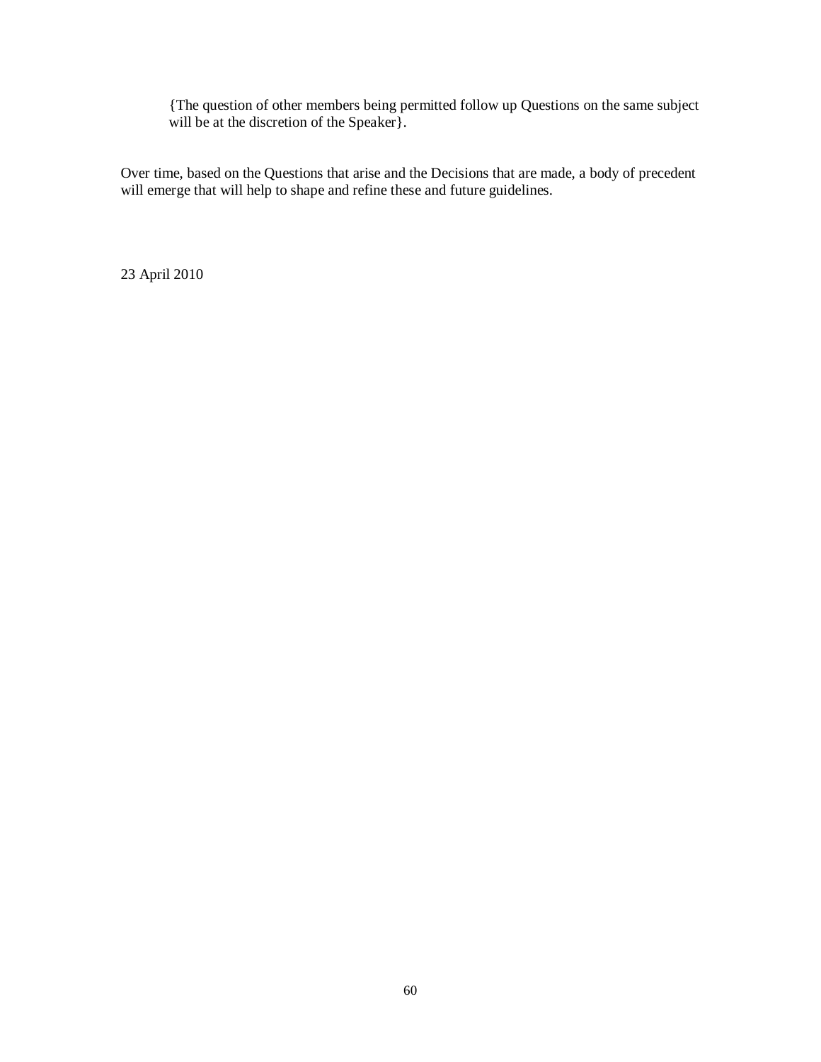{The question of other members being permitted follow up Questions on the same subject will be at the discretion of the Speaker}.

Over time, based on the Questions that arise and the Decisions that are made, a body of precedent will emerge that will help to shape and refine these and future guidelines.

23 April 2010